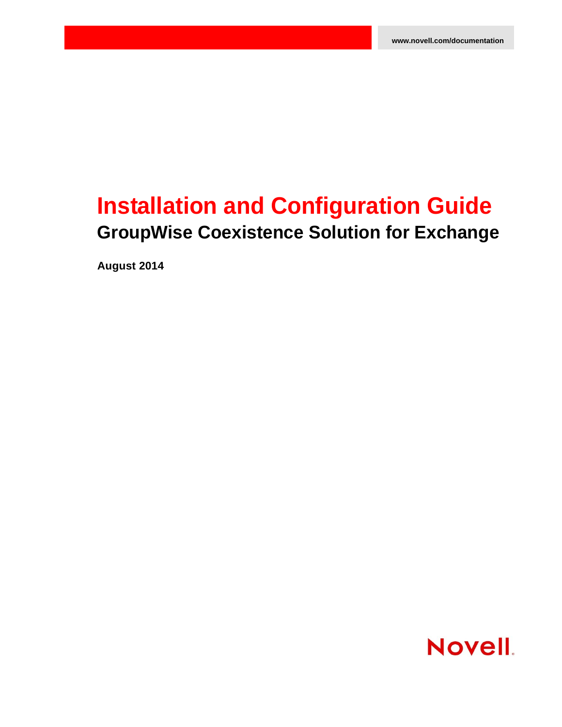www.novell.com/documentation

# Installation and Configuration Guide

## GroupWise Coexistence Solution for Exchange

**August 2014**

Novell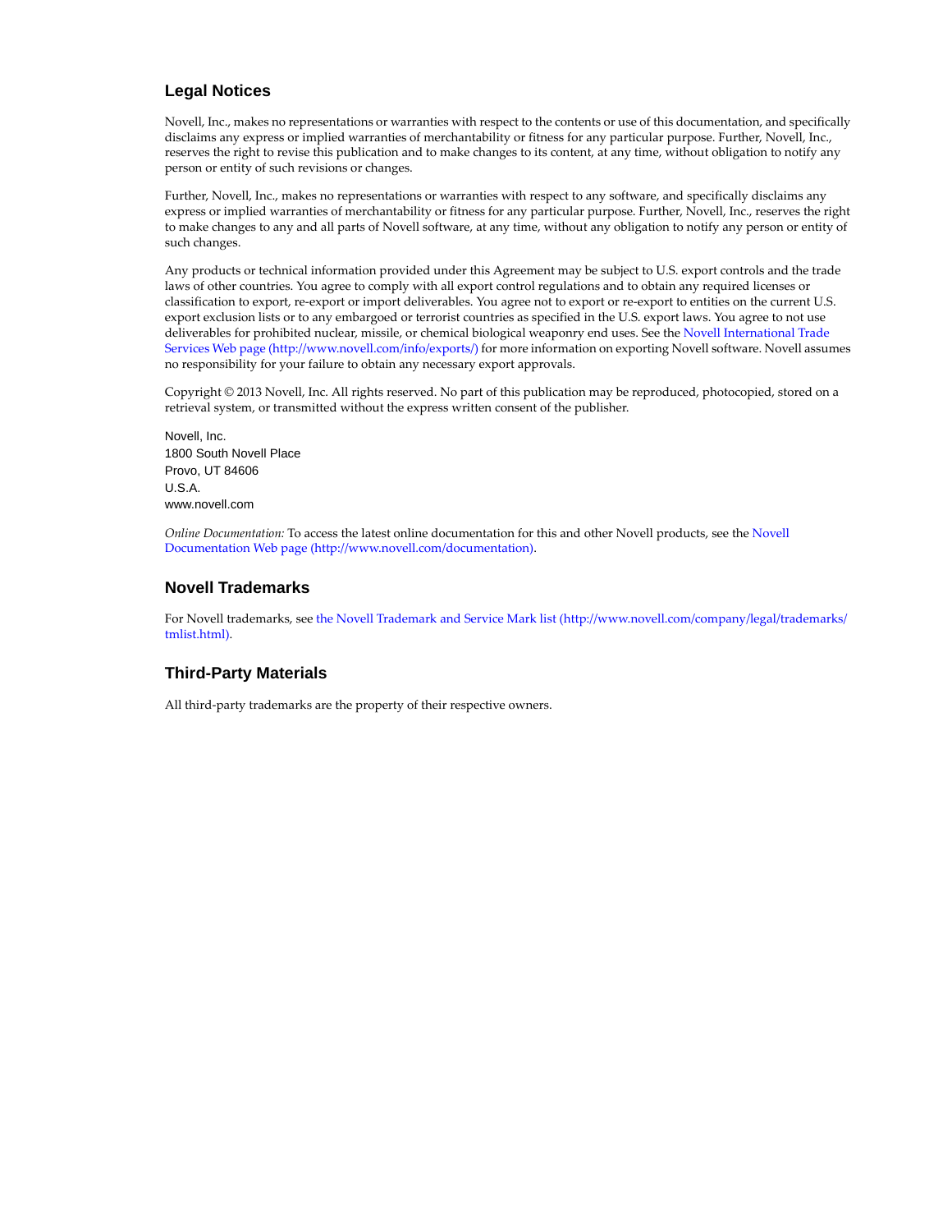## Legal Notices

Novell, Inc., makes no representations or warranties with respect to the contents or use of this documentation, and specifically disclaims any express or implied warranties of merchantability or fitness for any particular purpose. Further, Novell, Inc., reserves the right to revise this publication and to make changes to its content, at any time, without obligation to notify any person or entity of such revisions or changes.

Further, Novell, Inc., makes no representations or warranties with respect to any software, and specifically disclaims any express or implied warranties of merchantability or fitness for any particular purpose. Further, Novell, Inc., reserves the right to make changes to any and all parts of Novell software, at any time, without any obligation to notify any person or entity of such changes.

Any products or technical information provided under this Agreement may be subject to U.S. export controls and the trade laws of other countries. You agree to comply with all export control regulations and to obtain any required licenses or classification to export, re-export or import deliverables. You agree not to export or re-export to entities on the current U.S. export exclusion lists or to any embargoed or terrorist countries as specified in the U.S. export laws. You agree to not use deliverables for prohibited nuclear, missile, or chemical biological weaponry end uses. See the Novell International Trade Services Web page (http://www.novell.com/info/exports/) for more information on exporting Novell software. Novell assumes no responsibility for your failure to obtain any necessary export approvals.

Copyright © 2013 Novell, Inc. All rights reserved. No part of this publication may be reproduced, photocopied, stored on a retrieval system, or transmitted without the express written consent of the publisher.

Novell, Inc.
1800 South Novell Place
Provo, UT 84606
U.S.A.
www.novell.com

*Online Documentation:* To access the latest online documentation for this and other Novell products, see the Novell Documentation Web page (http://www.novell.com/documentation).

## Novell Trademarks

For Novell trademarks, see the Novell Trademark and Service Mark list (http://www.novell.com/company/legal/trademarks/tmlist.html).

## Third-Party Materials

All third-party trademarks are the property of their respective owners.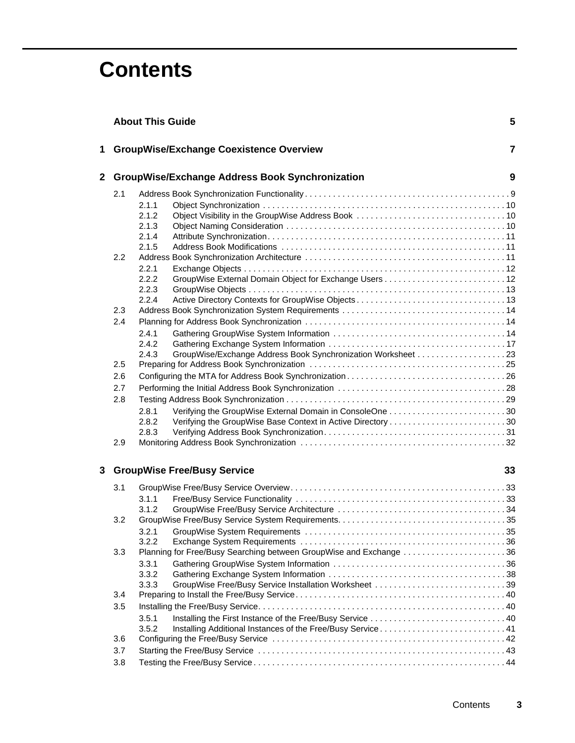# Contents

**About This Guide** 5

**1 GroupWise/Exchange Coexistence Overview** 7

**2 GroupWise/Exchange Address Book Synchronization** 9

- 2.1 Address Book Synchronization Functionality . . . . . 9
  - 2.1.1 Object Synchronization . . . . . 10
  - 2.1.2 Object Visibility in the GroupWise Address Book . . . . . 10
  - 2.1.3 Object Naming Consideration . . . . . 10
  - 2.1.4 Attribute Synchronization . . . . . 11
  - 2.1.5 Address Book Modifications . . . . . 11
- 2.2 Address Book Synchronization Architecture . . . . . 11
  - 2.2.1 Exchange Objects . . . . . 12
  - 2.2.2 GroupWise External Domain Object for Exchange Users . . . . . 12
  - 2.2.3 GroupWise Objects . . . . . 13
  - 2.2.4 Active Directory Contexts for GroupWise Objects . . . . . 13
- 2.3 Address Book Synchronization System Requirements . . . . . 14
- 2.4 Planning for Address Book Synchronization . . . . . 14
  - 2.4.1 Gathering GroupWise System Information . . . . . 14
  - 2.4.2 Gathering Exchange System Information . . . . . 17
  - 2.4.3 GroupWise/Exchange Address Book Synchronization Worksheet . . . . . 23
- 2.5 Preparing for Address Book Synchronization . . . . . 25
- 2.6 Configuring the MTA for Address Book Synchronization . . . . . 26
- 2.7 Performing the Initial Address Book Synchronization . . . . . 28
- 2.8 Testing Address Book Synchronization . . . . . 29
  - 2.8.1 Verifying the GroupWise External Domain in ConsoleOne . . . . . 30
  - 2.8.2 Verifying the GroupWise Base Context in Active Directory . . . . . 30
  - 2.8.3 Verifying Address Book Synchronization . . . . . 31
- 2.9 Monitoring Address Book Synchronization . . . . . 32

**3 GroupWise Free/Busy Service** 33

- 3.1 GroupWise Free/Busy Service Overview . . . . . 33
  - 3.1.1 Free/Busy Service Functionality . . . . . 33
  - 3.1.2 GroupWise Free/Busy Service Architecture . . . . . 34
- 3.2 GroupWise Free/Busy Service System Requirements . . . . . 35
  - 3.2.1 GroupWise System Requirements . . . . . 35
  - 3.2.2 Exchange System Requirements . . . . . 36
- 3.3 Planning for Free/Busy Searching between GroupWise and Exchange . . . . . 36
  - 3.3.1 Gathering GroupWise System Information . . . . . 36
  - 3.3.2 Gathering Exchange System Information . . . . . 38
  - 3.3.3 GroupWise Free/Busy Service Installation Worksheet . . . . . 39
- 3.4 Preparing to Install the Free/Busy Service . . . . . 40
- 3.5 Installing the Free/Busy Service . . . . . 40
  - 3.5.1 Installing the First Instance of the Free/Busy Service . . . . . 40
  - 3.5.2 Installing Additional Instances of the Free/Busy Service . . . . . 41
- 3.6 Configuring the Free/Busy Service . . . . . 42
- 3.7 Starting the Free/Busy Service . . . . . 43
- 3.8 Testing the Free/Busy Service . . . . . 44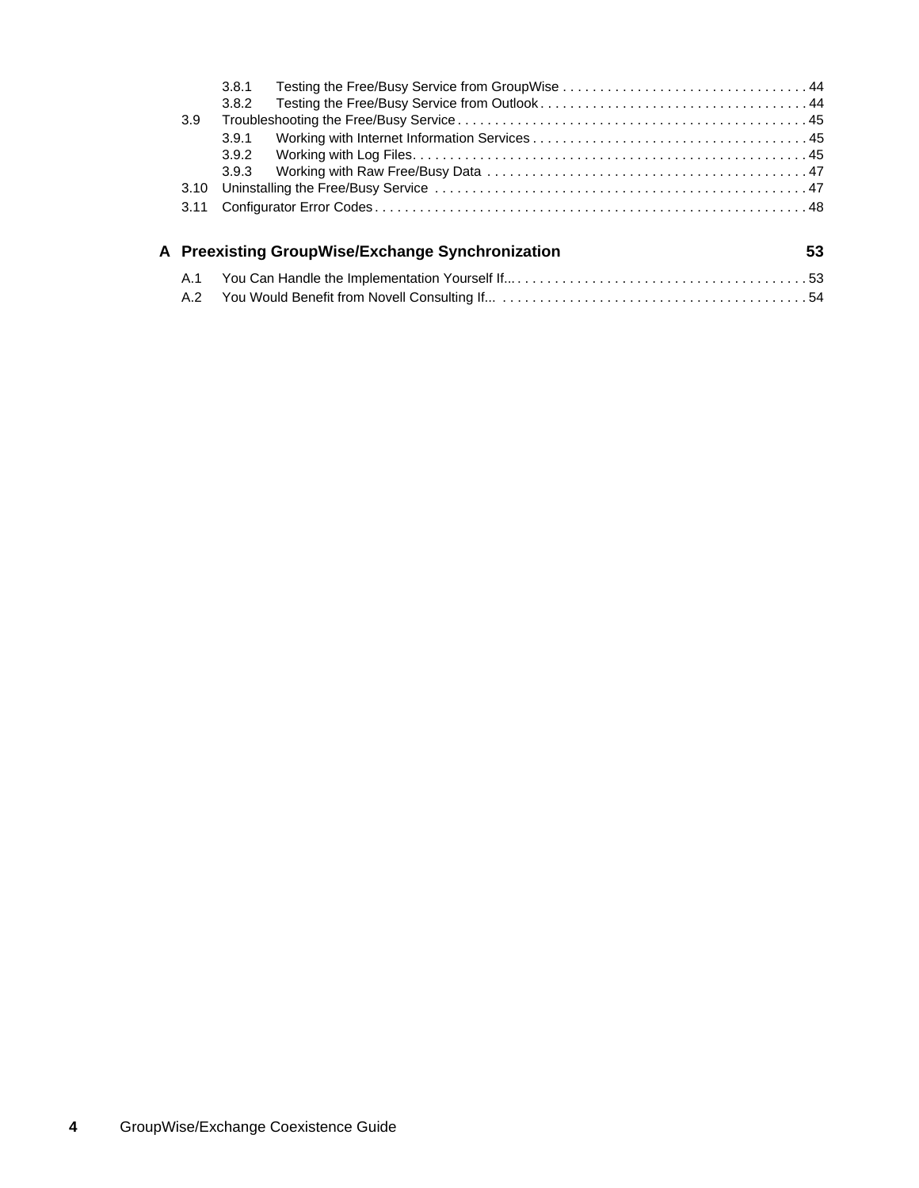3.8.1 Testing the Free/Busy Service from GroupWise . . . . . . . . . . . . . . . . . . . . . . . . . . . . . . . . . 44
3.8.2 Testing the Free/Busy Service from Outlook . . . . . . . . . . . . . . . . . . . . . . . . . . . . . . . . . . . . 44

3.9 Troubleshooting the Free/Busy Service . . . . . . . . . . . . . . . . . . . . . . . . . . . . . . . . . . . . . . . . . . . . . . . 45

3.9.1 Working with Internet Information Services . . . . . . . . . . . . . . . . . . . . . . . . . . . . . . . . . . . . . 45
3.9.2 Working with Log Files. . . . . . . . . . . . . . . . . . . . . . . . . . . . . . . . . . . . . . . . . . . . . . . . . . . . . . 45
3.9.3 Working with Raw Free/Busy Data . . . . . . . . . . . . . . . . . . . . . . . . . . . . . . . . . . . . . . . . . . . 47

3.10 Uninstalling the Free/Busy Service . . . . . . . . . . . . . . . . . . . . . . . . . . . . . . . . . . . . . . . . . . . . . . . . . . . 47

3.11 Configurator Error Codes . . . . . . . . . . . . . . . . . . . . . . . . . . . . . . . . . . . . . . . . . . . . . . . . . . . . . . . . . . . 48

**A Preexisting GroupWise/Exchange Synchronization 53**

A.1 You Can Handle the Implementation Yourself If... . . . . . . . . . . . . . . . . . . . . . . . . . . . . . . . . . . . . . . . . 53

A.2 You Would Benefit from Novell Consulting If... . . . . . . . . . . . . . . . . . . . . . . . . . . . . . . . . . . . . . . . . . . 54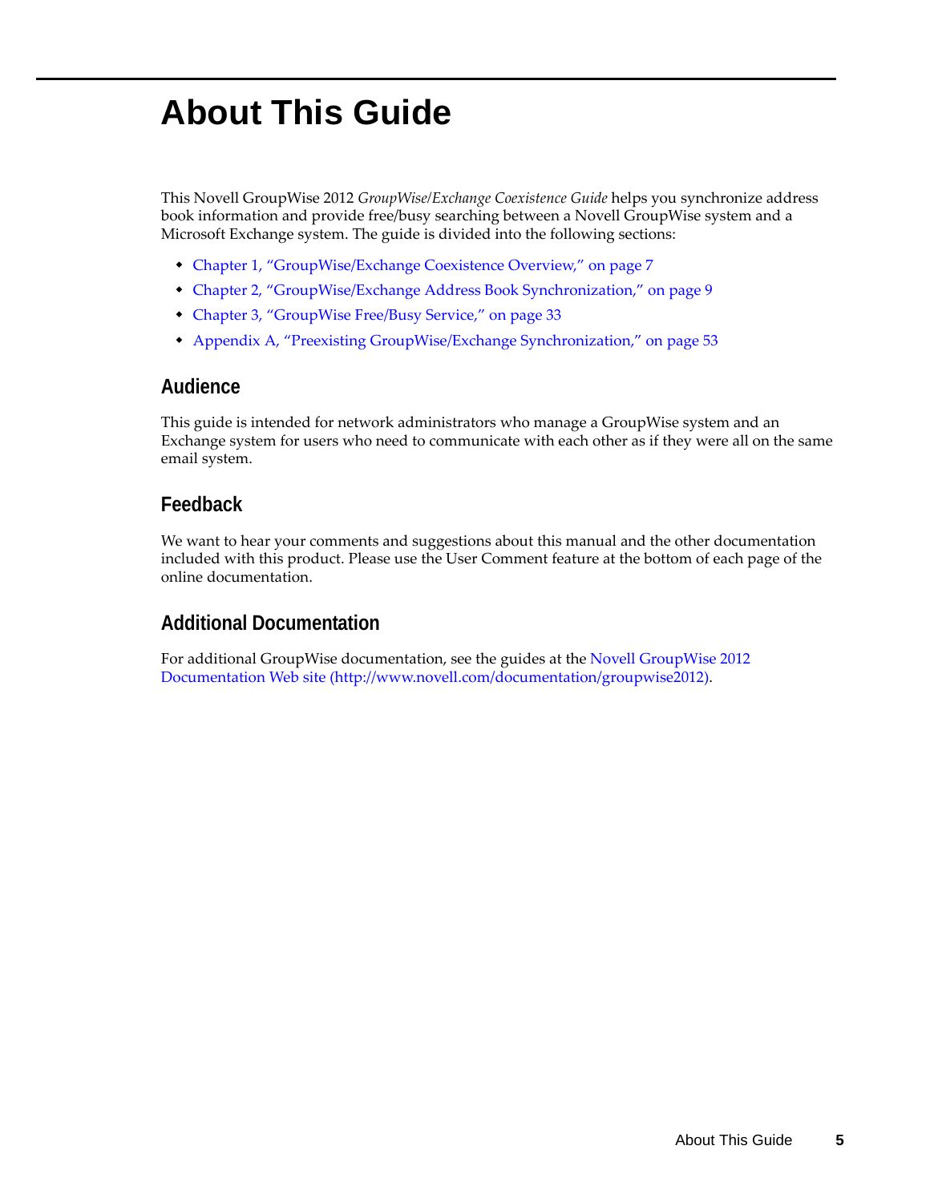# About This Guide

This Novell GroupWise 2012 *GroupWise/Exchange Coexistence Guide* helps you synchronize address book information and provide free/busy searching between a Novell GroupWise system and a Microsoft Exchange system. The guide is divided into the following sections:

- Chapter 1, "GroupWise/Exchange Coexistence Overview," on page 7
- Chapter 2, "GroupWise/Exchange Address Book Synchronization," on page 9
- Chapter 3, "GroupWise Free/Busy Service," on page 33
- Appendix A, "Preexisting GroupWise/Exchange Synchronization," on page 53

## Audience

This guide is intended for network administrators who manage a GroupWise system and an Exchange system for users who need to communicate with each other as if they were all on the same email system.

## Feedback

We want to hear your comments and suggestions about this manual and the other documentation included with this product. Please use the User Comment feature at the bottom of each page of the online documentation.

## Additional Documentation

For additional GroupWise documentation, see the guides at the Novell GroupWise 2012 Documentation Web site (http://www.novell.com/documentation/groupwise2012).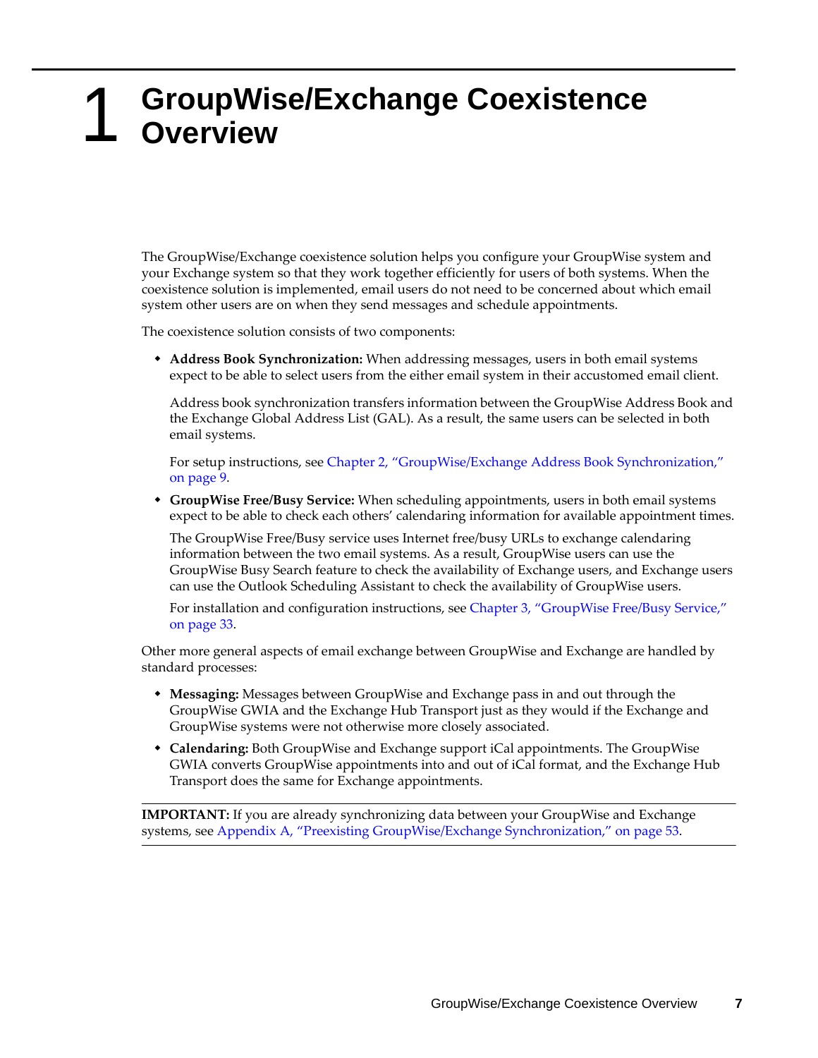# 1 GroupWise/Exchange Coexistence Overview

The GroupWise/Exchange coexistence solution helps you configure your GroupWise system and your Exchange system so that they work together efficiently for users of both systems. When the coexistence solution is implemented, email users do not need to be concerned about which email system other users are on when they send messages and schedule appointments.

The coexistence solution consists of two components:

- **Address Book Synchronization:** When addressing messages, users in both email systems expect to be able to select users from the either email system in their accustomed email client.

  Address book synchronization transfers information between the GroupWise Address Book and the Exchange Global Address List (GAL). As a result, the same users can be selected in both email systems.

  For setup instructions, see Chapter 2, "GroupWise/Exchange Address Book Synchronization," on page 9.

- **GroupWise Free/Busy Service:** When scheduling appointments, users in both email systems expect to be able to check each others' calendaring information for available appointment times.

  The GroupWise Free/Busy service uses Internet free/busy URLs to exchange calendaring information between the two email systems. As a result, GroupWise users can use the GroupWise Busy Search feature to check the availability of Exchange users, and Exchange users can use the Outlook Scheduling Assistant to check the availability of GroupWise users.

  For installation and configuration instructions, see Chapter 3, "GroupWise Free/Busy Service," on page 33.

Other more general aspects of email exchange between GroupWise and Exchange are handled by standard processes:

- **Messaging:** Messages between GroupWise and Exchange pass in and out through the GroupWise GWIA and the Exchange Hub Transport just as they would if the Exchange and GroupWise systems were not otherwise more closely associated.
- **Calendaring:** Both GroupWise and Exchange support iCal appointments. The GroupWise GWIA converts GroupWise appointments into and out of iCal format, and the Exchange Hub Transport does the same for Exchange appointments.

**IMPORTANT:** If you are already synchronizing data between your GroupWise and Exchange systems, see Appendix A, "Preexisting GroupWise/Exchange Synchronization," on page 53.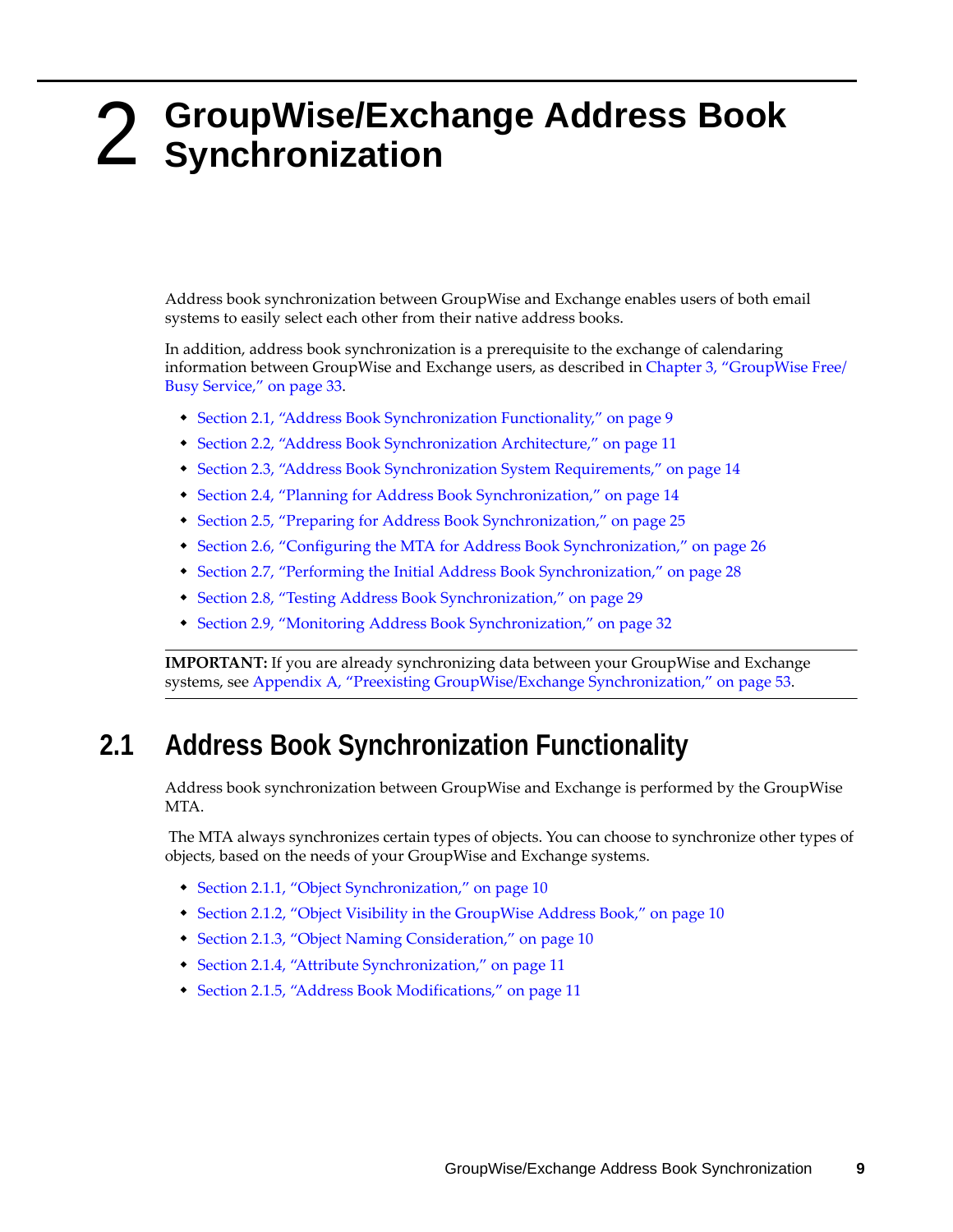# 2 GroupWise/Exchange Address Book Synchronization

Address book synchronization between GroupWise and Exchange enables users of both email systems to easily select each other from their native address books.

In addition, address book synchronization is a prerequisite to the exchange of calendaring information between GroupWise and Exchange users, as described in Chapter 3, "GroupWise Free/Busy Service," on page 33.

- Section 2.1, "Address Book Synchronization Functionality," on page 9
- Section 2.2, "Address Book Synchronization Architecture," on page 11
- Section 2.3, "Address Book Synchronization System Requirements," on page 14
- Section 2.4, "Planning for Address Book Synchronization," on page 14
- Section 2.5, "Preparing for Address Book Synchronization," on page 25
- Section 2.6, "Configuring the MTA for Address Book Synchronization," on page 26
- Section 2.7, "Performing the Initial Address Book Synchronization," on page 28
- Section 2.8, "Testing Address Book Synchronization," on page 29
- Section 2.9, "Monitoring Address Book Synchronization," on page 32

**IMPORTANT:** If you are already synchronizing data between your GroupWise and Exchange systems, see Appendix A, "Preexisting GroupWise/Exchange Synchronization," on page 53.

## 2.1 Address Book Synchronization Functionality

Address book synchronization between GroupWise and Exchange is performed by the GroupWise MTA.

The MTA always synchronizes certain types of objects. You can choose to synchronize other types of objects, based on the needs of your GroupWise and Exchange systems.

- Section 2.1.1, "Object Synchronization," on page 10
- Section 2.1.2, "Object Visibility in the GroupWise Address Book," on page 10
- Section 2.1.3, "Object Naming Consideration," on page 10
- Section 2.1.4, "Attribute Synchronization," on page 11
- Section 2.1.5, "Address Book Modifications," on page 11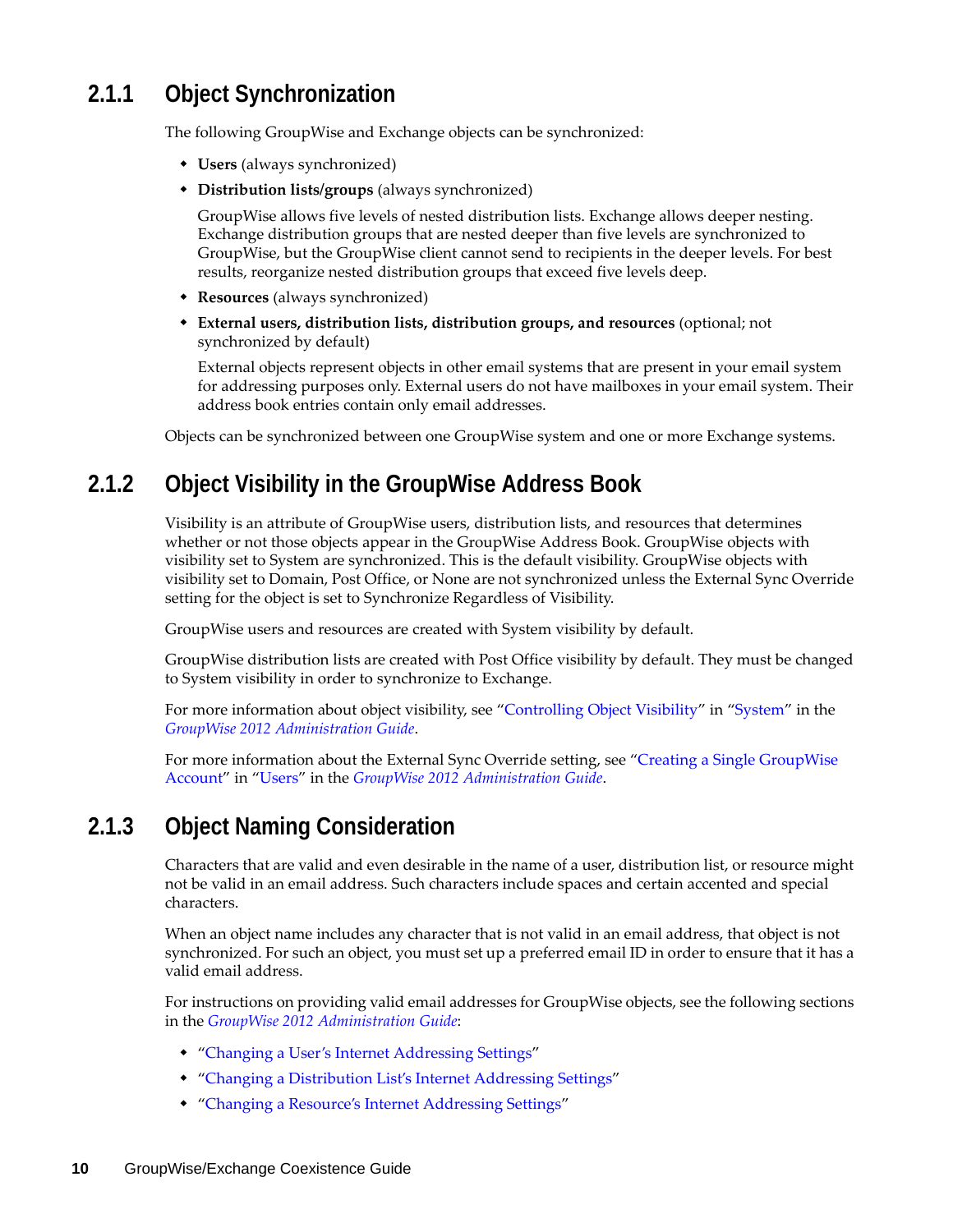### 2.1.1 Object Synchronization

The following GroupWise and Exchange objects can be synchronized:

- **Users** (always synchronized)
- **Distribution lists/groups** (always synchronized)

  GroupWise allows five levels of nested distribution lists. Exchange allows deeper nesting. Exchange distribution groups that are nested deeper than five levels are synchronized to GroupWise, but the GroupWise client cannot send to recipients in the deeper levels. For best results, reorganize nested distribution groups that exceed five levels deep.

- **Resources** (always synchronized)
- **External users, distribution lists, distribution groups, and resources** (optional; not synchronized by default)

  External objects represent objects in other email systems that are present in your email system for addressing purposes only. External users do not have mailboxes in your email system. Their address book entries contain only email addresses.

Objects can be synchronized between one GroupWise system and one or more Exchange systems.

### 2.1.2 Object Visibility in the GroupWise Address Book

Visibility is an attribute of GroupWise users, distribution lists, and resources that determines whether or not those objects appear in the GroupWise Address Book. GroupWise objects with visibility set to System are synchronized. This is the default visibility. GroupWise objects with visibility set to Domain, Post Office, or None are not synchronized unless the External Sync Override setting for the object is set to Synchronize Regardless of Visibility.

GroupWise users and resources are created with System visibility by default.

GroupWise distribution lists are created with Post Office visibility by default. They must be changed to System visibility in order to synchronize to Exchange.

For more information about object visibility, see "Controlling Object Visibility" in "System" in the *GroupWise 2012 Administration Guide*.

For more information about the External Sync Override setting, see "Creating a Single GroupWise Account" in "Users" in the *GroupWise 2012 Administration Guide*.

### 2.1.3 Object Naming Consideration

Characters that are valid and even desirable in the name of a user, distribution list, or resource might not be valid in an email address. Such characters include spaces and certain accented and special characters.

When an object name includes any character that is not valid in an email address, that object is not synchronized. For such an object, you must set up a preferred email ID in order to ensure that it has a valid email address.

For instructions on providing valid email addresses for GroupWise objects, see the following sections in the *GroupWise 2012 Administration Guide*:

- "Changing a User's Internet Addressing Settings"
- "Changing a Distribution List's Internet Addressing Settings"
- "Changing a Resource's Internet Addressing Settings"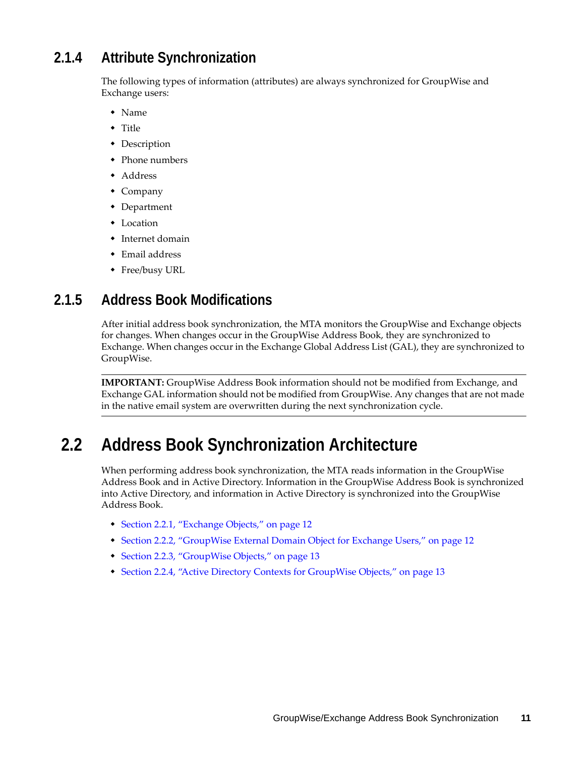### 2.1.4 Attribute Synchronization

The following types of information (attributes) are always synchronized for GroupWise and Exchange users:

- Name
- Title
- Description
- Phone numbers
- Address
- Company
- Department
- Location
- Internet domain
- Email address
- Free/busy URL

### 2.1.5 Address Book Modifications

After initial address book synchronization, the MTA monitors the GroupWise and Exchange objects for changes. When changes occur in the GroupWise Address Book, they are synchronized to Exchange. When changes occur in the Exchange Global Address List (GAL), they are synchronized to GroupWise.

---

**IMPORTANT:** GroupWise Address Book information should not be modified from Exchange, and Exchange GAL information should not be modified from GroupWise. Any changes that are not made in the native email system are overwritten during the next synchronization cycle.

---

## 2.2 Address Book Synchronization Architecture

When performing address book synchronization, the MTA reads information in the GroupWise Address Book and in Active Directory. Information in the GroupWise Address Book is synchronized into Active Directory, and information in Active Directory is synchronized into the GroupWise Address Book.

- Section 2.2.1, "Exchange Objects," on page 12
- Section 2.2.2, "GroupWise External Domain Object for Exchange Users," on page 12
- Section 2.2.3, "GroupWise Objects," on page 13
- Section 2.2.4, "Active Directory Contexts for GroupWise Objects," on page 13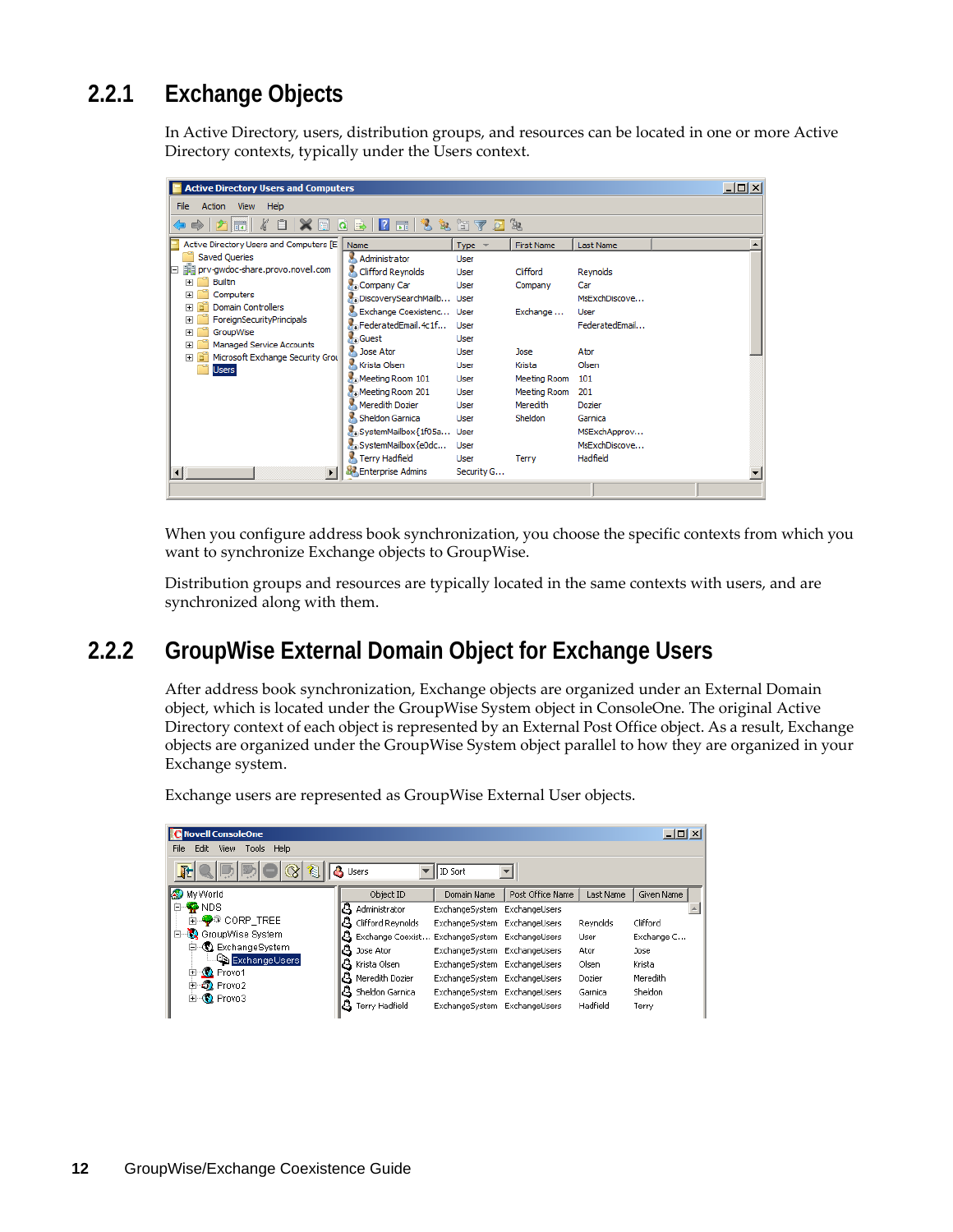### 2.2.1 Exchange Objects

In Active Directory, users, distribution groups, and resources can be located in one or more Active Directory contexts, typically under the Users context.

When you configure address book synchronization, you choose the specific contexts from which you want to synchronize Exchange objects to GroupWise.

Distribution groups and resources are typically located in the same contexts with users, and are synchronized along with them.

### 2.2.2 GroupWise External Domain Object for Exchange Users

After address book synchronization, Exchange objects are organized under an External Domain object, which is located under the GroupWise System object in ConsoleOne. The original Active Directory context of each object is represented by an External Post Office object. As a result, Exchange objects are organized under the GroupWise System object parallel to how they are organized in your Exchange system.

Exchange users are represented as GroupWise External User objects.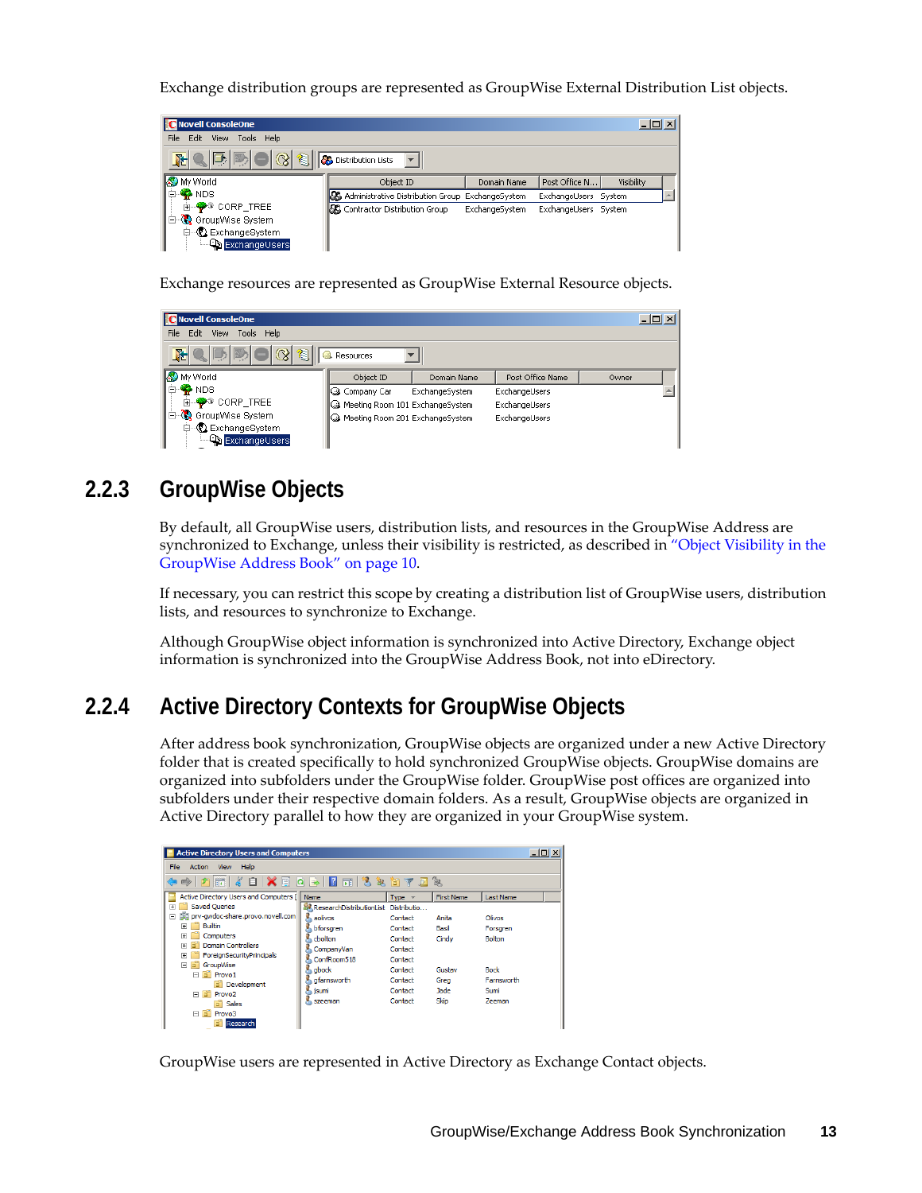Exchange distribution groups are represented as GroupWise External Distribution List objects.

Exchange resources are represented as GroupWise External Resource objects.

## 2.2.3 GroupWise Objects

By default, all GroupWise users, distribution lists, and resources in the GroupWise Address are synchronized to Exchange, unless their visibility is restricted, as described in "Object Visibility in the GroupWise Address Book" on page 10.

If necessary, you can restrict this scope by creating a distribution list of GroupWise users, distribution lists, and resources to synchronize to Exchange.

Although GroupWise object information is synchronized into Active Directory, Exchange object information is synchronized into the GroupWise Address Book, not into eDirectory.

## 2.2.4 Active Directory Contexts for GroupWise Objects

After address book synchronization, GroupWise objects are organized under a new Active Directory folder that is created specifically to hold synchronized GroupWise objects. GroupWise domains are organized into subfolders under the GroupWise folder. GroupWise post offices are organized into subfolders under their respective domain folders. As a result, GroupWise objects are organized in Active Directory parallel to how they are organized in your GroupWise system.

GroupWise users are represented in Active Directory as Exchange Contact objects.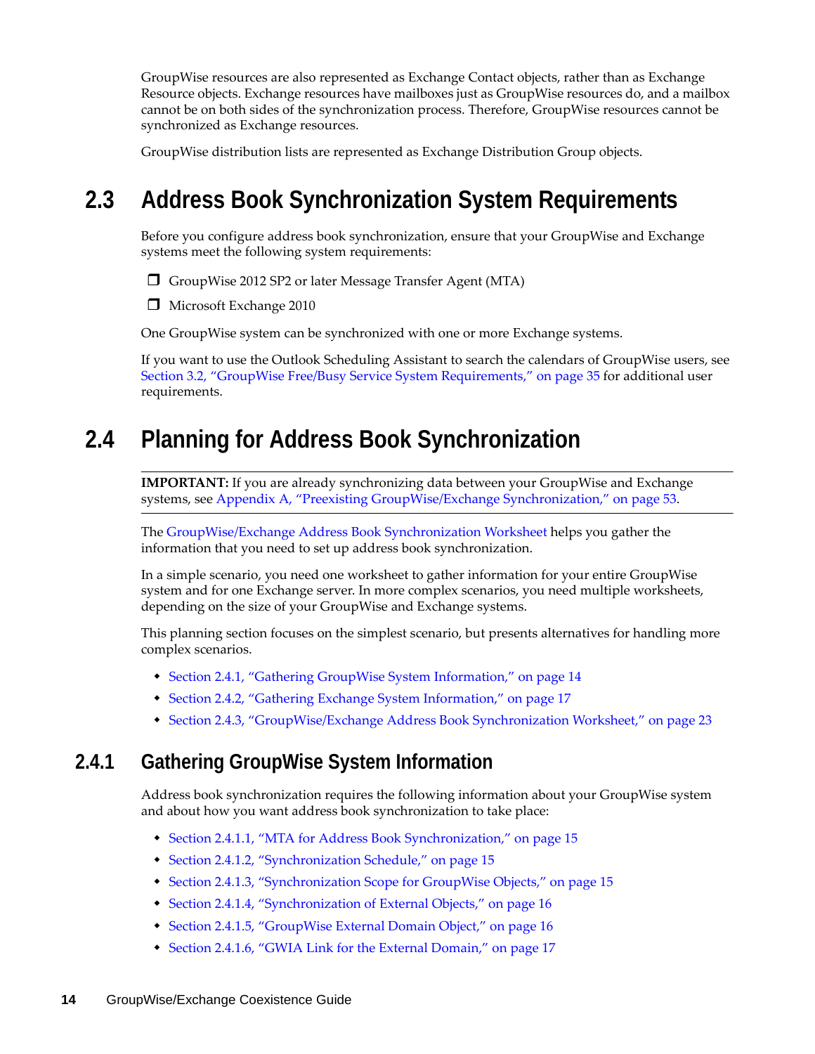GroupWise resources are also represented as Exchange Contact objects, rather than as Exchange Resource objects. Exchange resources have mailboxes just as GroupWise resources do, and a mailbox cannot be on both sides of the synchronization process. Therefore, GroupWise resources cannot be synchronized as Exchange resources.

GroupWise distribution lists are represented as Exchange Distribution Group objects.

## 2.3 Address Book Synchronization System Requirements

Before you configure address book synchronization, ensure that your GroupWise and Exchange systems meet the following system requirements:

- ❒ GroupWise 2012 SP2 or later Message Transfer Agent (MTA)
- ❒ Microsoft Exchange 2010

One GroupWise system can be synchronized with one or more Exchange systems.

If you want to use the Outlook Scheduling Assistant to search the calendars of GroupWise users, see Section 3.2, "GroupWise Free/Busy Service System Requirements," on page 35 for additional user requirements.

## 2.4 Planning for Address Book Synchronization

---

**IMPORTANT:** If you are already synchronizing data between your GroupWise and Exchange systems, see Appendix A, "Preexisting GroupWise/Exchange Synchronization," on page 53.

---

The GroupWise/Exchange Address Book Synchronization Worksheet helps you gather the information that you need to set up address book synchronization.

In a simple scenario, you need one worksheet to gather information for your entire GroupWise system and for one Exchange server. In more complex scenarios, you need multiple worksheets, depending on the size of your GroupWise and Exchange systems.

This planning section focuses on the simplest scenario, but presents alternatives for handling more complex scenarios.

- Section 2.4.1, "Gathering GroupWise System Information," on page 14
- Section 2.4.2, "Gathering Exchange System Information," on page 17
- Section 2.4.3, "GroupWise/Exchange Address Book Synchronization Worksheet," on page 23

### 2.4.1 Gathering GroupWise System Information

Address book synchronization requires the following information about your GroupWise system and about how you want address book synchronization to take place:

- Section 2.4.1.1, "MTA for Address Book Synchronization," on page 15
- Section 2.4.1.2, "Synchronization Schedule," on page 15
- Section 2.4.1.3, "Synchronization Scope for GroupWise Objects," on page 15
- Section 2.4.1.4, "Synchronization of External Objects," on page 16
- Section 2.4.1.5, "GroupWise External Domain Object," on page 16
- Section 2.4.1.6, "GWIA Link for the External Domain," on page 17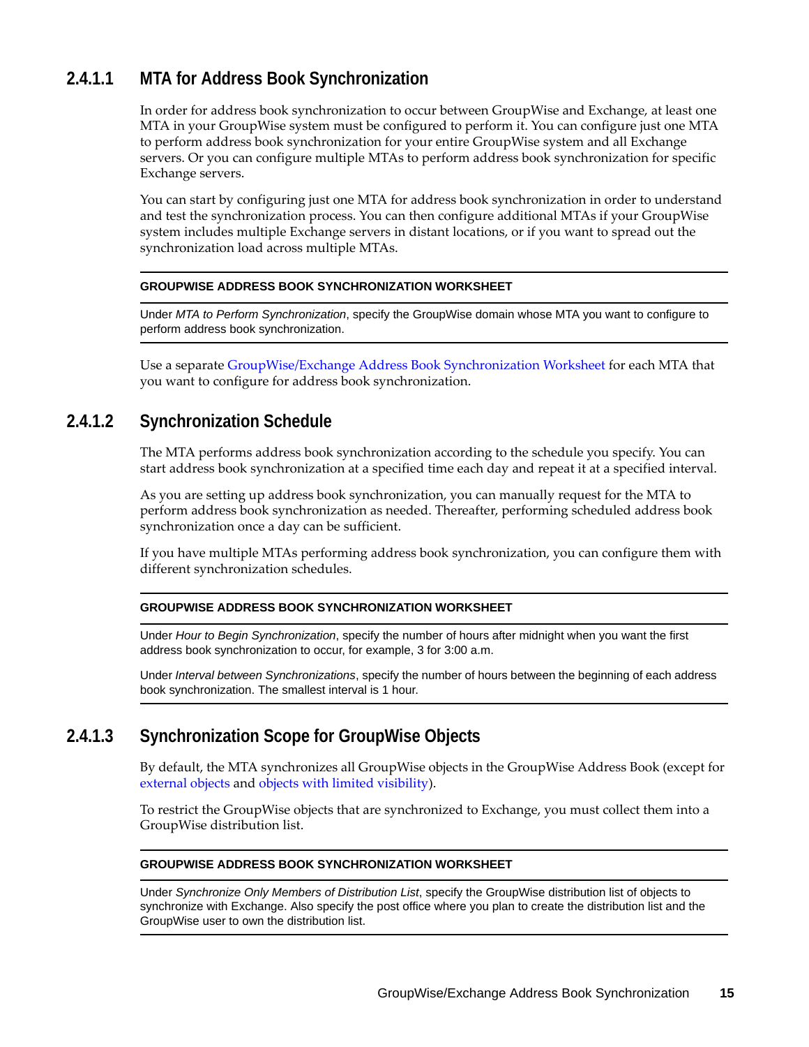#### 2.4.1.1 MTA for Address Book Synchronization

In order for address book synchronization to occur between GroupWise and Exchange, at least one MTA in your GroupWise system must be configured to perform it. You can configure just one MTA to perform address book synchronization for your entire GroupWise system and all Exchange servers. Or you can configure multiple MTAs to perform address book synchronization for specific Exchange servers.

You can start by configuring just one MTA for address book synchronization in order to understand and test the synchronization process. You can then configure additional MTAs if your GroupWise system includes multiple Exchange servers in distant locations, or if you want to spread out the synchronization load across multiple MTAs.

---

**GROUPWISE ADDRESS BOOK SYNCHRONIZATION WORKSHEET**

Under *MTA to Perform Synchronization*, specify the GroupWise domain whose MTA you want to configure to perform address book synchronization.

---

Use a separate GroupWise/Exchange Address Book Synchronization Worksheet for each MTA that you want to configure for address book synchronization.

#### 2.4.1.2 Synchronization Schedule

The MTA performs address book synchronization according to the schedule you specify. You can start address book synchronization at a specified time each day and repeat it at a specified interval.

As you are setting up address book synchronization, you can manually request for the MTA to perform address book synchronization as needed. Thereafter, performing scheduled address book synchronization once a day can be sufficient.

If you have multiple MTAs performing address book synchronization, you can configure them with different synchronization schedules.

---

**GROUPWISE ADDRESS BOOK SYNCHRONIZATION WORKSHEET**

Under *Hour to Begin Synchronization*, specify the number of hours after midnight when you want the first address book synchronization to occur, for example, 3 for 3:00 a.m.

Under *Interval between Synchronizations*, specify the number of hours between the beginning of each address book synchronization. The smallest interval is 1 hour.

---

#### 2.4.1.3 Synchronization Scope for GroupWise Objects

By default, the MTA synchronizes all GroupWise objects in the GroupWise Address Book (except for external objects and objects with limited visibility).

To restrict the GroupWise objects that are synchronized to Exchange, you must collect them into a GroupWise distribution list.

---

**GROUPWISE ADDRESS BOOK SYNCHRONIZATION WORKSHEET**

Under *Synchronize Only Members of Distribution List*, specify the GroupWise distribution list of objects to synchronize with Exchange. Also specify the post office where you plan to create the distribution list and the GroupWise user to own the distribution list.

---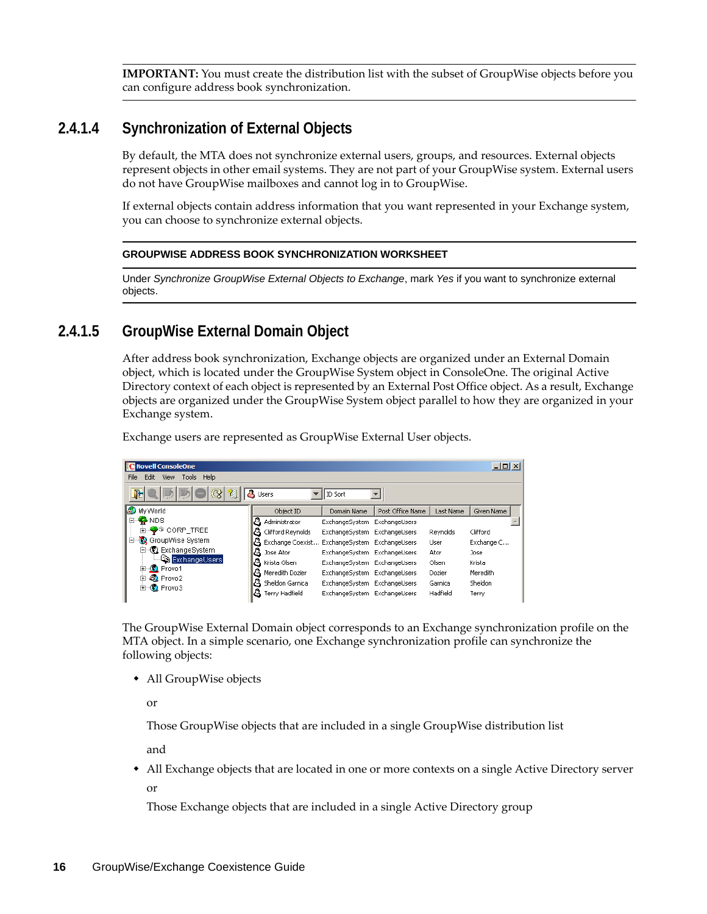**IMPORTANT:** You must create the distribution list with the subset of GroupWise objects before you can configure address book synchronization.

#### 2.4.1.4 Synchronization of External Objects

By default, the MTA does not synchronize external users, groups, and resources. External objects represent objects in other email systems. They are not part of your GroupWise system. External users do not have GroupWise mailboxes and cannot log in to GroupWise.

If external objects contain address information that you want represented in your Exchange system, you can choose to synchronize external objects.

**GROUPWISE ADDRESS BOOK SYNCHRONIZATION WORKSHEET**

Under *Synchronize GroupWise External Objects to Exchange*, mark *Yes* if you want to synchronize external objects.

#### 2.4.1.5 GroupWise External Domain Object

After address book synchronization, Exchange objects are organized under an External Domain object, which is located under the GroupWise System object in ConsoleOne. The original Active Directory context of each object is represented by an External Post Office object. As a result, Exchange objects are organized under the GroupWise System object parallel to how they are organized in your Exchange system.

Exchange users are represented as GroupWise External User objects.

The GroupWise External Domain object corresponds to an Exchange synchronization profile on the MTA object. In a simple scenario, one Exchange synchronization profile can synchronize the following objects:

- All GroupWise objects

  or

  Those GroupWise objects that are included in a single GroupWise distribution list

  and

- All Exchange objects that are located in one or more contexts on a single Active Directory server

  or

  Those Exchange objects that are included in a single Active Directory group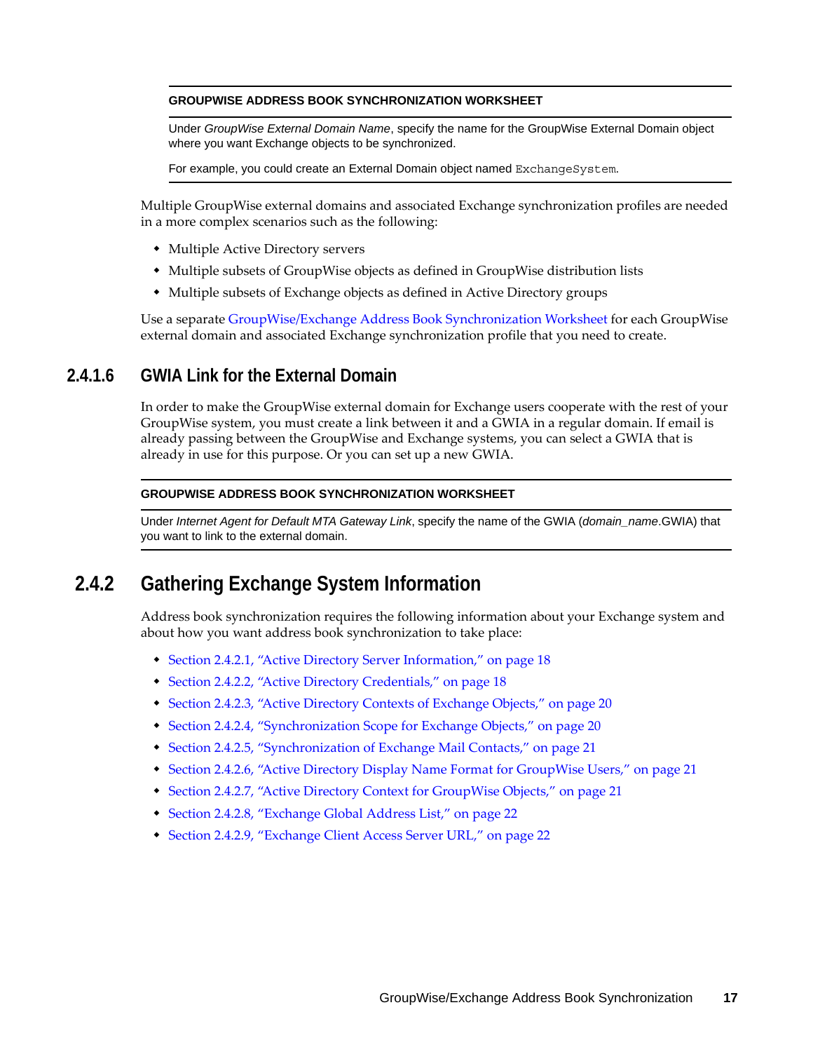**GROUPWISE ADDRESS BOOK SYNCHRONIZATION WORKSHEET**

Under *GroupWise External Domain Name*, specify the name for the GroupWise External Domain object where you want Exchange objects to be synchronized.

For example, you could create an External Domain object named `ExchangeSystem`.

Multiple GroupWise external domains and associated Exchange synchronization profiles are needed in a more complex scenarios such as the following:

- Multiple Active Directory servers
- Multiple subsets of GroupWise objects as defined in GroupWise distribution lists
- Multiple subsets of Exchange objects as defined in Active Directory groups

Use a separate GroupWise/Exchange Address Book Synchronization Worksheet for each GroupWise external domain and associated Exchange synchronization profile that you need to create.

#### 2.4.1.6 GWIA Link for the External Domain

In order to make the GroupWise external domain for Exchange users cooperate with the rest of your GroupWise system, you must create a link between it and a GWIA in a regular domain. If email is already passing between the GroupWise and Exchange systems, you can select a GWIA that is already in use for this purpose. Or you can set up a new GWIA.

**GROUPWISE ADDRESS BOOK SYNCHRONIZATION WORKSHEET**

Under *Internet Agent for Default MTA Gateway Link*, specify the name of the GWIA (*domain_name*.GWIA) that you want to link to the external domain.

### 2.4.2 Gathering Exchange System Information

Address book synchronization requires the following information about your Exchange system and about how you want address book synchronization to take place:

- Section 2.4.2.1, "Active Directory Server Information," on page 18
- Section 2.4.2.2, "Active Directory Credentials," on page 18
- Section 2.4.2.3, "Active Directory Contexts of Exchange Objects," on page 20
- Section 2.4.2.4, "Synchronization Scope for Exchange Objects," on page 20
- Section 2.4.2.5, "Synchronization of Exchange Mail Contacts," on page 21
- Section 2.4.2.6, "Active Directory Display Name Format for GroupWise Users," on page 21
- Section 2.4.2.7, "Active Directory Context for GroupWise Objects," on page 21
- Section 2.4.2.8, "Exchange Global Address List," on page 22
- Section 2.4.2.9, "Exchange Client Access Server URL," on page 22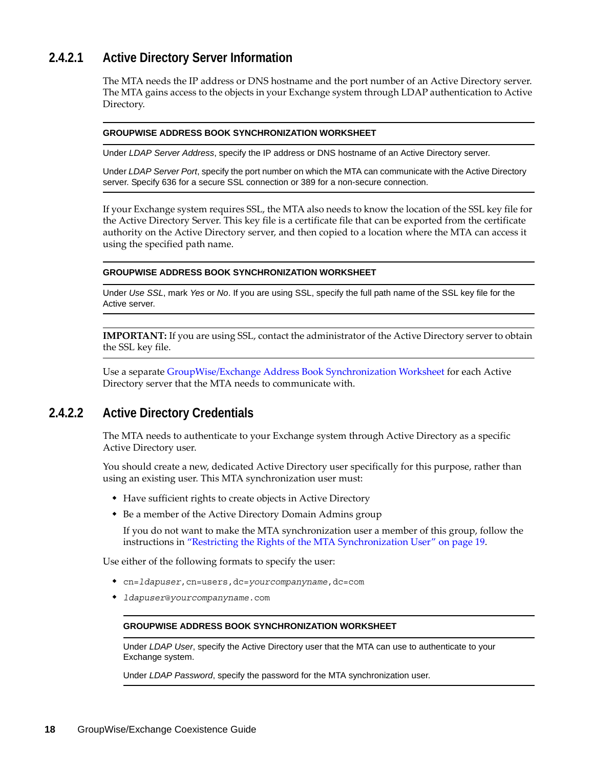### 2.4.2.1 Active Directory Server Information

The MTA needs the IP address or DNS hostname and the port number of an Active Directory server. The MTA gains access to the objects in your Exchange system through LDAP authentication to Active Directory.

**GROUPWISE ADDRESS BOOK SYNCHRONIZATION WORKSHEET**

Under *LDAP Server Address*, specify the IP address or DNS hostname of an Active Directory server.

Under *LDAP Server Port*, specify the port number on which the MTA can communicate with the Active Directory server. Specify 636 for a secure SSL connection or 389 for a non-secure connection.

If your Exchange system requires SSL, the MTA also needs to know the location of the SSL key file for the Active Directory Server. This key file is a certificate file that can be exported from the certificate authority on the Active Directory server, and then copied to a location where the MTA can access it using the specified path name.

**GROUPWISE ADDRESS BOOK SYNCHRONIZATION WORKSHEET**

Under *Use SSL*, mark *Yes* or *No*. If you are using SSL, specify the full path name of the SSL key file for the Active server.

**IMPORTANT:** If you are using SSL, contact the administrator of the Active Directory server to obtain the SSL key file.

Use a separate GroupWise/Exchange Address Book Synchronization Worksheet for each Active Directory server that the MTA needs to communicate with.

### 2.4.2.2 Active Directory Credentials

The MTA needs to authenticate to your Exchange system through Active Directory as a specific Active Directory user.

You should create a new, dedicated Active Directory user specifically for this purpose, rather than using an existing user. This MTA synchronization user must:

- Have sufficient rights to create objects in Active Directory
- Be a member of the Active Directory Domain Admins group

  If you do not want to make the MTA synchronization user a member of this group, follow the instructions in "Restricting the Rights of the MTA Synchronization User" on page 19.

Use either of the following formats to specify the user:

- `cn=ldapuser,cn=users,dc=yourcompanyname,dc=com`
- `ldapuser@yourcompanyname.com`

**GROUPWISE ADDRESS BOOK SYNCHRONIZATION WORKSHEET**

Under *LDAP User*, specify the Active Directory user that the MTA can use to authenticate to your Exchange system.

Under *LDAP Password*, specify the password for the MTA synchronization user.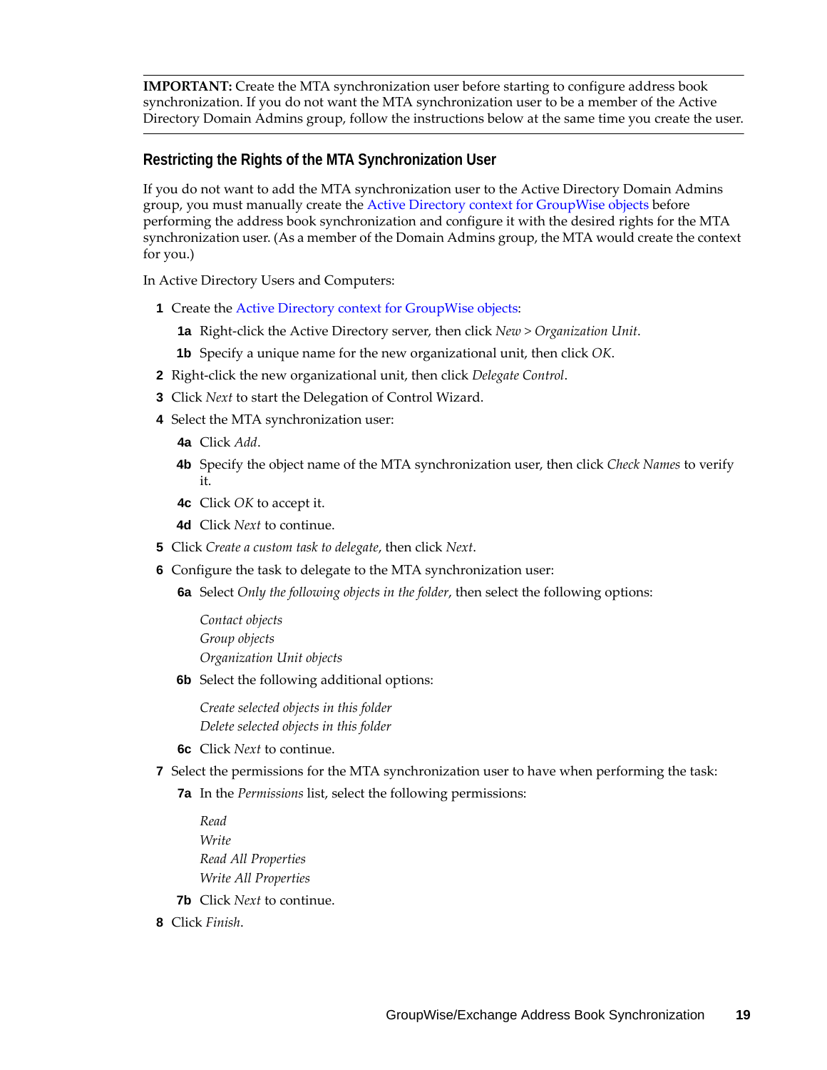**IMPORTANT:** Create the MTA synchronization user before starting to configure address book synchronization. If you do not want the MTA synchronization user to be a member of the Active Directory Domain Admins group, follow the instructions below at the same time you create the user.

### Restricting the Rights of the MTA Synchronization User

If you do not want to add the MTA synchronization user to the Active Directory Domain Admins group, you must manually create the Active Directory context for GroupWise objects before performing the address book synchronization and configure it with the desired rights for the MTA synchronization user. (As a member of the Domain Admins group, the MTA would create the context for you.)

In Active Directory Users and Computers:

1. Create the Active Directory context for GroupWise objects:
   - **1a** Right-click the Active Directory server, then click *New > Organization Unit*.
   - **1b** Specify a unique name for the new organizational unit, then click *OK*.
2. Right-click the new organizational unit, then click *Delegate Control*.
3. Click *Next* to start the Delegation of Control Wizard.
4. Select the MTA synchronization user:
   - **4a** Click *Add*.
   - **4b** Specify the object name of the MTA synchronization user, then click *Check Names* to verify it.
   - **4c** Click *OK* to accept it.
   - **4d** Click *Next* to continue.
5. Click *Create a custom task to delegate*, then click *Next*.
6. Configure the task to delegate to the MTA synchronization user:
   - **6a** Select *Only the following objects in the folder*, then select the following options:

     *Contact objects*
     *Group objects*
     *Organization Unit objects*
   - **6b** Select the following additional options:

     *Create selected objects in this folder*
     *Delete selected objects in this folder*
   - **6c** Click *Next* to continue.
7. Select the permissions for the MTA synchronization user to have when performing the task:
   - **7a** In the *Permissions* list, select the following permissions:

     *Read*
     *Write*
     *Read All Properties*
     *Write All Properties*
   - **7b** Click *Next* to continue.
8. Click *Finish*.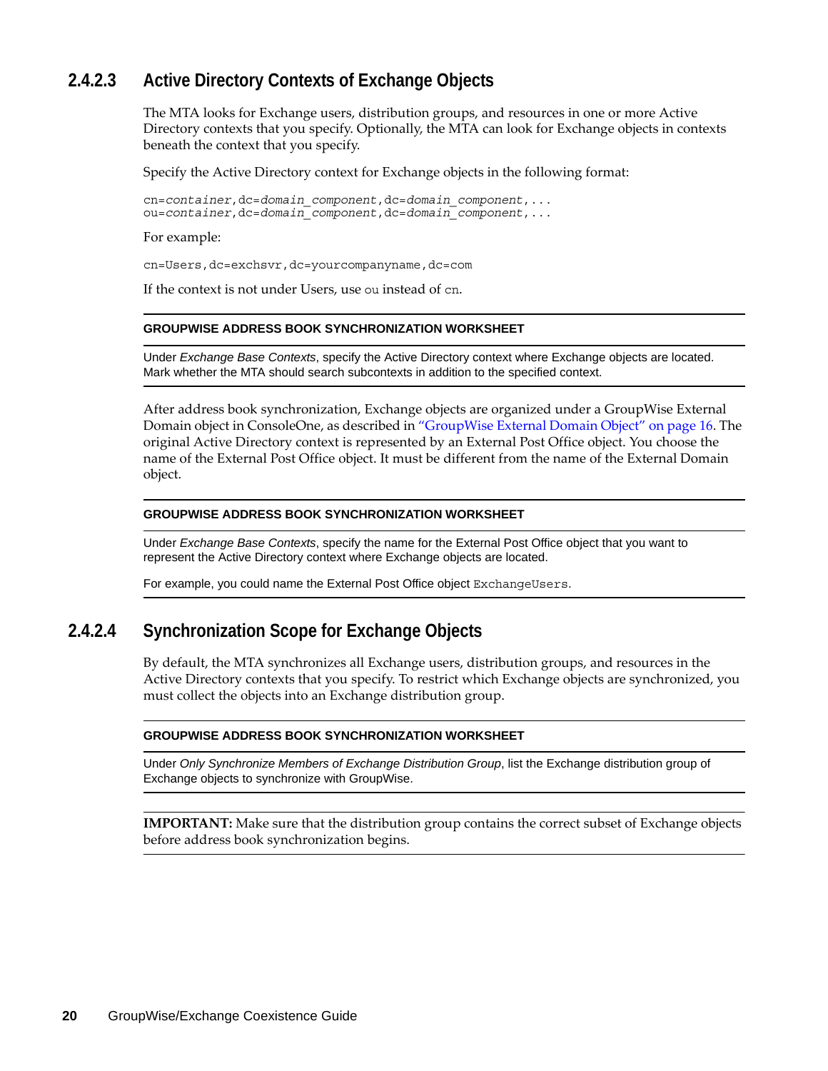#### 2.4.2.3 Active Directory Contexts of Exchange Objects

The MTA looks for Exchange users, distribution groups, and resources in one or more Active Directory contexts that you specify. Optionally, the MTA can look for Exchange objects in contexts beneath the context that you specify.

Specify the Active Directory context for Exchange objects in the following format:

```
cn=container,dc=domain_component,dc=domain_component,...
ou=container,dc=domain_component,dc=domain_component,...
```

For example:

```
cn=Users,dc=exchsvr,dc=yourcompanyname,dc=com
```

If the context is not under Users, use `ou` instead of `cn`.

---

**GROUPWISE ADDRESS BOOK SYNCHRONIZATION WORKSHEET**

Under *Exchange Base Contexts*, specify the Active Directory context where Exchange objects are located. Mark whether the MTA should search subcontexts in addition to the specified context.

---

After address book synchronization, Exchange objects are organized under a GroupWise External Domain object in ConsoleOne, as described in "GroupWise External Domain Object" on page 16. The original Active Directory context is represented by an External Post Office object. You choose the name of the External Post Office object. It must be different from the name of the External Domain object.

---

**GROUPWISE ADDRESS BOOK SYNCHRONIZATION WORKSHEET**

Under *Exchange Base Contexts*, specify the name for the External Post Office object that you want to represent the Active Directory context where Exchange objects are located.

For example, you could name the External Post Office object `ExchangeUsers`.

---

#### 2.4.2.4 Synchronization Scope for Exchange Objects

By default, the MTA synchronizes all Exchange users, distribution groups, and resources in the Active Directory contexts that you specify. To restrict which Exchange objects are synchronized, you must collect the objects into an Exchange distribution group.

---

**GROUPWISE ADDRESS BOOK SYNCHRONIZATION WORKSHEET**

Under *Only Synchronize Members of Exchange Distribution Group*, list the Exchange distribution group of Exchange objects to synchronize with GroupWise.

---

**IMPORTANT:** Make sure that the distribution group contains the correct subset of Exchange objects before address book synchronization begins.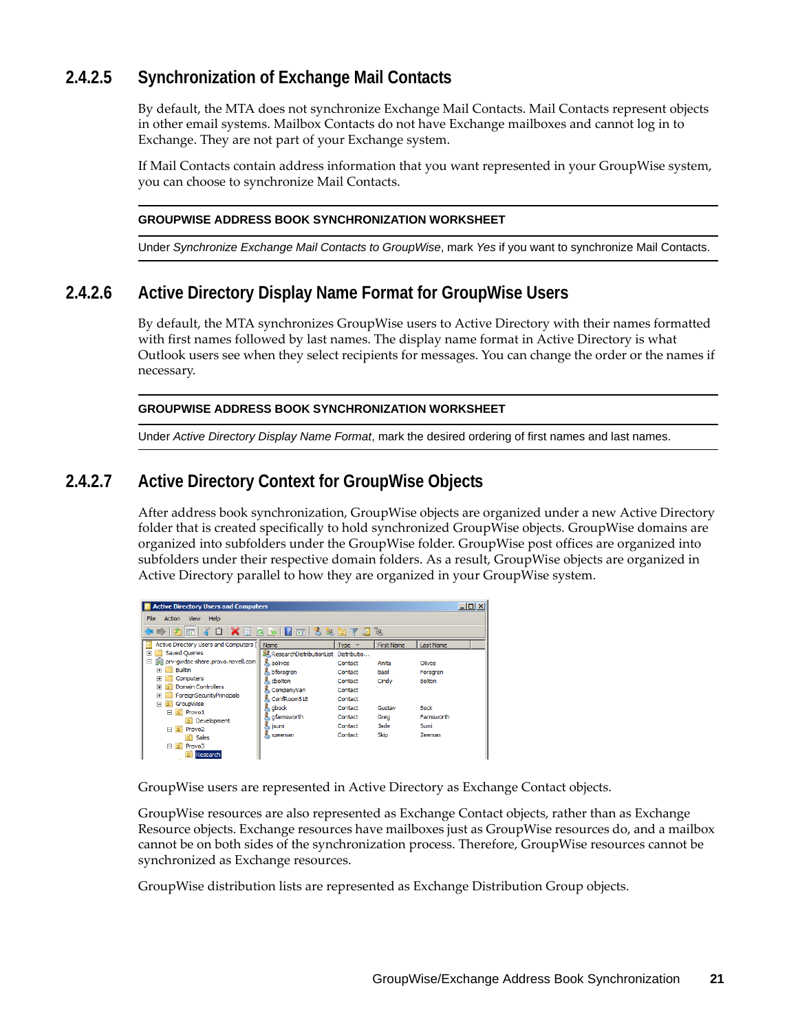#### 2.4.2.5 Synchronization of Exchange Mail Contacts

By default, the MTA does not synchronize Exchange Mail Contacts. Mail Contacts represent objects in other email systems. Mailbox Contacts do not have Exchange mailboxes and cannot log in to Exchange. They are not part of your Exchange system.

If Mail Contacts contain address information that you want represented in your GroupWise system, you can choose to synchronize Mail Contacts.

---

**GROUPWISE ADDRESS BOOK SYNCHRONIZATION WORKSHEET**

Under *Synchronize Exchange Mail Contacts to GroupWise*, mark *Yes* if you want to synchronize Mail Contacts.

---

#### 2.4.2.6 Active Directory Display Name Format for GroupWise Users

By default, the MTA synchronizes GroupWise users to Active Directory with their names formatted with first names followed by last names. The display name format in Active Directory is what Outlook users see when they select recipients for messages. You can change the order or the names if necessary.

---

**GROUPWISE ADDRESS BOOK SYNCHRONIZATION WORKSHEET**

Under *Active Directory Display Name Format*, mark the desired ordering of first names and last names.

---

#### 2.4.2.7 Active Directory Context for GroupWise Objects

After address book synchronization, GroupWise objects are organized under a new Active Directory folder that is created specifically to hold synchronized GroupWise objects. GroupWise domains are organized into subfolders under the GroupWise folder. GroupWise post offices are organized into subfolders under their respective domain folders. As a result, GroupWise objects are organized in Active Directory parallel to how they are organized in your GroupWise system.

GroupWise users are represented in Active Directory as Exchange Contact objects.

GroupWise resources are also represented as Exchange Contact objects, rather than as Exchange Resource objects. Exchange resources have mailboxes just as GroupWise resources do, and a mailbox cannot be on both sides of the synchronization process. Therefore, GroupWise resources cannot be synchronized as Exchange resources.

GroupWise distribution lists are represented as Exchange Distribution Group objects.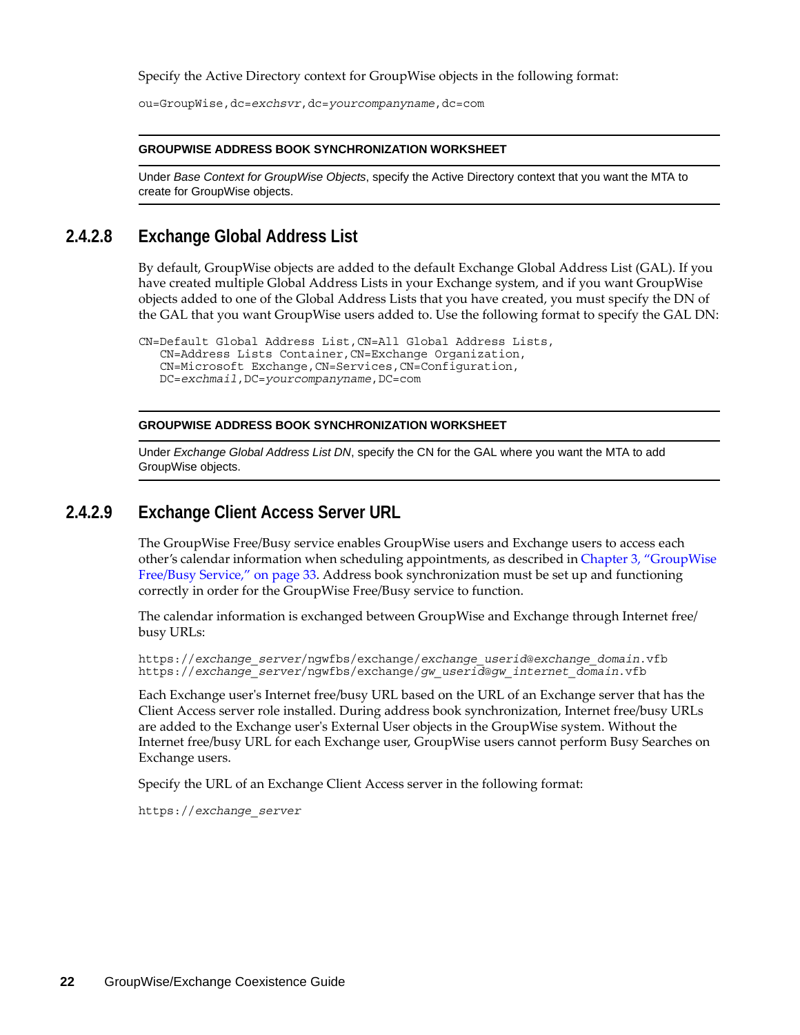Specify the Active Directory context for GroupWise objects in the following format:

```
ou=GroupWise,dc=exchsvr,dc=yourcompanyname,dc=com
```

**GROUPWISE ADDRESS BOOK SYNCHRONIZATION WORKSHEET**

Under *Base Context for GroupWise Objects*, specify the Active Directory context that you want the MTA to create for GroupWise objects.

### 2.4.2.8 Exchange Global Address List

By default, GroupWise objects are added to the default Exchange Global Address List (GAL). If you have created multiple Global Address Lists in your Exchange system, and if you want GroupWise objects added to one of the Global Address Lists that you have created, you must specify the DN of the GAL that you want GroupWise users added to. Use the following format to specify the GAL DN:

```
CN=Default Global Address List,CN=All Global Address Lists,
   CN=Address Lists Container,CN=Exchange Organization,
   CN=Microsoft Exchange,CN=Services,CN=Configuration,
   DC=exchmail,DC=yourcompanyname,DC=com
```

**GROUPWISE ADDRESS BOOK SYNCHRONIZATION WORKSHEET**

Under *Exchange Global Address List DN*, specify the CN for the GAL where you want the MTA to add GroupWise objects.

### 2.4.2.9 Exchange Client Access Server URL

The GroupWise Free/Busy service enables GroupWise users and Exchange users to access each other's calendar information when scheduling appointments, as described in Chapter 3, "GroupWise Free/Busy Service," on page 33. Address book synchronization must be set up and functioning correctly in order for the GroupWise Free/Busy service to function.

The calendar information is exchanged between GroupWise and Exchange through Internet free/busy URLs:

```
https://exchange_server/ngwfbs/exchange/exchange_userid@exchange_domain.vfb
https://exchange_server/ngwfbs/exchange/gw_userid@gw_internet_domain.vfb
```

Each Exchange user's Internet free/busy URL based on the URL of an Exchange server that has the Client Access server role installed. During address book synchronization, Internet free/busy URLs are added to the Exchange user's External User objects in the GroupWise system. Without the Internet free/busy URL for each Exchange user, GroupWise users cannot perform Busy Searches on Exchange users.

Specify the URL of an Exchange Client Access server in the following format:

```
https://exchange_server
```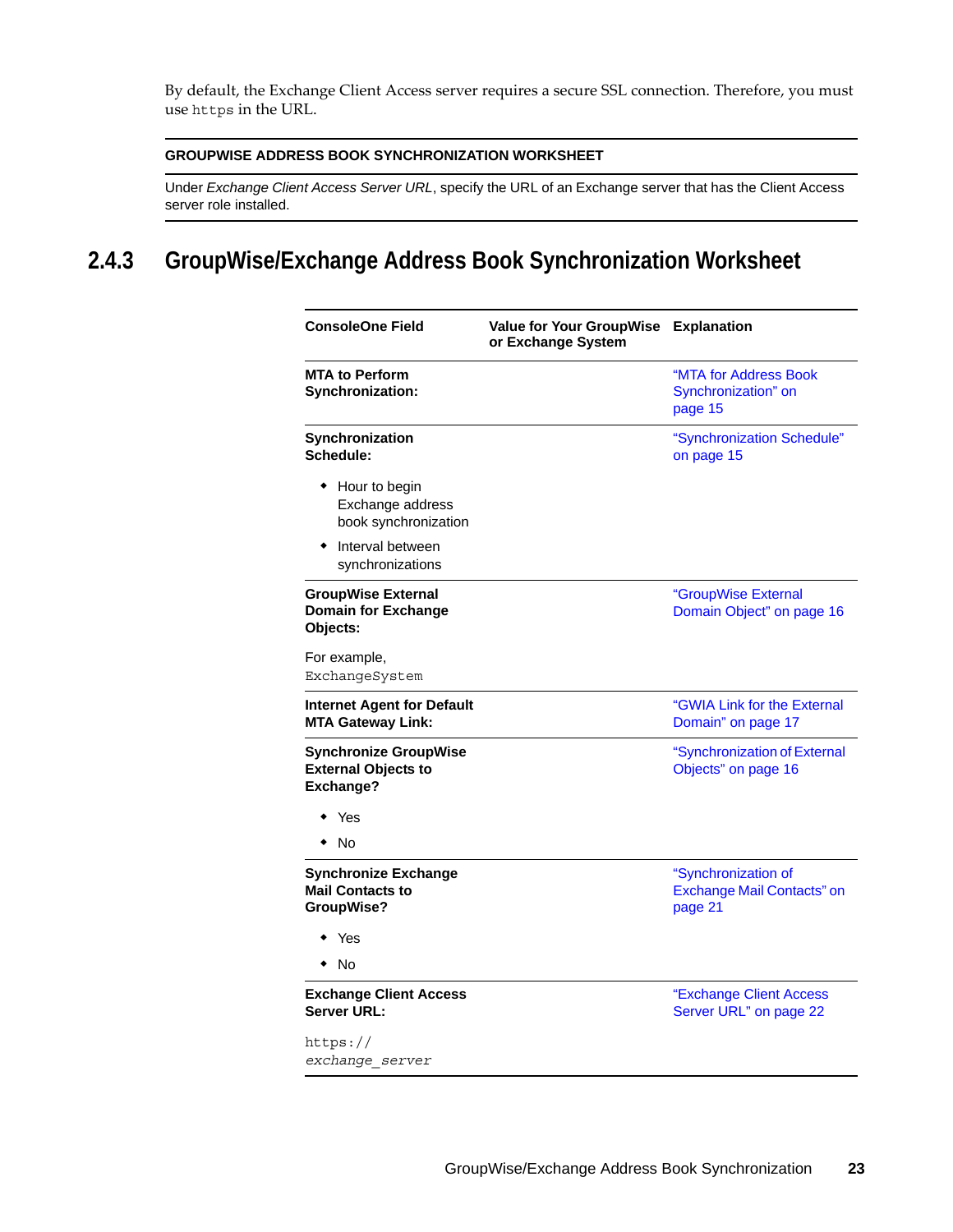By default, the Exchange Client Access server requires a secure SSL connection. Therefore, you must use `https` in the URL.

**GROUPWISE ADDRESS BOOK SYNCHRONIZATION WORKSHEET**

Under *Exchange Client Access Server URL*, specify the URL of an Exchange server that has the Client Access server role installed.

### 2.4.3 GroupWise/Exchange Address Book Synchronization Worksheet

| ConsoleOne Field | Value for Your GroupWise or Exchange System | Explanation |
|---|---|---|
| **MTA to Perform Synchronization:** | | "MTA for Address Book Synchronization" on page 15 |
| **Synchronization Schedule:**<br>◆ Hour to begin Exchange address book synchronization<br>◆ Interval between synchronizations | | "Synchronization Schedule" on page 15 |
| **GroupWise External Domain for Exchange Objects:**<br>For example, `ExchangeSystem` | | "GroupWise External Domain Object" on page 16 |
| **Internet Agent for Default MTA Gateway Link:** | | "GWIA Link for the External Domain" on page 17 |
| **Synchronize GroupWise External Objects to Exchange?**<br>◆ Yes<br>◆ No | | "Synchronization of External Objects" on page 16 |
| **Synchronize Exchange Mail Contacts to GroupWise?**<br>◆ Yes<br>◆ No | | "Synchronization of Exchange Mail Contacts" on page 21 |
| **Exchange Client Access Server URL:**<br>`https://`*`exchange_server`* | | "Exchange Client Access Server URL" on page 22 |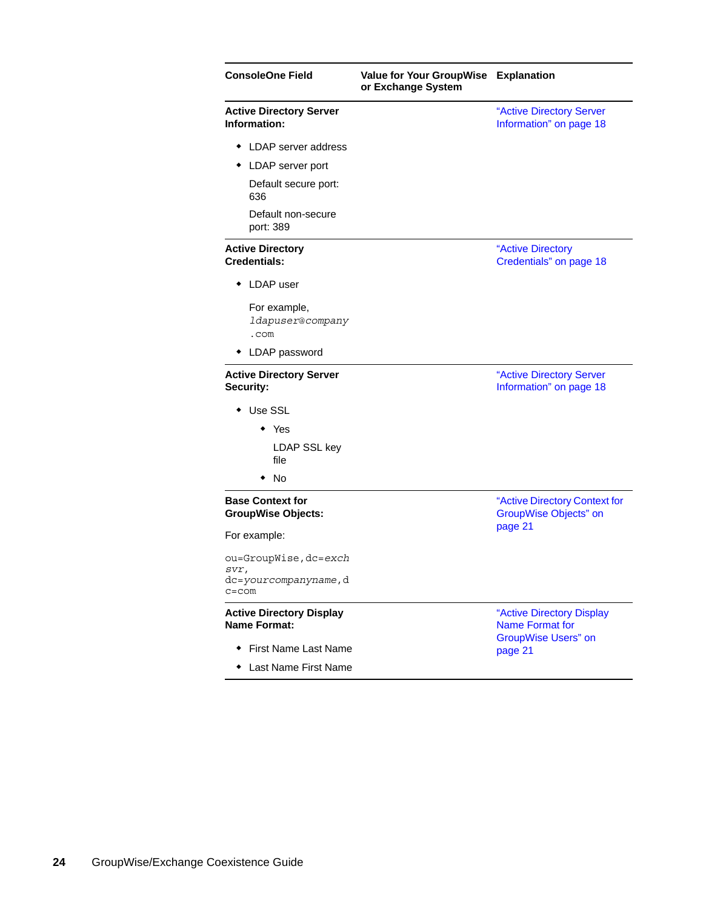| ConsoleOne Field | Value for Your GroupWise or Exchange System | Explanation |
|---|---|---|
| **Active Directory Server Information:**<br>• LDAP server address<br>• LDAP server port<br>Default secure port: 636<br>Default non-secure port: 389 | | "Active Directory Server Information" on page 18 |
| **Active Directory Credentials:**<br>• LDAP user<br>For example, `ldapuser@company.com`<br>• LDAP password | | "Active Directory Credentials" on page 18 |
| **Active Directory Server Security:**<br>• Use SSL<br>  • Yes<br>  LDAP SSL key file<br>  • No | | "Active Directory Server Information" on page 18 |
| **Base Context for GroupWise Objects:**<br>For example:<br>`ou=GroupWise,dc=exchsvr,dc=yourcompanyname,dc=com` | | "Active Directory Context for GroupWise Objects" on page 21 |
| **Active Directory Display Name Format:**<br>• First Name Last Name<br>• Last Name First Name | | "Active Directory Display Name Format for GroupWise Users" on page 21 |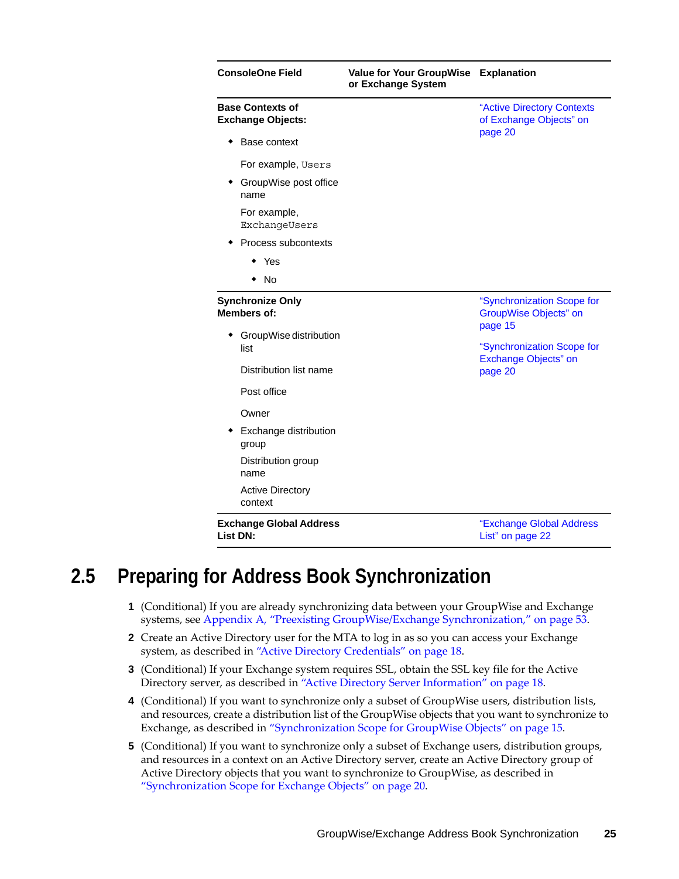| ConsoleOne Field | Value for Your GroupWise or Exchange System | Explanation |
|---|---|---|
| **Base Contexts of Exchange Objects:**<br>◆ Base context<br>For example, `Users`<br>◆ GroupWise post office name<br>For example, `ExchangeUsers`<br>◆ Process subcontexts<br>◆ Yes<br>◆ No | | "Active Directory Contexts of Exchange Objects" on page 20 |
| **Synchronize Only Members of:**<br>◆ GroupWise distribution list<br>Distribution list name<br>Post office<br>Owner<br>◆ Exchange distribution group<br>Distribution group name<br>Active Directory context | | "Synchronization Scope for GroupWise Objects" on page 15<br>"Synchronization Scope for Exchange Objects" on page 20 |
| **Exchange Global Address List DN:** | | "Exchange Global Address List" on page 22 |

## 2.5 Preparing for Address Book Synchronization

1. (Conditional) If you are already synchronizing data between your GroupWise and Exchange systems, see Appendix A, "Preexisting GroupWise/Exchange Synchronization," on page 53.
2. Create an Active Directory user for the MTA to log in as so you can access your Exchange system, as described in "Active Directory Credentials" on page 18.
3. (Conditional) If your Exchange system requires SSL, obtain the SSL key file for the Active Directory server, as described in "Active Directory Server Information" on page 18.
4. (Conditional) If you want to synchronize only a subset of GroupWise users, distribution lists, and resources, create a distribution list of the GroupWise objects that you want to synchronize to Exchange, as described in "Synchronization Scope for GroupWise Objects" on page 15.
5. (Conditional) If you want to synchronize only a subset of Exchange users, distribution groups, and resources in a context on an Active Directory server, create an Active Directory group of Active Directory objects that you want to synchronize to GroupWise, as described in "Synchronization Scope for Exchange Objects" on page 20.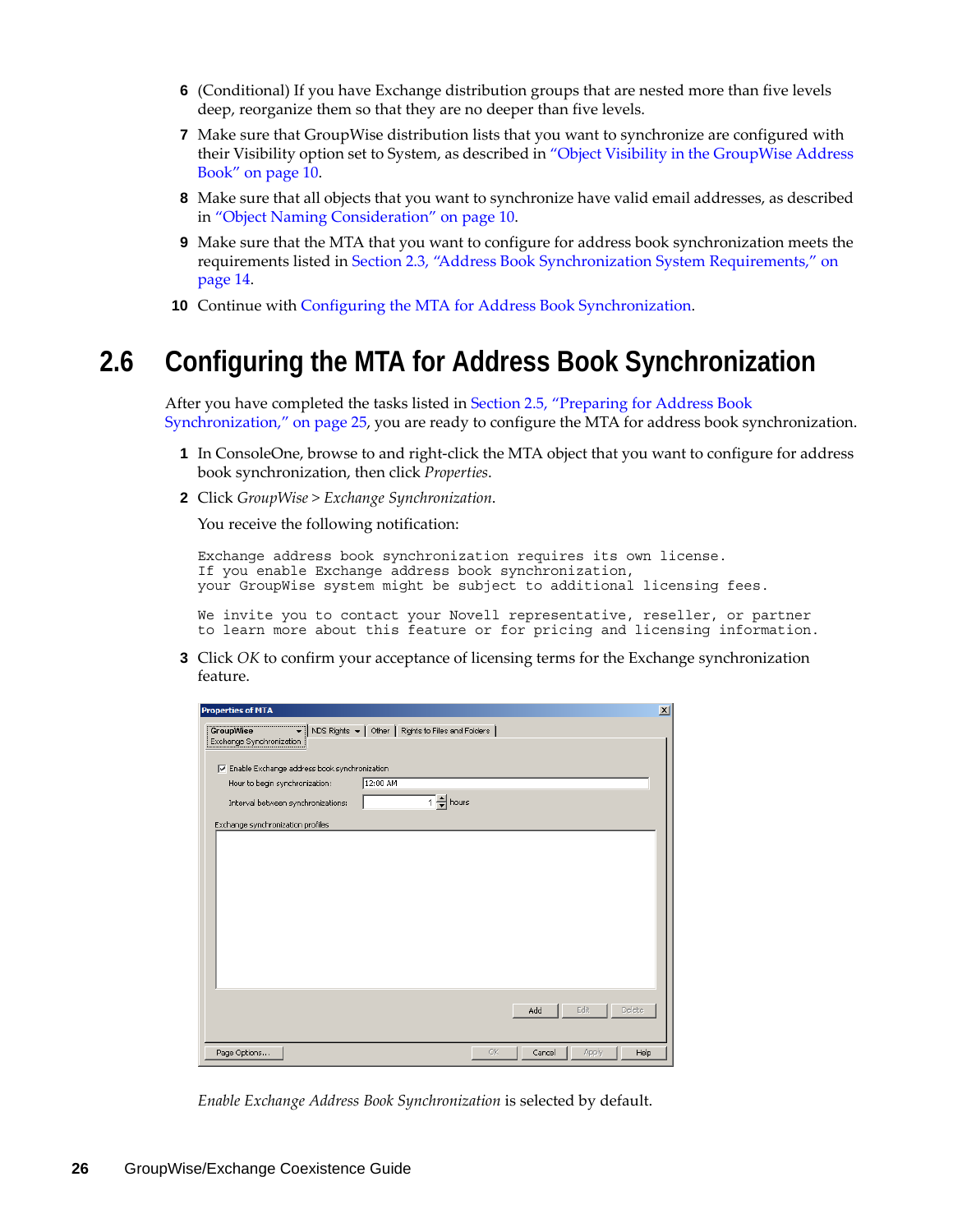6 (Conditional) If you have Exchange distribution groups that are nested more than five levels deep, reorganize them so that they are no deeper than five levels.

7 Make sure that GroupWise distribution lists that you want to synchronize are configured with their Visibility option set to System, as described in "Object Visibility in the GroupWise Address Book" on page 10.

8 Make sure that all objects that you want to synchronize have valid email addresses, as described in "Object Naming Consideration" on page 10.

9 Make sure that the MTA that you want to configure for address book synchronization meets the requirements listed in Section 2.3, "Address Book Synchronization System Requirements," on page 14.

10 Continue with Configuring the MTA for Address Book Synchronization.

## 2.6 Configuring the MTA for Address Book Synchronization

After you have completed the tasks listed in Section 2.5, "Preparing for Address Book Synchronization," on page 25, you are ready to configure the MTA for address book synchronization.

1 In ConsoleOne, browse to and right-click the MTA object that you want to configure for address book synchronization, then click *Properties*.

2 Click *GroupWise > Exchange Synchronization*.

You receive the following notification:

```
Exchange address book synchronization requires its own license.
If you enable Exchange address book synchronization,
your GroupWise system might be subject to additional licensing fees.

We invite you to contact your Novell representative, reseller, or partner
to learn more about this feature or for pricing and licensing information.
```

3 Click *OK* to confirm your acceptance of licensing terms for the Exchange synchronization feature.

*Enable Exchange Address Book Synchronization* is selected by default.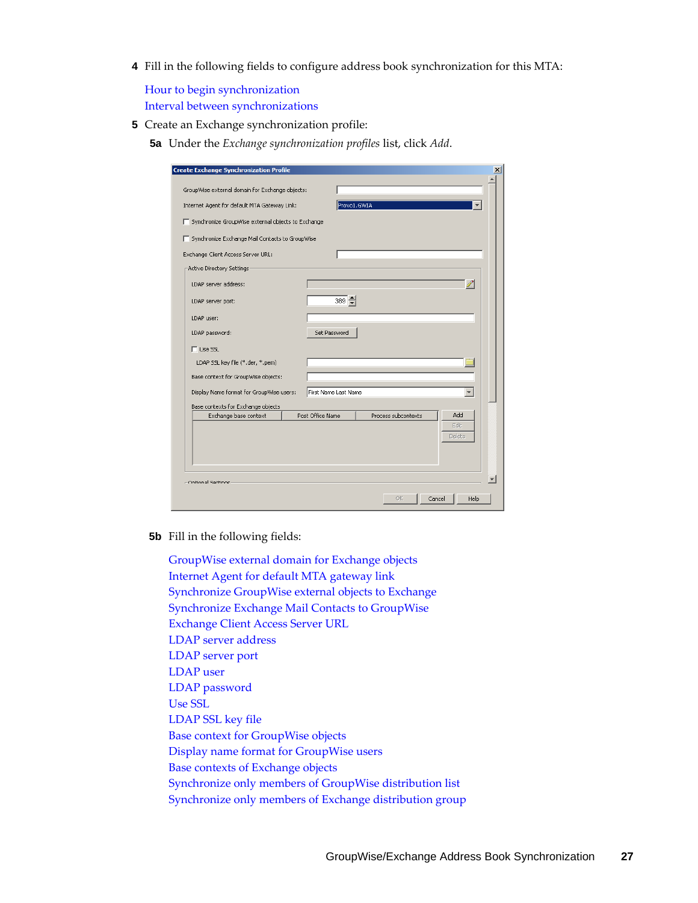**4** Fill in the following fields to configure address book synchronization for this MTA:

Hour to begin synchronization
Interval between synchronizations

**5** Create an Exchange synchronization profile:

**5a** Under the *Exchange synchronization profiles* list, click *Add*.

**5b** Fill in the following fields:

GroupWise external domain for Exchange objects
Internet Agent for default MTA gateway link
Synchronize GroupWise external objects to Exchange
Synchronize Exchange Mail Contacts to GroupWise
Exchange Client Access Server URL
LDAP server address
LDAP server port
LDAP user
LDAP password
Use SSL
LDAP SSL key file
Base context for GroupWise objects
Display name format for GroupWise users
Base contexts of Exchange objects
Synchronize only members of GroupWise distribution list
Synchronize only members of Exchange distribution group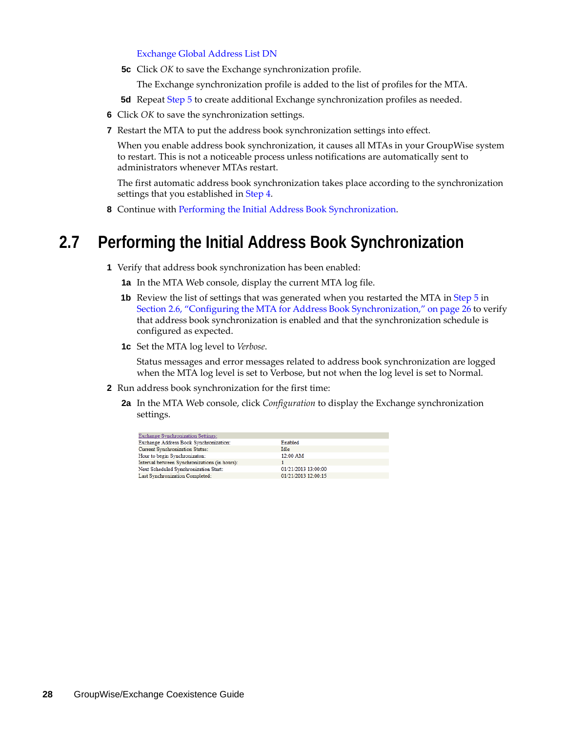Exchange Global Address List DN

**5c** Click *OK* to save the Exchange synchronization profile.

The Exchange synchronization profile is added to the list of profiles for the MTA.

**5d** Repeat Step 5 to create additional Exchange synchronization profiles as needed.

**6** Click *OK* to save the synchronization settings.

**7** Restart the MTA to put the address book synchronization settings into effect.

When you enable address book synchronization, it causes all MTAs in your GroupWise system to restart. This is not a noticeable process unless notifications are automatically sent to administrators whenever MTAs restart.

The first automatic address book synchronization takes place according to the synchronization settings that you established in Step 4.

**8** Continue with Performing the Initial Address Book Synchronization.

## 2.7 Performing the Initial Address Book Synchronization

**1** Verify that address book synchronization has been enabled:

**1a** In the MTA Web console, display the current MTA log file.

**1b** Review the list of settings that was generated when you restarted the MTA in Step 5 in Section 2.6, "Configuring the MTA for Address Book Synchronization," on page 26 to verify that address book synchronization is enabled and that the synchronization schedule is configured as expected.

**1c** Set the MTA log level to *Verbose*.

Status messages and error messages related to address book synchronization are logged when the MTA log level is set to Verbose, but not when the log level is set to Normal.

**2** Run address book synchronization for the first time:

**2a** In the MTA Web console, click *Configuration* to display the Exchange synchronization settings.

| Exchange Synchronization Settings: | |
|---|---|
| Exchange Address Book Synchronization: | Enabled |
| Current Synchronization Status: | Idle |
| Hour to begin Synchronizaton: | 12:00 AM |
| Interval between Synchronizations (in hours): | 1 |
| Next Scheduled Synchronization Start: | 01/21/2013 13:00:00 |
| Last Synchronization Completed: | 01/21/2013 12:00:15 |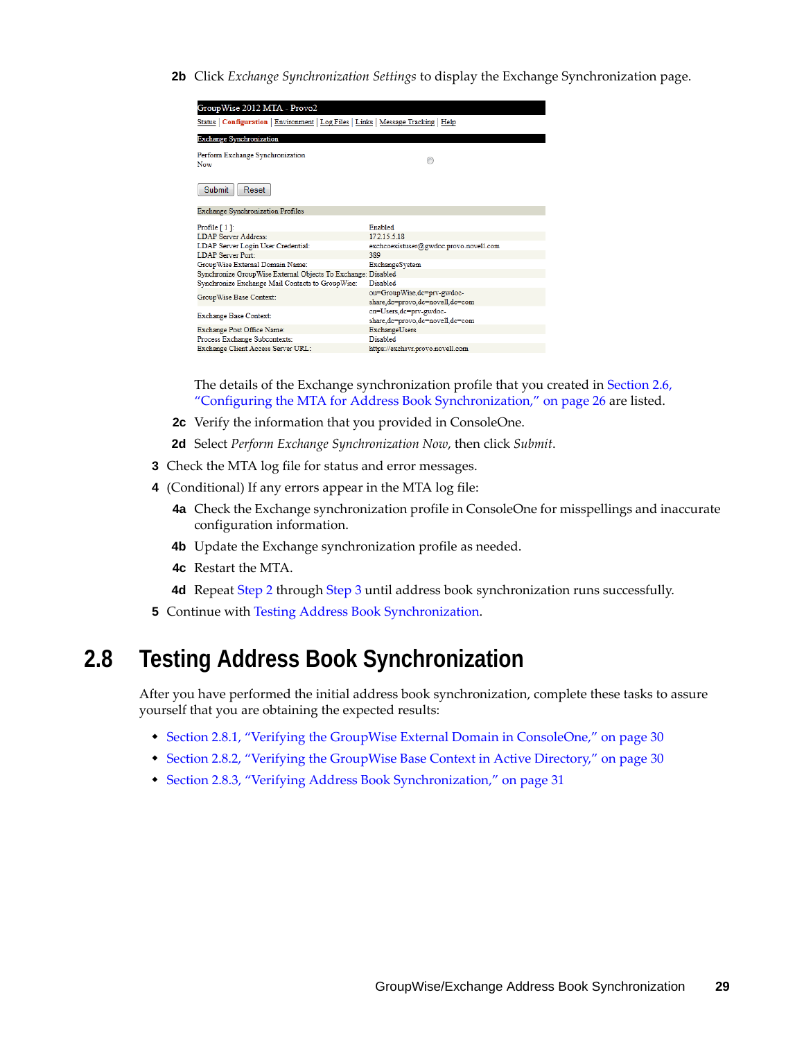**2b** Click *Exchange Synchronization Settings* to display the Exchange Synchronization page.

GroupWise 2012 MTA - Provo2

Status | Configuration | Environment | Log Files | Links | Message Tracking | Help

Exchange Synchronization

Perform Exchange Synchronization Now

Submit | Reset

Exchange Synchronization Profiles

| | |
|---|---|
| Profile [ 1 ]: | Enabled |
| LDAP Server Address: | 172.15.5.18 |
| LDAP Server Login User Credential: | exchcoexistuser@gwdoc.provo.novell.com |
| LDAP Server Port: | 389 |
| GroupWise External Domain Name: | ExchangeSystem |
| Synchronize GroupWise External Objects To Exchange: | Disabled |
| Synchronize Exchange Mail Contacts to GroupWise: | Disabled |
| GroupWise Base Context: | ou=GroupWise,dc=prv-gwdoc-share,dc=provo,dc=novell,dc=com |
| Exchange Base Context: | cn=Users,dc=prv-gwdoc-share,dc=provo,dc=novell,dc=com |
| Exchange Post Office Name: | ExchangeUsers |
| Process Exchange Subcontexts: | Disabled |
| Exchange Client Access Server URL: | https://exchsvr.provo.novell.com |

The details of the Exchange synchronization profile that you created in Section 2.6, "Configuring the MTA for Address Book Synchronization," on page 26 are listed.

**2c** Verify the information that you provided in ConsoleOne.

**2d** Select *Perform Exchange Synchronization Now*, then click *Submit*.

**3** Check the MTA log file for status and error messages.

**4** (Conditional) If any errors appear in the MTA log file:

**4a** Check the Exchange synchronization profile in ConsoleOne for misspellings and inaccurate configuration information.

**4b** Update the Exchange synchronization profile as needed.

**4c** Restart the MTA.

**4d** Repeat Step 2 through Step 3 until address book synchronization runs successfully.

**5** Continue with Testing Address Book Synchronization.

## 2.8 Testing Address Book Synchronization

After you have performed the initial address book synchronization, complete these tasks to assure yourself that you are obtaining the expected results:

- Section 2.8.1, "Verifying the GroupWise External Domain in ConsoleOne," on page 30
- Section 2.8.2, "Verifying the GroupWise Base Context in Active Directory," on page 30
- Section 2.8.3, "Verifying Address Book Synchronization," on page 31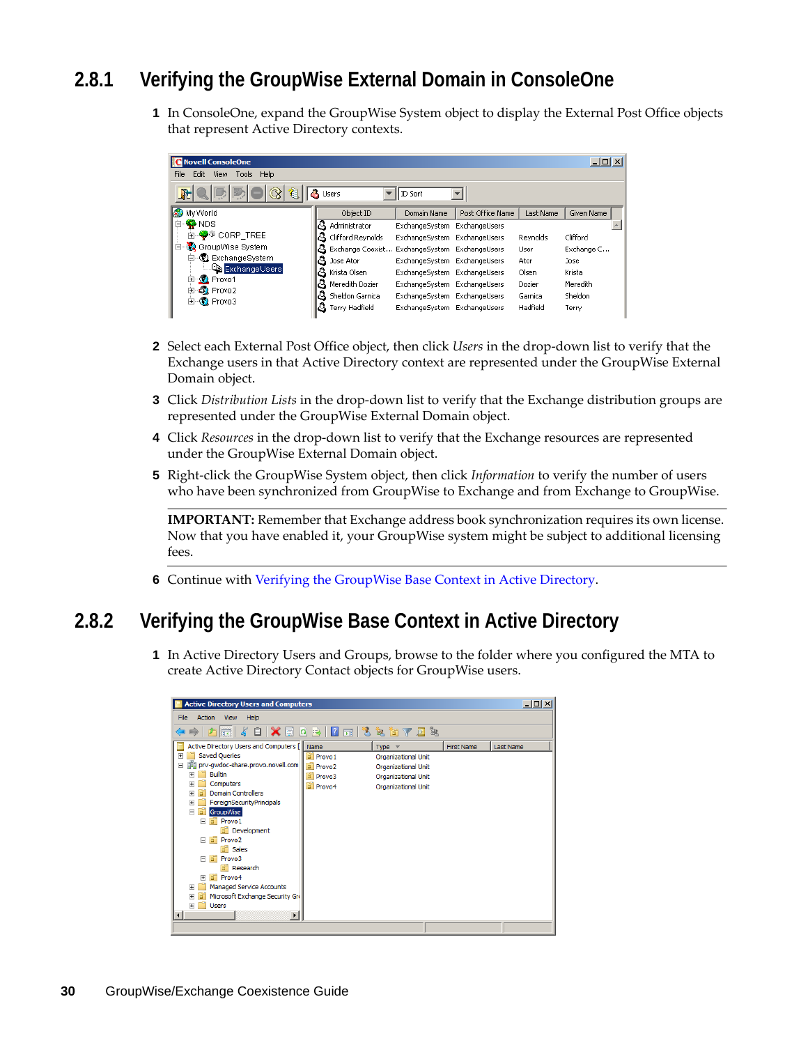## 2.8.1 Verifying the GroupWise External Domain in ConsoleOne

1 In ConsoleOne, expand the GroupWise System object to display the External Post Office objects that represent Active Directory contexts.

2 Select each External Post Office object, then click *Users* in the drop-down list to verify that the Exchange users in that Active Directory context are represented under the GroupWise External Domain object.

3 Click *Distribution Lists* in the drop-down list to verify that the Exchange distribution groups are represented under the GroupWise External Domain object.

4 Click *Resources* in the drop-down list to verify that the Exchange resources are represented under the GroupWise External Domain object.

5 Right-click the GroupWise System object, then click *Information* to verify the number of users who have been synchronized from GroupWise to Exchange and from Exchange to GroupWise.

**IMPORTANT:** Remember that Exchange address book synchronization requires its own license. Now that you have enabled it, your GroupWise system might be subject to additional licensing fees.

6 Continue with Verifying the GroupWise Base Context in Active Directory.

## 2.8.2 Verifying the GroupWise Base Context in Active Directory

1 In Active Directory Users and Groups, browse to the folder where you configured the MTA to create Active Directory Contact objects for GroupWise users.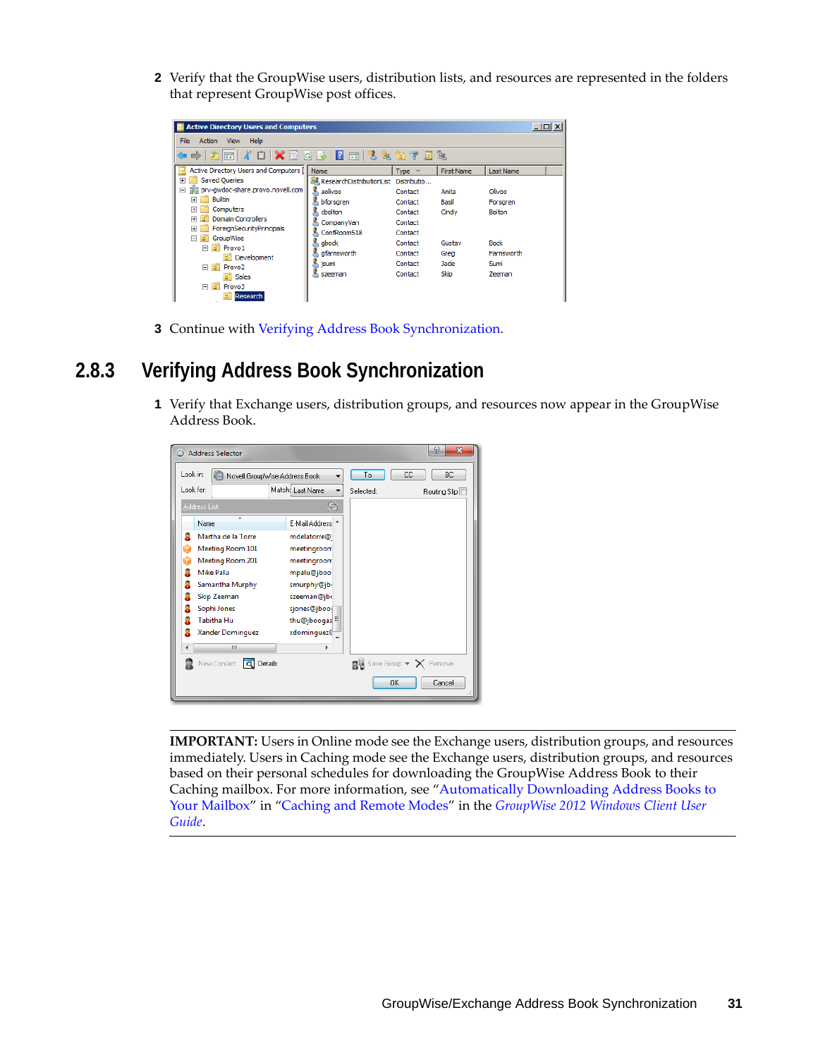2 Verify that the GroupWise users, distribution lists, and resources are represented in the folders that represent GroupWise post offices.

3 Continue with Verifying Address Book Synchronization.

### 2.8.3 Verifying Address Book Synchronization

1 Verify that Exchange users, distribution groups, and resources now appear in the GroupWise Address Book.

**IMPORTANT:** Users in Online mode see the Exchange users, distribution groups, and resources immediately. Users in Caching mode see the Exchange users, distribution groups, and resources based on their personal schedules for downloading the GroupWise Address Book to their Caching mailbox. For more information, see "Automatically Downloading Address Books to Your Mailbox" in "Caching and Remote Modes" in the *GroupWise 2012 Windows Client User Guide*.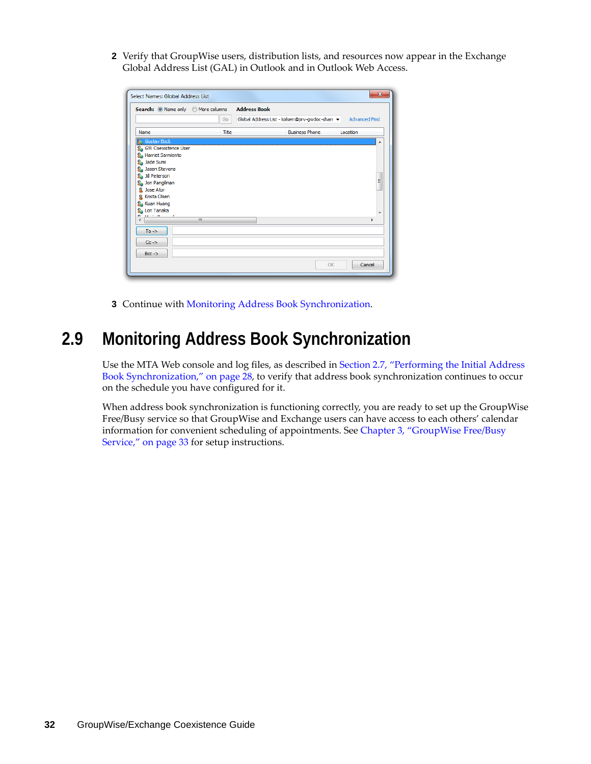2 Verify that GroupWise users, distribution lists, and resources now appear in the Exchange Global Address List (GAL) in Outlook and in Outlook Web Access.

3 Continue with Monitoring Address Book Synchronization.

## 2.9 Monitoring Address Book Synchronization

Use the MTA Web console and log files, as described in Section 2.7, "Performing the Initial Address Book Synchronization," on page 28, to verify that address book synchronization continues to occur on the schedule you have configured for it.

When address book synchronization is functioning correctly, you are ready to set up the GroupWise Free/Busy service so that GroupWise and Exchange users can have access to each others' calendar information for convenient scheduling of appointments. See Chapter 3, "GroupWise Free/Busy Service," on page 33 for setup instructions.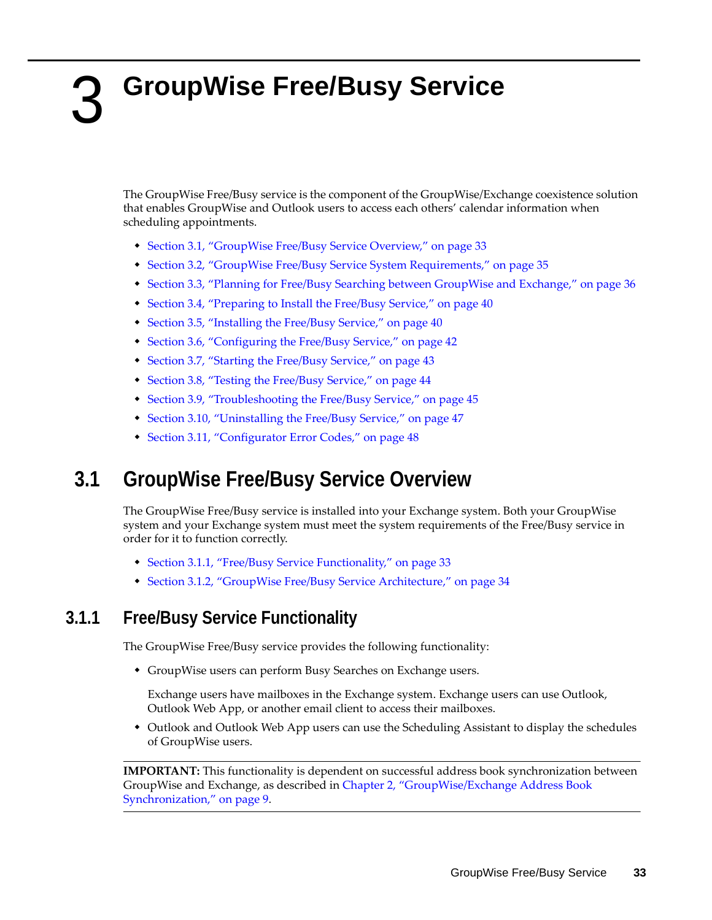# 3 GroupWise Free/Busy Service

The GroupWise Free/Busy service is the component of the GroupWise/Exchange coexistence solution that enables GroupWise and Outlook users to access each others' calendar information when scheduling appointments.

- Section 3.1, "GroupWise Free/Busy Service Overview," on page 33
- Section 3.2, "GroupWise Free/Busy Service System Requirements," on page 35
- Section 3.3, "Planning for Free/Busy Searching between GroupWise and Exchange," on page 36
- Section 3.4, "Preparing to Install the Free/Busy Service," on page 40
- Section 3.5, "Installing the Free/Busy Service," on page 40
- Section 3.6, "Configuring the Free/Busy Service," on page 42
- Section 3.7, "Starting the Free/Busy Service," on page 43
- Section 3.8, "Testing the Free/Busy Service," on page 44
- Section 3.9, "Troubleshooting the Free/Busy Service," on page 45
- Section 3.10, "Uninstalling the Free/Busy Service," on page 47
- Section 3.11, "Configurator Error Codes," on page 48

## 3.1 GroupWise Free/Busy Service Overview

The GroupWise Free/Busy service is installed into your Exchange system. Both your GroupWise system and your Exchange system must meet the system requirements of the Free/Busy service in order for it to function correctly.

- Section 3.1.1, "Free/Busy Service Functionality," on page 33
- Section 3.1.2, "GroupWise Free/Busy Service Architecture," on page 34

### 3.1.1 Free/Busy Service Functionality

The GroupWise Free/Busy service provides the following functionality:

- GroupWise users can perform Busy Searches on Exchange users.

  Exchange users have mailboxes in the Exchange system. Exchange users can use Outlook, Outlook Web App, or another email client to access their mailboxes.
- Outlook and Outlook Web App users can use the Scheduling Assistant to display the schedules of GroupWise users.

**IMPORTANT:** This functionality is dependent on successful address book synchronization between GroupWise and Exchange, as described in Chapter 2, "GroupWise/Exchange Address Book Synchronization," on page 9.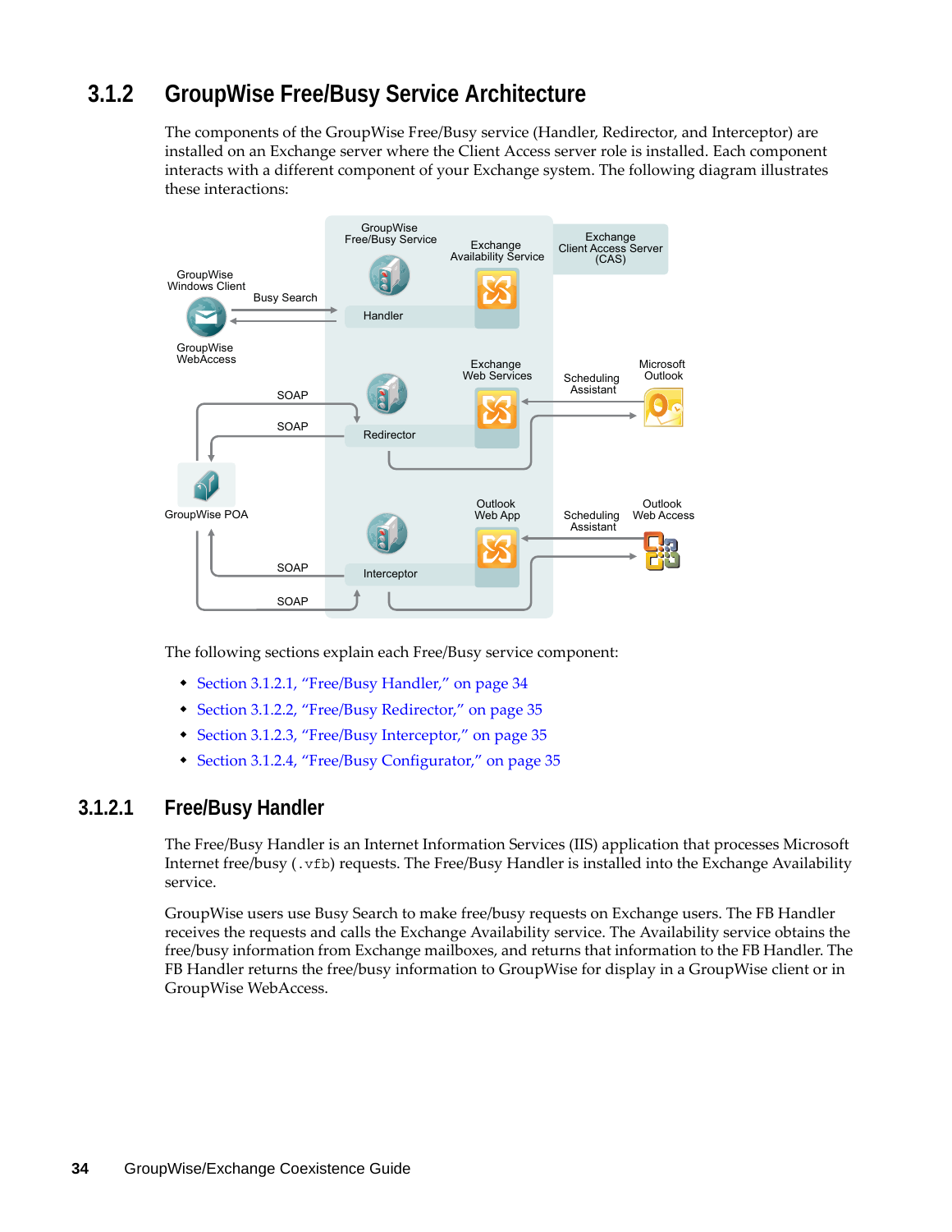## 3.1.2 GroupWise Free/Busy Service Architecture

The components of the GroupWise Free/Busy service (Handler, Redirector, and Interceptor) are installed on an Exchange server where the Client Access server role is installed. Each component interacts with a different component of your Exchange system. The following diagram illustrates these interactions:

The following sections explain each Free/Busy service component:

- Section 3.1.2.1, "Free/Busy Handler," on page 34
- Section 3.1.2.2, "Free/Busy Redirector," on page 35
- Section 3.1.2.3, "Free/Busy Interceptor," on page 35
- Section 3.1.2.4, "Free/Busy Configurator," on page 35

### 3.1.2.1 Free/Busy Handler

The Free/Busy Handler is an Internet Information Services (IIS) application that processes Microsoft Internet free/busy (`.vfb`) requests. The Free/Busy Handler is installed into the Exchange Availability service.

GroupWise users use Busy Search to make free/busy requests on Exchange users. The FB Handler receives the requests and calls the Exchange Availability service. The Availability service obtains the free/busy information from Exchange mailboxes, and returns that information to the FB Handler. The FB Handler returns the free/busy information to GroupWise for display in a GroupWise client or in GroupWise WebAccess.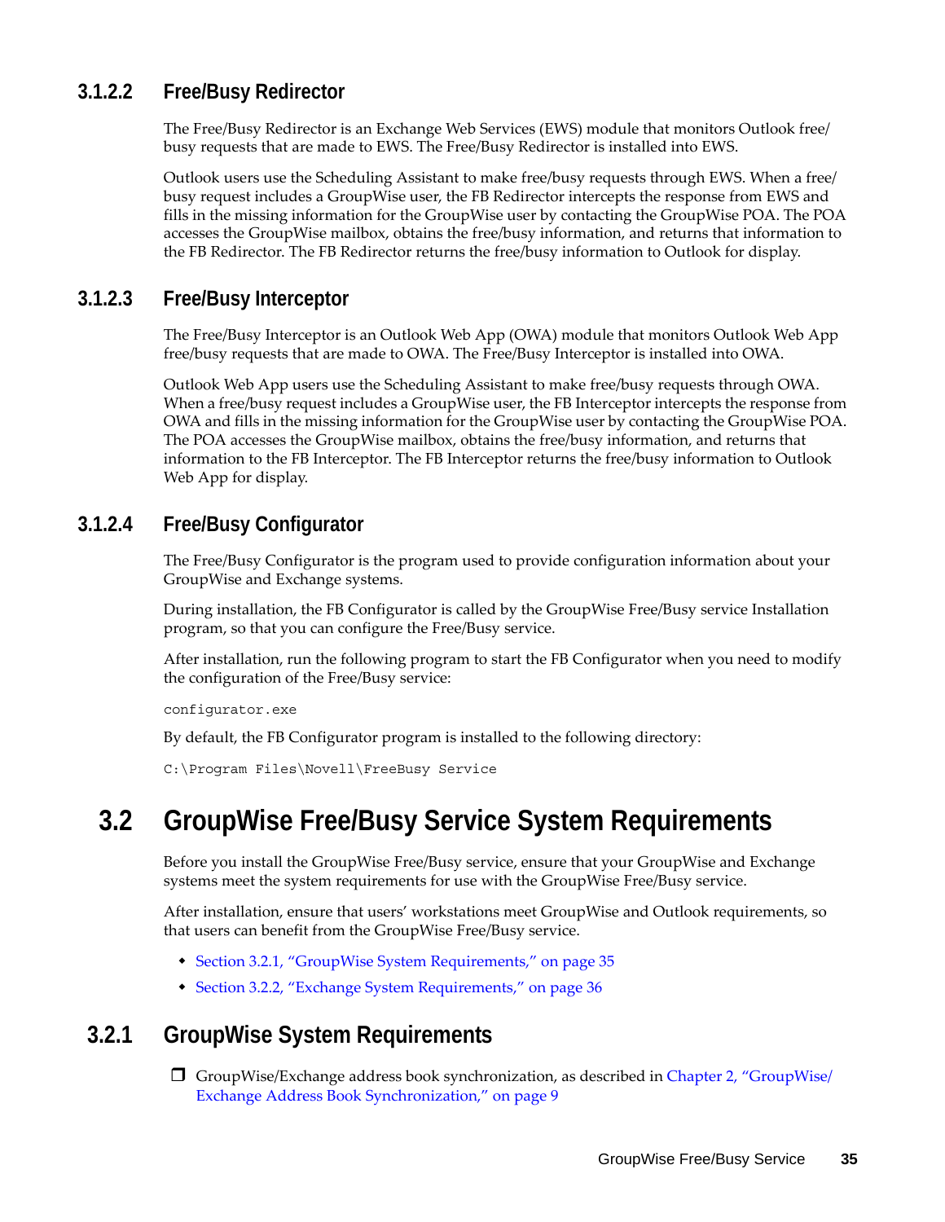#### 3.1.2.2 Free/Busy Redirector

The Free/Busy Redirector is an Exchange Web Services (EWS) module that monitors Outlook free/busy requests that are made to EWS. The Free/Busy Redirector is installed into EWS.

Outlook users use the Scheduling Assistant to make free/busy requests through EWS. When a free/busy request includes a GroupWise user, the FB Redirector intercepts the response from EWS and fills in the missing information for the GroupWise user by contacting the GroupWise POA. The POA accesses the GroupWise mailbox, obtains the free/busy information, and returns that information to the FB Redirector. The FB Redirector returns the free/busy information to Outlook for display.

#### 3.1.2.3 Free/Busy Interceptor

The Free/Busy Interceptor is an Outlook Web App (OWA) module that monitors Outlook Web App free/busy requests that are made to OWA. The Free/Busy Interceptor is installed into OWA.

Outlook Web App users use the Scheduling Assistant to make free/busy requests through OWA. When a free/busy request includes a GroupWise user, the FB Interceptor intercepts the response from OWA and fills in the missing information for the GroupWise user by contacting the GroupWise POA. The POA accesses the GroupWise mailbox, obtains the free/busy information, and returns that information to the FB Interceptor. The FB Interceptor returns the free/busy information to Outlook Web App for display.

#### 3.1.2.4 Free/Busy Configurator

The Free/Busy Configurator is the program used to provide configuration information about your GroupWise and Exchange systems.

During installation, the FB Configurator is called by the GroupWise Free/Busy service Installation program, so that you can configure the Free/Busy service.

After installation, run the following program to start the FB Configurator when you need to modify the configuration of the Free/Busy service:

```
configurator.exe
```

By default, the FB Configurator program is installed to the following directory:

```
C:\Program Files\Novell\FreeBusy Service
```

## 3.2 GroupWise Free/Busy Service System Requirements

Before you install the GroupWise Free/Busy service, ensure that your GroupWise and Exchange systems meet the system requirements for use with the GroupWise Free/Busy service.

After installation, ensure that users' workstations meet GroupWise and Outlook requirements, so that users can benefit from the GroupWise Free/Busy service.

- Section 3.2.1, "GroupWise System Requirements," on page 35
- Section 3.2.2, "Exchange System Requirements," on page 36

### 3.2.1 GroupWise System Requirements

- ❒ GroupWise/Exchange address book synchronization, as described in Chapter 2, "GroupWise/Exchange Address Book Synchronization," on page 9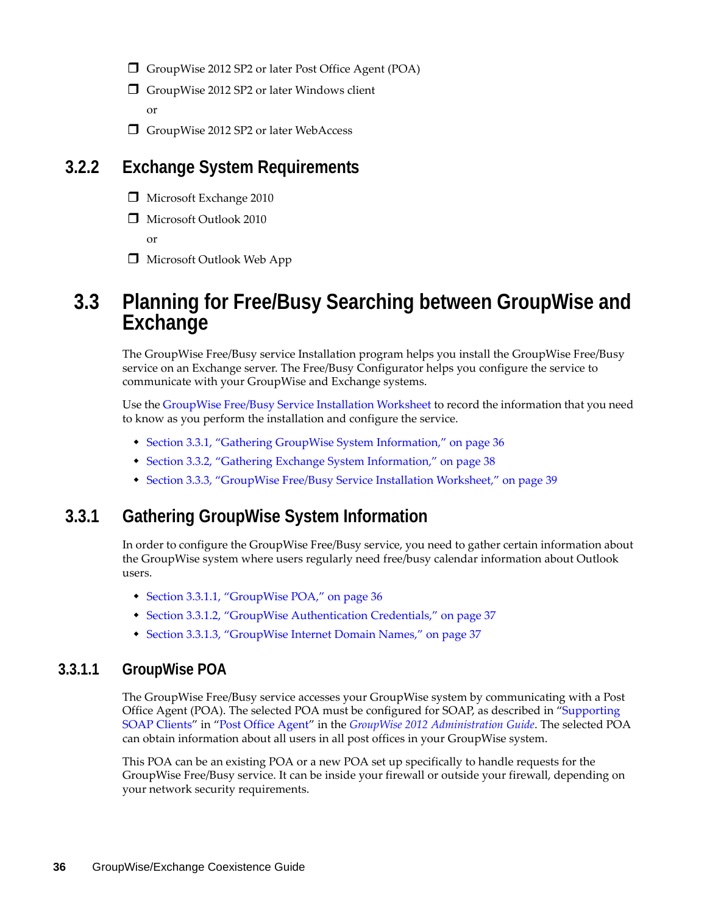- ❒ GroupWise 2012 SP2 or later Post Office Agent (POA)
- ❒ GroupWise 2012 SP2 or later Windows client

  or

- ❒ GroupWise 2012 SP2 or later WebAccess

### 3.2.2 Exchange System Requirements

- ❒ Microsoft Exchange 2010
- ❒ Microsoft Outlook 2010

  or

- ❒ Microsoft Outlook Web App

## 3.3 Planning for Free/Busy Searching between GroupWise and Exchange

The GroupWise Free/Busy service Installation program helps you install the GroupWise Free/Busy service on an Exchange server. The Free/Busy Configurator helps you configure the service to communicate with your GroupWise and Exchange systems.

Use the GroupWise Free/Busy Service Installation Worksheet to record the information that you need to know as you perform the installation and configure the service.

- Section 3.3.1, "Gathering GroupWise System Information," on page 36
- Section 3.3.2, "Gathering Exchange System Information," on page 38
- Section 3.3.3, "GroupWise Free/Busy Service Installation Worksheet," on page 39

### 3.3.1 Gathering GroupWise System Information

In order to configure the GroupWise Free/Busy service, you need to gather certain information about the GroupWise system where users regularly need free/busy calendar information about Outlook users.

- Section 3.3.1.1, "GroupWise POA," on page 36
- Section 3.3.1.2, "GroupWise Authentication Credentials," on page 37
- Section 3.3.1.3, "GroupWise Internet Domain Names," on page 37

#### 3.3.1.1 GroupWise POA

The GroupWise Free/Busy service accesses your GroupWise system by communicating with a Post Office Agent (POA). The selected POA must be configured for SOAP, as described in "Supporting SOAP Clients" in "Post Office Agent" in the *GroupWise 2012 Administration Guide*. The selected POA can obtain information about all users in all post offices in your GroupWise system.

This POA can be an existing POA or a new POA set up specifically to handle requests for the GroupWise Free/Busy service. It can be inside your firewall or outside your firewall, depending on your network security requirements.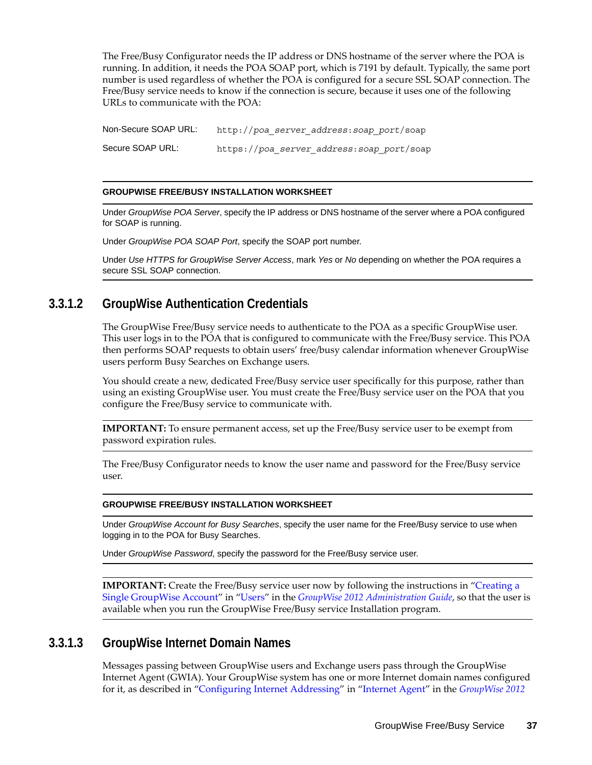The Free/Busy Configurator needs the IP address or DNS hostname of the server where the POA is running. In addition, it needs the POA SOAP port, which is 7191 by default. Typically, the same port number is used regardless of whether the POA is configured for a secure SSL SOAP connection. The Free/Busy service needs to know if the connection is secure, because it uses one of the following URLs to communicate with the POA:

| | |
|---|---|
| Non-Secure SOAP URL: | `http://poa_server_address:soap_port/soap` |
| Secure SOAP URL: | `https://poa_server_address:soap_port/soap` |

---

**GROUPWISE FREE/BUSY INSTALLATION WORKSHEET**

Under *GroupWise POA Server*, specify the IP address or DNS hostname of the server where a POA configured for SOAP is running.

Under *GroupWise POA SOAP Port*, specify the SOAP port number.

Under *Use HTTPS for GroupWise Server Access*, mark *Yes* or *No* depending on whether the POA requires a secure SSL SOAP connection.

---

#### 3.3.1.2 GroupWise Authentication Credentials

The GroupWise Free/Busy service needs to authenticate to the POA as a specific GroupWise user. This user logs in to the POA that is configured to communicate with the Free/Busy service. This POA then performs SOAP requests to obtain users' free/busy calendar information whenever GroupWise users perform Busy Searches on Exchange users.

You should create a new, dedicated Free/Busy service user specifically for this purpose, rather than using an existing GroupWise user. You must create the Free/Busy service user on the POA that you configure the Free/Busy service to communicate with.

**IMPORTANT:** To ensure permanent access, set up the Free/Busy service user to be exempt from password expiration rules.

The Free/Busy Configurator needs to know the user name and password for the Free/Busy service user.

---

**GROUPWISE FREE/BUSY INSTALLATION WORKSHEET**

Under *GroupWise Account for Busy Searches*, specify the user name for the Free/Busy service to use when logging in to the POA for Busy Searches.

Under *GroupWise Password*, specify the password for the Free/Busy service user.

---

**IMPORTANT:** Create the Free/Busy service user now by following the instructions in "Creating a Single GroupWise Account" in "Users" in the *GroupWise 2012 Administration Guide*, so that the user is available when you run the GroupWise Free/Busy service Installation program.

#### 3.3.1.3 GroupWise Internet Domain Names

Messages passing between GroupWise users and Exchange users pass through the GroupWise Internet Agent (GWIA). Your GroupWise system has one or more Internet domain names configured for it, as described in "Configuring Internet Addressing" in "Internet Agent" in the *GroupWise 2012*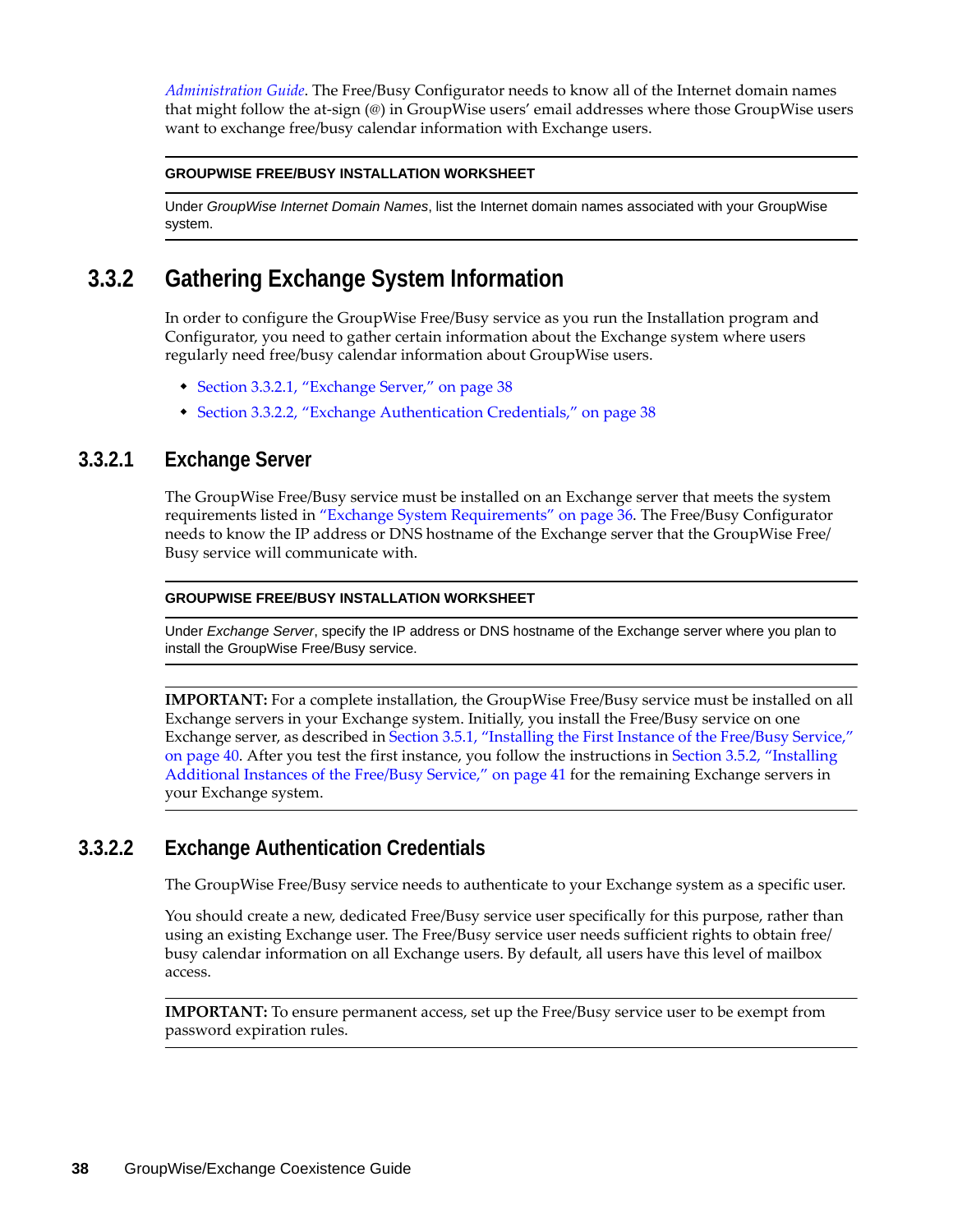*Administration Guide*. The Free/Busy Configurator needs to know all of the Internet domain names that might follow the at-sign (@) in GroupWise users' email addresses where those GroupWise users want to exchange free/busy calendar information with Exchange users.

---

**GROUPWISE FREE/BUSY INSTALLATION WORKSHEET**

Under *GroupWise Internet Domain Names*, list the Internet domain names associated with your GroupWise system.

---

## 3.3.2 Gathering Exchange System Information

In order to configure the GroupWise Free/Busy service as you run the Installation program and Configurator, you need to gather certain information about the Exchange system where users regularly need free/busy calendar information about GroupWise users.

- Section 3.3.2.1, "Exchange Server," on page 38
- Section 3.3.2.2, "Exchange Authentication Credentials," on page 38

### 3.3.2.1 Exchange Server

The GroupWise Free/Busy service must be installed on an Exchange server that meets the system requirements listed in "Exchange System Requirements" on page 36. The Free/Busy Configurator needs to know the IP address or DNS hostname of the Exchange server that the GroupWise Free/Busy service will communicate with.

---

**GROUPWISE FREE/BUSY INSTALLATION WORKSHEET**

Under *Exchange Server*, specify the IP address or DNS hostname of the Exchange server where you plan to install the GroupWise Free/Busy service.

---

**IMPORTANT:** For a complete installation, the GroupWise Free/Busy service must be installed on all Exchange servers in your Exchange system. Initially, you install the Free/Busy service on one Exchange server, as described in Section 3.5.1, "Installing the First Instance of the Free/Busy Service," on page 40. After you test the first instance, you follow the instructions in Section 3.5.2, "Installing Additional Instances of the Free/Busy Service," on page 41 for the remaining Exchange servers in your Exchange system.

---

### 3.3.2.2 Exchange Authentication Credentials

The GroupWise Free/Busy service needs to authenticate to your Exchange system as a specific user.

You should create a new, dedicated Free/Busy service user specifically for this purpose, rather than using an existing Exchange user. The Free/Busy service user needs sufficient rights to obtain free/busy calendar information on all Exchange users. By default, all users have this level of mailbox access.

---

**IMPORTANT:** To ensure permanent access, set up the Free/Busy service user to be exempt from password expiration rules.

---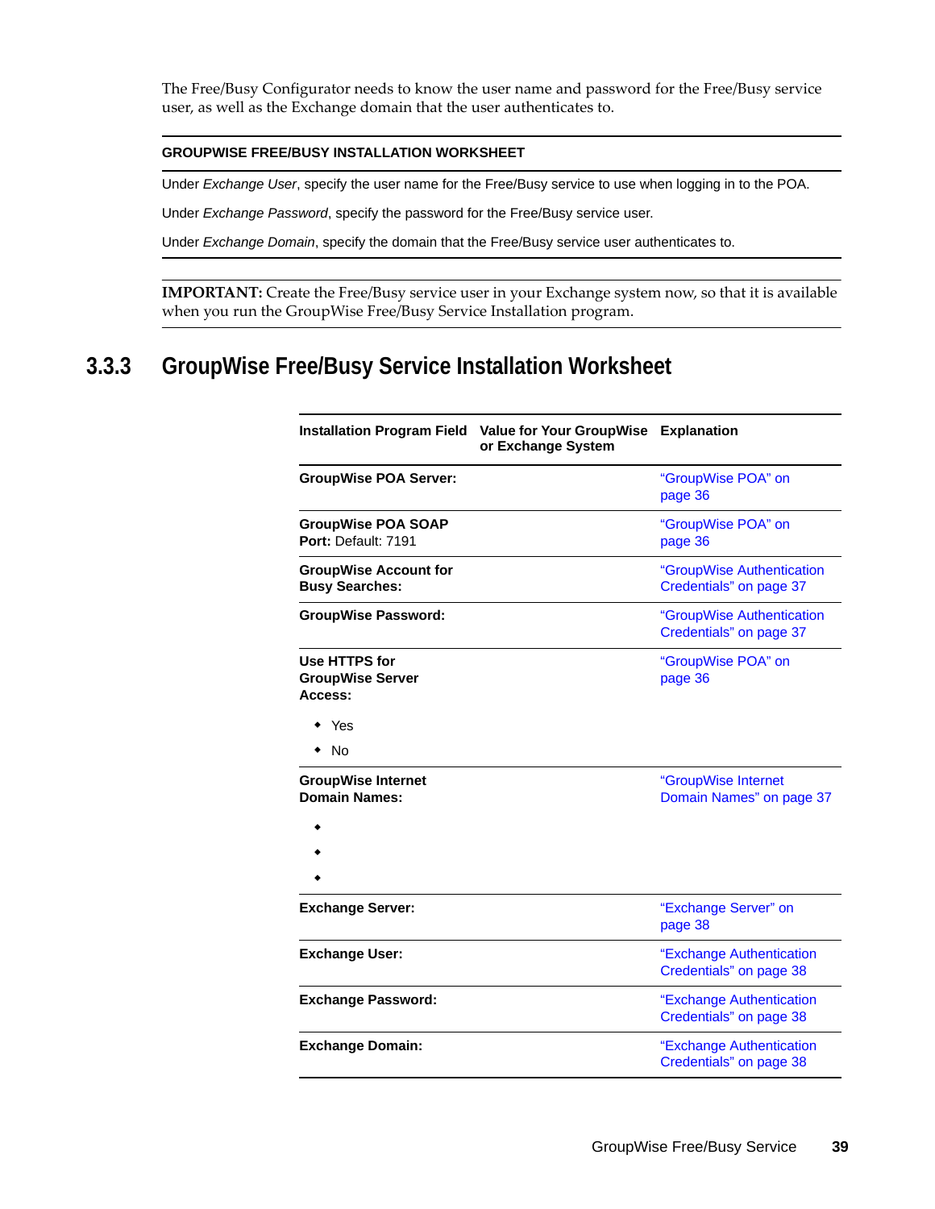The Free/Busy Configurator needs to know the user name and password for the Free/Busy service user, as well as the Exchange domain that the user authenticates to.

**GROUPWISE FREE/BUSY INSTALLATION WORKSHEET**

Under *Exchange User*, specify the user name for the Free/Busy service to use when logging in to the POA.

Under *Exchange Password*, specify the password for the Free/Busy service user.

Under *Exchange Domain*, specify the domain that the Free/Busy service user authenticates to.

**IMPORTANT:** Create the Free/Busy service user in your Exchange system now, so that it is available when you run the GroupWise Free/Busy Service Installation program.

## 3.3.3 GroupWise Free/Busy Service Installation Worksheet

| Installation Program Field | Value for Your GroupWise or Exchange System | Explanation |
|---|---|---|
| **GroupWise POA Server:** | | "GroupWise POA" on page 36 |
| **GroupWise POA SOAP Port:** Default: 7191 | | "GroupWise POA" on page 36 |
| **GroupWise Account for Busy Searches:** | | "GroupWise Authentication Credentials" on page 37 |
| **GroupWise Password:** | | "GroupWise Authentication Credentials" on page 37 |
| **Use HTTPS for GroupWise Server Access:**<br>◆ Yes<br>◆ No | | "GroupWise POA" on page 36 |
| **GroupWise Internet Domain Names:**<br>◆<br>◆<br>◆ | | "GroupWise Internet Domain Names" on page 37 |
| **Exchange Server:** | | "Exchange Server" on page 38 |
| **Exchange User:** | | "Exchange Authentication Credentials" on page 38 |
| **Exchange Password:** | | "Exchange Authentication Credentials" on page 38 |
| **Exchange Domain:** | | "Exchange Authentication Credentials" on page 38 |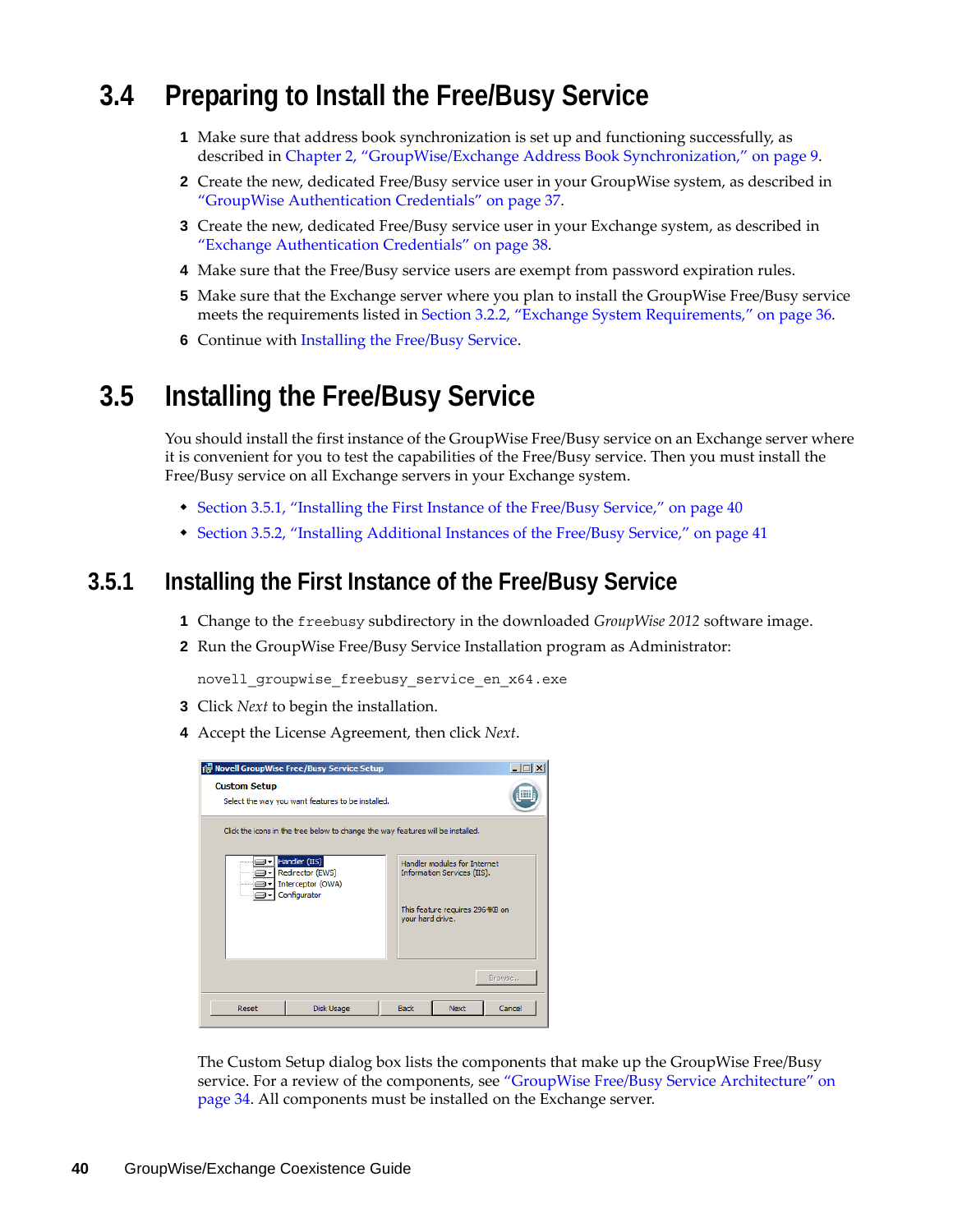## 3.4 Preparing to Install the Free/Busy Service

1. Make sure that address book synchronization is set up and functioning successfully, as described in Chapter 2, “GroupWise/Exchange Address Book Synchronization,” on page 9.
2. Create the new, dedicated Free/Busy service user in your GroupWise system, as described in “GroupWise Authentication Credentials” on page 37.
3. Create the new, dedicated Free/Busy service user in your Exchange system, as described in “Exchange Authentication Credentials” on page 38.
4. Make sure that the Free/Busy service users are exempt from password expiration rules.
5. Make sure that the Exchange server where you plan to install the GroupWise Free/Busy service meets the requirements listed in Section 3.2.2, “Exchange System Requirements,” on page 36.
6. Continue with Installing the Free/Busy Service.

## 3.5 Installing the Free/Busy Service

You should install the first instance of the GroupWise Free/Busy service on an Exchange server where it is convenient for you to test the capabilities of the Free/Busy service. Then you must install the Free/Busy service on all Exchange servers in your Exchange system.

- Section 3.5.1, “Installing the First Instance of the Free/Busy Service,” on page 40
- Section 3.5.2, “Installing Additional Instances of the Free/Busy Service,” on page 41

### 3.5.1 Installing the First Instance of the Free/Busy Service

1. Change to the `freebusy` subdirectory in the downloaded *GroupWise 2012* software image.
2. Run the GroupWise Free/Busy Service Installation program as Administrator:

   ```
   novell_groupwise_freebusy_service_en_x64.exe
   ```

3. Click *Next* to begin the installation.
4. Accept the License Agreement, then click *Next*.

   The Custom Setup dialog box lists the components that make up the GroupWise Free/Busy service. For a review of the components, see “GroupWise Free/Busy Service Architecture” on page 34. All components must be installed on the Exchange server.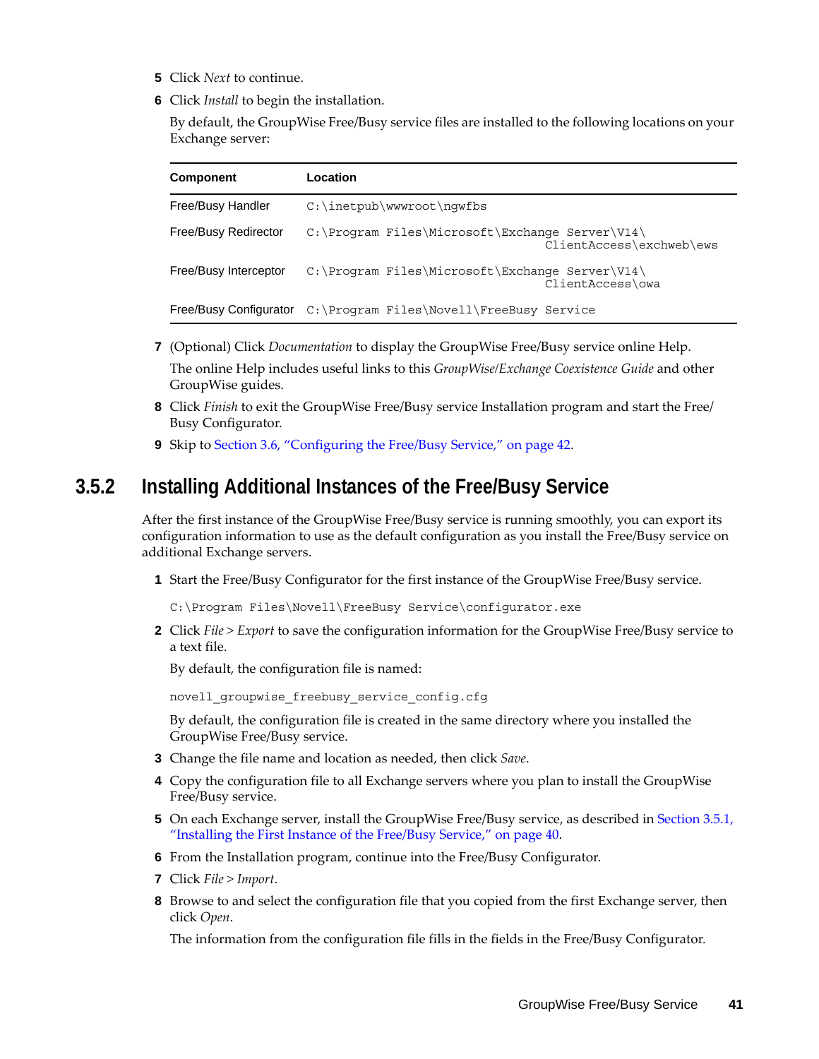5 Click *Next* to continue.

6 Click *Install* to begin the installation.

By default, the GroupWise Free/Busy service files are installed to the following locations on your Exchange server:

| Component | Location |
| --- | --- |
| Free/Busy Handler | `C:\inetpub\wwwroot\ngwfbs` |
| Free/Busy Redirector | `C:\Program Files\Microsoft\Exchange Server\V14\ClientAccess\exchweb\ews` |
| Free/Busy Interceptor | `C:\Program Files\Microsoft\Exchange Server\V14\ClientAccess\owa` |
| Free/Busy Configurator | `C:\Program Files\Novell\FreeBusy Service` |

7 (Optional) Click *Documentation* to display the GroupWise Free/Busy service online Help.

The online Help includes useful links to this *GroupWise/Exchange Coexistence Guide* and other GroupWise guides.

8 Click *Finish* to exit the GroupWise Free/Busy service Installation program and start the Free/Busy Configurator.

9 Skip to Section 3.6, "Configuring the Free/Busy Service," on page 42.

## 3.5.2 Installing Additional Instances of the Free/Busy Service

After the first instance of the GroupWise Free/Busy service is running smoothly, you can export its configuration information to use as the default configuration as you install the Free/Busy service on additional Exchange servers.

1 Start the Free/Busy Configurator for the first instance of the GroupWise Free/Busy service.

```
C:\Program Files\Novell\FreeBusy Service\configurator.exe
```

2 Click *File > Export* to save the configuration information for the GroupWise Free/Busy service to a text file.

By default, the configuration file is named:

```
novell_groupwise_freebusy_service_config.cfg
```

By default, the configuration file is created in the same directory where you installed the GroupWise Free/Busy service.

3 Change the file name and location as needed, then click *Save*.

4 Copy the configuration file to all Exchange servers where you plan to install the GroupWise Free/Busy service.

5 On each Exchange server, install the GroupWise Free/Busy service, as described in Section 3.5.1, "Installing the First Instance of the Free/Busy Service," on page 40.

6 From the Installation program, continue into the Free/Busy Configurator.

7 Click *File > Import*.

8 Browse to and select the configuration file that you copied from the first Exchange server, then click *Open*.

The information from the configuration file fills in the fields in the Free/Busy Configurator.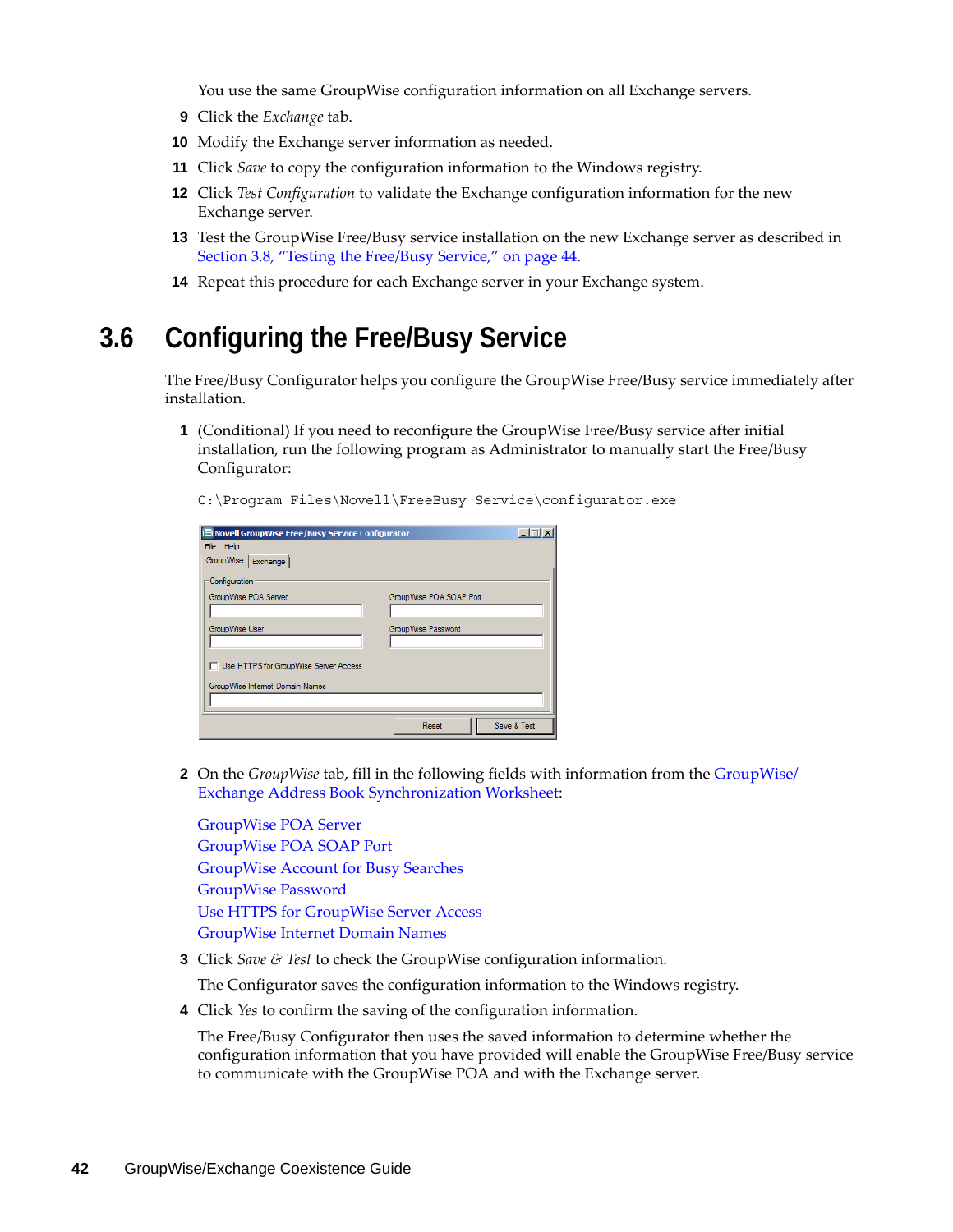You use the same GroupWise configuration information on all Exchange servers.

9 Click the *Exchange* tab.

10 Modify the Exchange server information as needed.

11 Click *Save* to copy the configuration information to the Windows registry.

12 Click *Test Configuration* to validate the Exchange configuration information for the new Exchange server.

13 Test the GroupWise Free/Busy service installation on the new Exchange server as described in Section 3.8, "Testing the Free/Busy Service," on page 44.

14 Repeat this procedure for each Exchange server in your Exchange system.

## 3.6 Configuring the Free/Busy Service

The Free/Busy Configurator helps you configure the GroupWise Free/Busy service immediately after installation.

1 (Conditional) If you need to reconfigure the GroupWise Free/Busy service after initial installation, run the following program as Administrator to manually start the Free/Busy Configurator:

```
C:\Program Files\Novell\FreeBusy Service\configurator.exe
```

2 On the *GroupWise* tab, fill in the following fields with information from the GroupWise/Exchange Address Book Synchronization Worksheet:

GroupWise POA Server
GroupWise POA SOAP Port
GroupWise Account for Busy Searches
GroupWise Password
Use HTTPS for GroupWise Server Access
GroupWise Internet Domain Names

3 Click *Save & Test* to check the GroupWise configuration information.

The Configurator saves the configuration information to the Windows registry.

4 Click *Yes* to confirm the saving of the configuration information.

The Free/Busy Configurator then uses the saved information to determine whether the configuration information that you have provided will enable the GroupWise Free/Busy service to communicate with the GroupWise POA and with the Exchange server.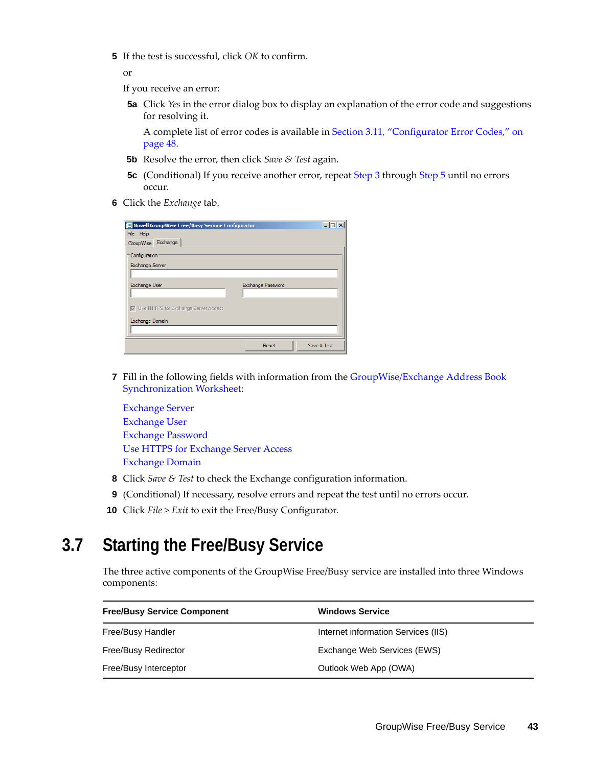5 If the test is successful, click *OK* to confirm.

or

If you receive an error:

5a Click *Yes* in the error dialog box to display an explanation of the error code and suggestions for resolving it.

A complete list of error codes is available in Section 3.11, "Configurator Error Codes," on page 48.

5b Resolve the error, then click *Save & Test* again.

5c (Conditional) If you receive another error, repeat Step 3 through Step 5 until no errors occur.

6 Click the *Exchange* tab.

7 Fill in the following fields with information from the GroupWise/Exchange Address Book Synchronization Worksheet:

Exchange Server
Exchange User
Exchange Password
Use HTTPS for Exchange Server Access
Exchange Domain

8 Click *Save & Test* to check the Exchange configuration information.

9 (Conditional) If necessary, resolve errors and repeat the test until no errors occur.

10 Click *File > Exit* to exit the Free/Busy Configurator.

## 3.7 Starting the Free/Busy Service

The three active components of the GroupWise Free/Busy service are installed into three Windows components:

| Free/Busy Service Component | Windows Service |
|---|---|
| Free/Busy Handler | Internet information Services (IIS) |
| Free/Busy Redirector | Exchange Web Services (EWS) |
| Free/Busy Interceptor | Outlook Web App (OWA) |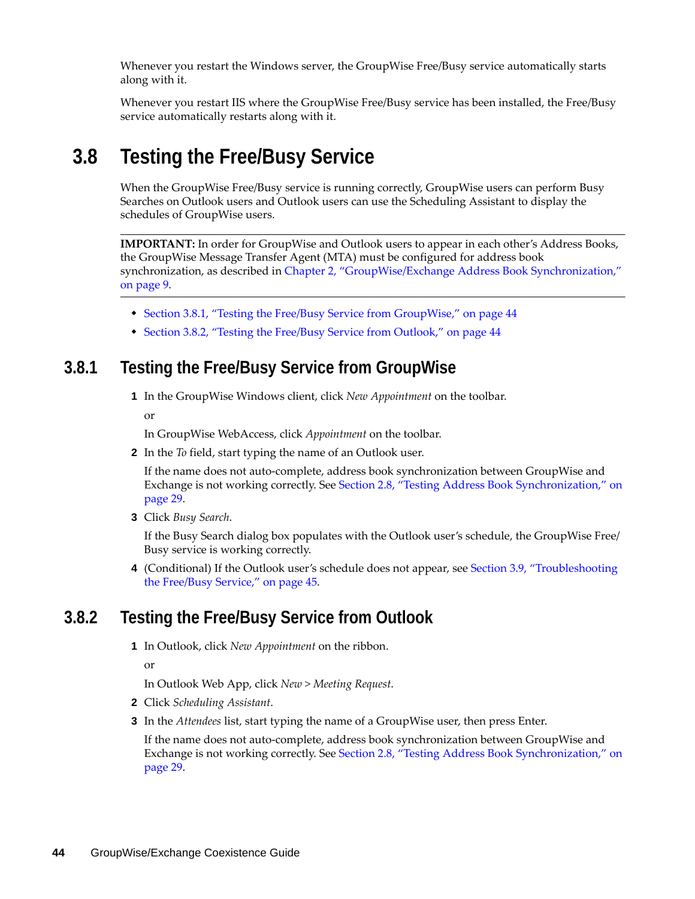Whenever you restart the Windows server, the GroupWise Free/Busy service automatically starts along with it.

Whenever you restart IIS where the GroupWise Free/Busy service has been installed, the Free/Busy service automatically restarts along with it.

## 3.8 Testing the Free/Busy Service

When the GroupWise Free/Busy service is running correctly, GroupWise users can perform Busy Searches on Outlook users and Outlook users can use the Scheduling Assistant to display the schedules of GroupWise users.

**IMPORTANT:** In order for GroupWise and Outlook users to appear in each other's Address Books, the GroupWise Message Transfer Agent (MTA) must be configured for address book synchronization, as described in Chapter 2, "GroupWise/Exchange Address Book Synchronization," on page 9.

- Section 3.8.1, "Testing the Free/Busy Service from GroupWise," on page 44
- Section 3.8.2, "Testing the Free/Busy Service from Outlook," on page 44

### 3.8.1 Testing the Free/Busy Service from GroupWise

1 In the GroupWise Windows client, click *New Appointment* on the toolbar.

   or

   In GroupWise WebAccess, click *Appointment* on the toolbar.

2 In the *To* field, start typing the name of an Outlook user.

   If the name does not auto-complete, address book synchronization between GroupWise and Exchange is not working correctly. See Section 2.8, "Testing Address Book Synchronization," on page 29.

3 Click *Busy Search*.

   If the Busy Search dialog box populates with the Outlook user's schedule, the GroupWise Free/Busy service is working correctly.

4 (Conditional) If the Outlook user's schedule does not appear, see Section 3.9, "Troubleshooting the Free/Busy Service," on page 45.

### 3.8.2 Testing the Free/Busy Service from Outlook

1 In Outlook, click *New Appointment* on the ribbon.

   or

   In Outlook Web App, click *New > Meeting Request*.

2 Click *Scheduling Assistant*.

3 In the *Attendees* list, start typing the name of a GroupWise user, then press Enter.

   If the name does not auto-complete, address book synchronization between GroupWise and Exchange is not working correctly. See Section 2.8, "Testing Address Book Synchronization," on page 29.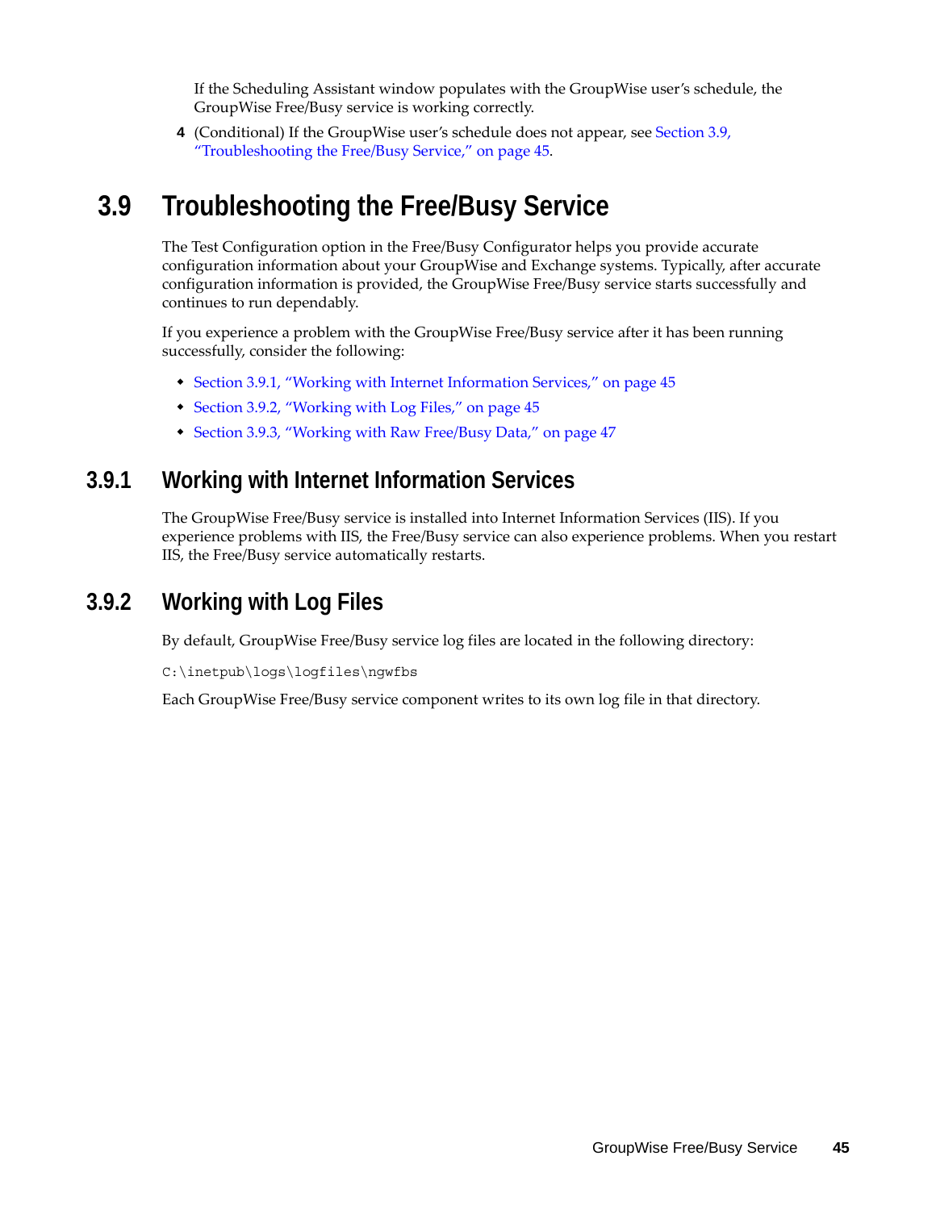If the Scheduling Assistant window populates with the GroupWise user's schedule, the GroupWise Free/Busy service is working correctly.

4 (Conditional) If the GroupWise user's schedule does not appear, see Section 3.9, "Troubleshooting the Free/Busy Service," on page 45.

## 3.9 Troubleshooting the Free/Busy Service

The Test Configuration option in the Free/Busy Configurator helps you provide accurate configuration information about your GroupWise and Exchange systems. Typically, after accurate configuration information is provided, the GroupWise Free/Busy service starts successfully and continues to run dependably.

If you experience a problem with the GroupWise Free/Busy service after it has been running successfully, consider the following:

- Section 3.9.1, "Working with Internet Information Services," on page 45
- Section 3.9.2, "Working with Log Files," on page 45
- Section 3.9.3, "Working with Raw Free/Busy Data," on page 47

### 3.9.1 Working with Internet Information Services

The GroupWise Free/Busy service is installed into Internet Information Services (IIS). If you experience problems with IIS, the Free/Busy service can also experience problems. When you restart IIS, the Free/Busy service automatically restarts.

### 3.9.2 Working with Log Files

By default, GroupWise Free/Busy service log files are located in the following directory:

```
C:\inetpub\logs\logfiles\ngwfbs
```

Each GroupWise Free/Busy service component writes to its own log file in that directory.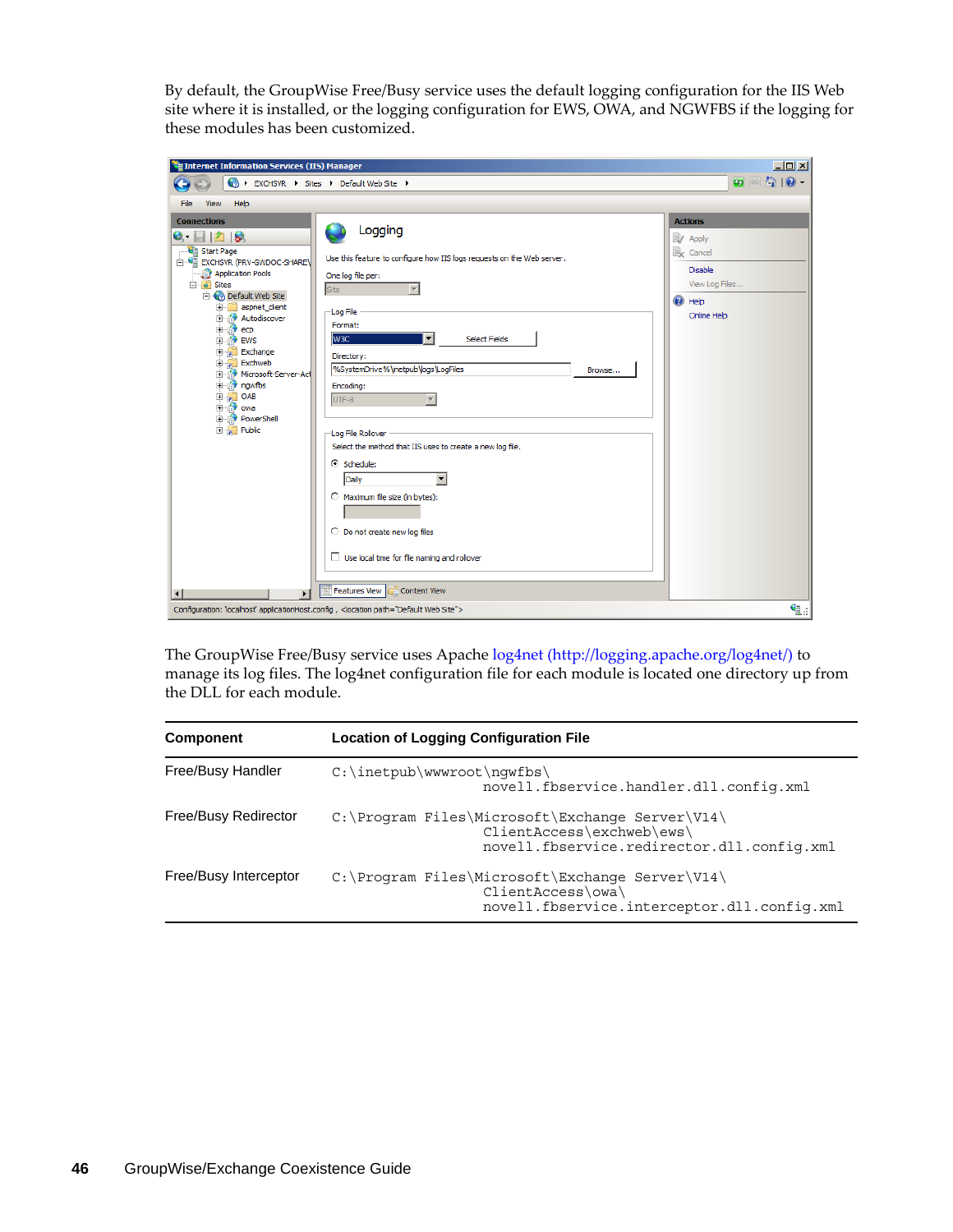By default, the GroupWise Free/Busy service uses the default logging configuration for the IIS Web site where it is installed, or the logging configuration for EWS, OWA, and NGWFBS if the logging for these modules has been customized.

The GroupWise Free/Busy service uses Apache log4net (http://logging.apache.org/log4net/) to manage its log files. The log4net configuration file for each module is located one directory up from the DLL for each module.

| Component | Location of Logging Configuration File |
|---|---|
| Free/Busy Handler | `C:\inetpub\wwwroot\ngwfbs\novell.fbservice.handler.dll.config.xml` |
| Free/Busy Redirector | `C:\Program Files\Microsoft\Exchange Server\V14\ClientAccess\exchweb\ews\novell.fbservice.redirector.dll.config.xml` |
| Free/Busy Interceptor | `C:\Program Files\Microsoft\Exchange Server\V14\ClientAccess\owa\novell.fbservice.interceptor.dll.config.xml` |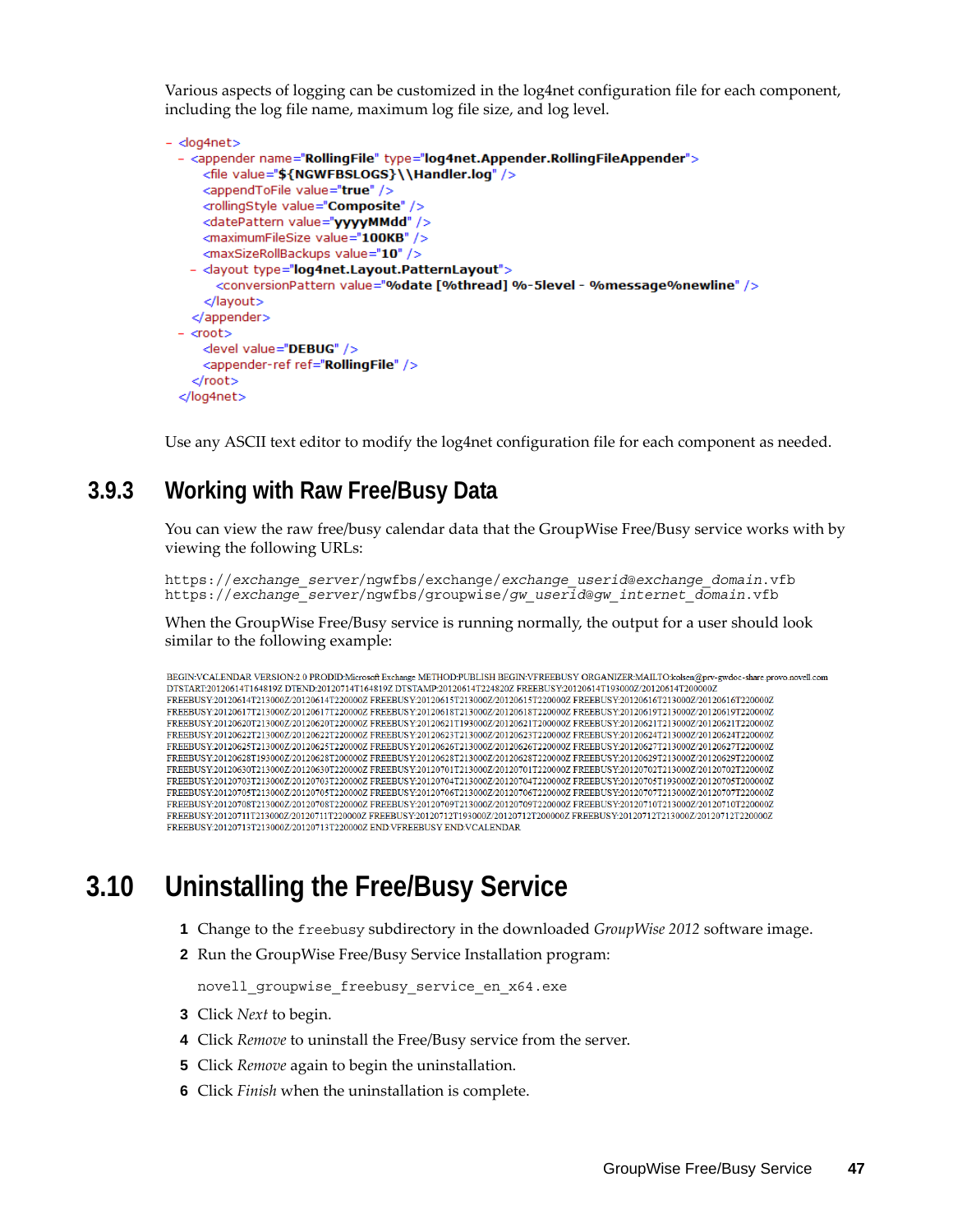Various aspects of logging can be customized in the log4net configuration file for each component, including the log file name, maximum log file size, and log level.

```
- <log4net>
  - <appender name="RollingFile" type="log4net.Appender.RollingFileAppender">
      <file value="${NGWFBSLOGS}\\Handler.log" />
      <appendToFile value="true" />
      <rollingStyle value="Composite" />
      <datePattern value="yyyyMMdd" />
      <maximumFileSize value="100KB" />
      <maxSizeRollBackups value="10" />
    - <layout type="log4net.Layout.PatternLayout">
        <conversionPattern value="%date [%thread] %-5level - %message%newline" />
      </layout>
    </appender>
  - <root>
      <level value="DEBUG" />
      <appender-ref ref="RollingFile" />
    </root>
  </log4net>
```

Use any ASCII text editor to modify the log4net configuration file for each component as needed.

## 3.9.3 Working with Raw Free/Busy Data

You can view the raw free/busy calendar data that the GroupWise Free/Busy service works with by viewing the following URLs:

```
https://exchange_server/ngwfbs/exchange/exchange_userid@exchange_domain.vfb
https://exchange_server/ngwfbs/groupwise/gw_userid@gw_internet_domain.vfb
```

When the GroupWise Free/Busy service is running normally, the output for a user should look similar to the following example:

```
BEGIN:VCALENDAR VERSION:2.0 PRODID:Microsoft Exchange METHOD:PUBLISH BEGIN:VFREEBUSY ORGANIZER:MAILTO:kolsen@prv-gwdoc-share.provo.novell.com
DTSTART:20120614T164819Z DTEND:20120714T164819Z DTSTAMP:20120614T224820Z FREEBUSY:20120614T193000Z/20120614T200000Z
FREEBUSY:20120614T213000Z/20120614T220000Z FREEBUSY:20120615T213000Z/20120615T220000Z FREEBUSY:20120616T213000Z/20120616T220000Z
FREEBUSY:20120617T213000Z/20120617T220000Z FREEBUSY:20120618T213000Z/20120618T220000Z FREEBUSY:20120619T213000Z/20120619T220000Z
FREEBUSY:20120620T213000Z/20120620T220000Z FREEBUSY:20120621T193000Z/20120621T200000Z FREEBUSY:20120621T213000Z/20120621T220000Z
FREEBUSY:20120622T213000Z/20120622T220000Z FREEBUSY:20120623T213000Z/20120623T220000Z FREEBUSY:20120624T213000Z/20120624T220000Z
FREEBUSY:20120625T213000Z/20120625T220000Z FREEBUSY:20120626T213000Z/20120626T220000Z FREEBUSY:20120627T213000Z/20120627T220000Z
FREEBUSY:20120628T193000Z/20120628T200000Z FREEBUSY:20120628T213000Z/20120628T220000Z FREEBUSY:20120629T213000Z/20120629T220000Z
FREEBUSY:20120630T213000Z/20120630T220000Z FREEBUSY:20120701T213000Z/20120701T220000Z FREEBUSY:20120702T213000Z/20120702T220000Z
FREEBUSY:20120703T213000Z/20120703T220000Z FREEBUSY:20120704T213000Z/20120704T220000Z FREEBUSY:20120705T193000Z/20120705T200000Z
FREEBUSY:20120705T213000Z/20120705T220000Z FREEBUSY:20120706T213000Z/20120706T220000Z FREEBUSY:20120707T213000Z/20120707T220000Z
FREEBUSY:20120708T213000Z/20120708T220000Z FREEBUSY:20120709T213000Z/20120709T220000Z FREEBUSY:20120710T213000Z/20120710T220000Z
FREEBUSY:20120711T213000Z/20120711T220000Z FREEBUSY:20120712T193000Z/20120712T200000Z FREEBUSY:20120712T213000Z/20120712T220000Z
FREEBUSY:20120713T213000Z/20120713T220000Z END:VFREEBUSY END:VCALENDAR
```

# 3.10 Uninstalling the Free/Busy Service

1. Change to the `freebusy` subdirectory in the downloaded *GroupWise 2012* software image.
2. Run the GroupWise Free/Busy Service Installation program:

   `novell_groupwise_freebusy_service_en_x64.exe`

3. Click *Next* to begin.
4. Click *Remove* to uninstall the Free/Busy service from the server.
5. Click *Remove* again to begin the uninstallation.
6. Click *Finish* when the uninstallation is complete.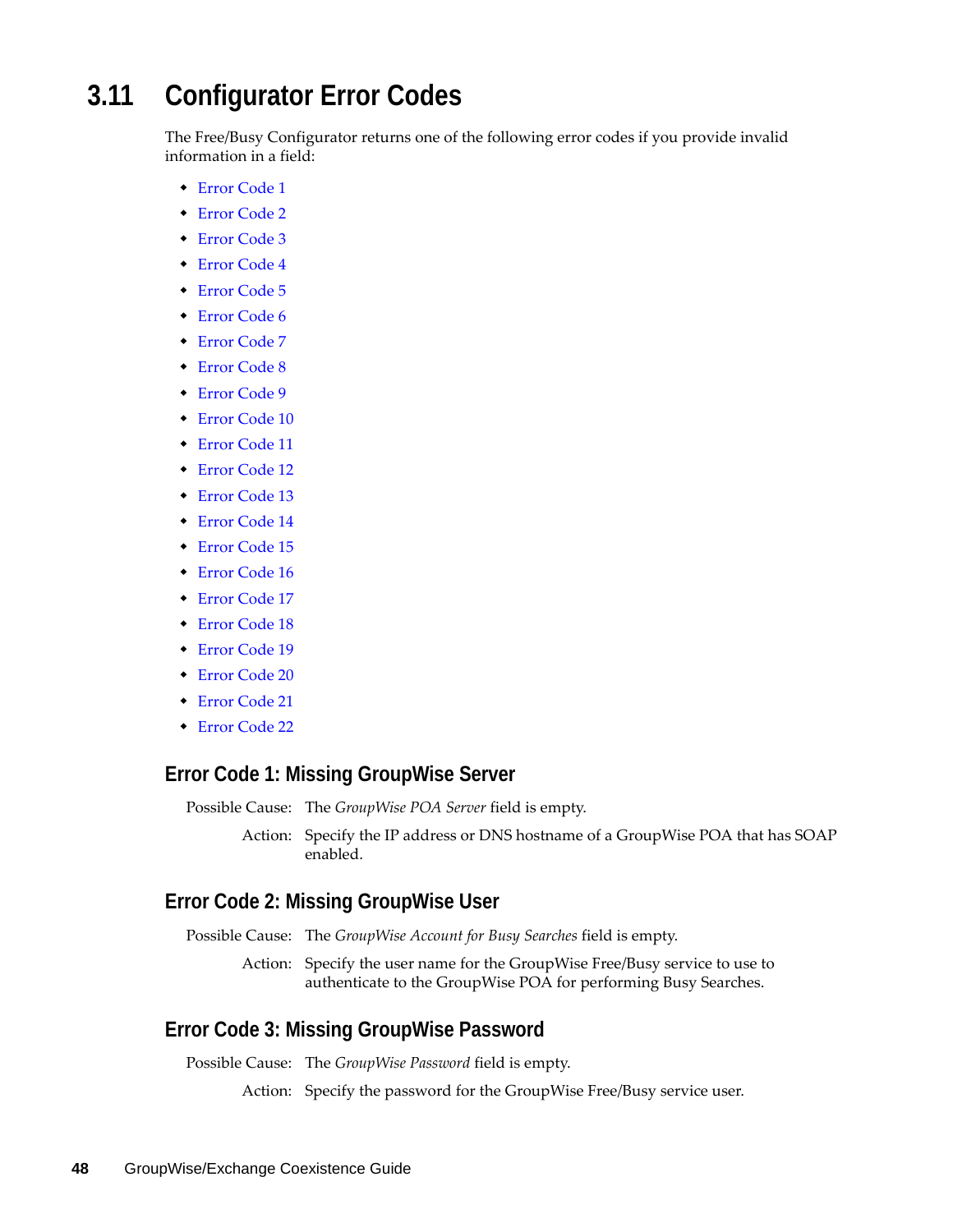## 3.11 Configurator Error Codes

The Free/Busy Configurator returns one of the following error codes if you provide invalid information in a field:

- Error Code 1
- Error Code 2
- Error Code 3
- Error Code 4
- Error Code 5
- Error Code 6
- Error Code 7
- Error Code 8
- Error Code 9
- Error Code 10
- Error Code 11
- Error Code 12
- Error Code 13
- Error Code 14
- Error Code 15
- Error Code 16
- Error Code 17
- Error Code 18
- Error Code 19
- Error Code 20
- Error Code 21
- Error Code 22

### Error Code 1: Missing GroupWise Server

Possible Cause: The *GroupWise POA Server* field is empty.

Action: Specify the IP address or DNS hostname of a GroupWise POA that has SOAP enabled.

### Error Code 2: Missing GroupWise User

Possible Cause: The *GroupWise Account for Busy Searches* field is empty.

Action: Specify the user name for the GroupWise Free/Busy service to use to authenticate to the GroupWise POA for performing Busy Searches.

### Error Code 3: Missing GroupWise Password

Possible Cause: The *GroupWise Password* field is empty.

Action: Specify the password for the GroupWise Free/Busy service user.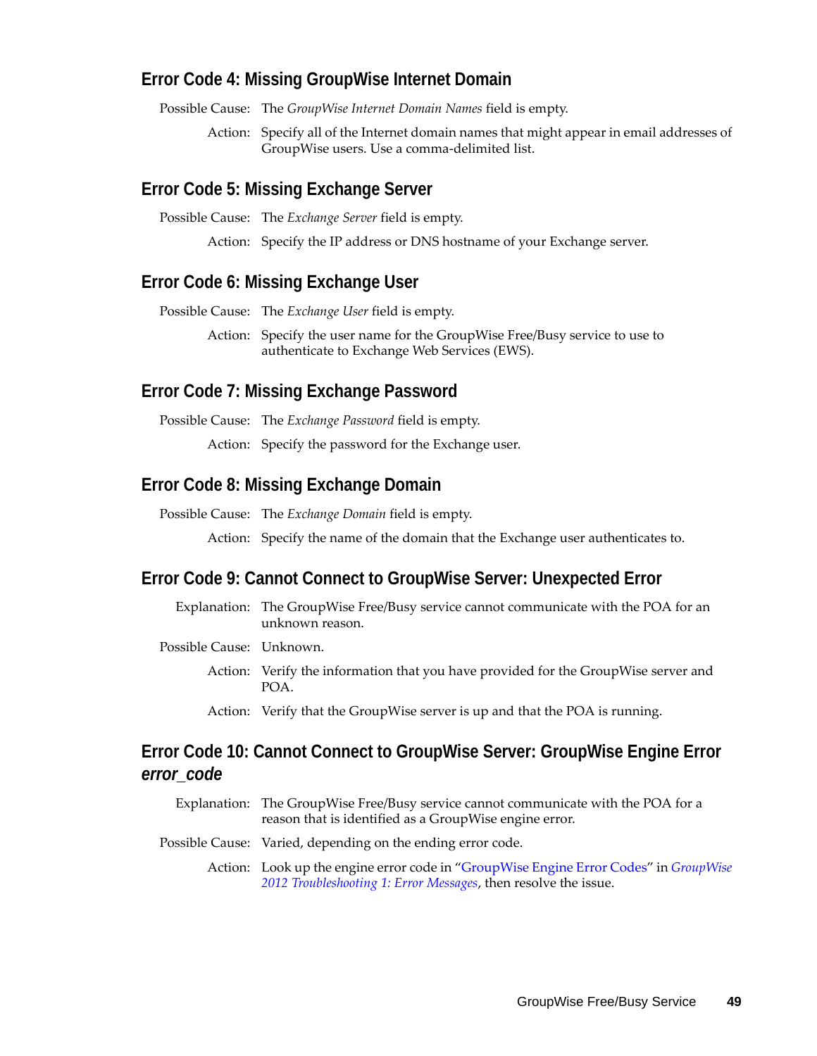## Error Code 4: Missing GroupWise Internet Domain

Possible Cause: The *GroupWise Internet Domain Names* field is empty.

Action: Specify all of the Internet domain names that might appear in email addresses of GroupWise users. Use a comma-delimited list.

## Error Code 5: Missing Exchange Server

Possible Cause: The *Exchange Server* field is empty.

Action: Specify the IP address or DNS hostname of your Exchange server.

## Error Code 6: Missing Exchange User

Possible Cause: The *Exchange User* field is empty.

Action: Specify the user name for the GroupWise Free/Busy service to use to authenticate to Exchange Web Services (EWS).

## Error Code 7: Missing Exchange Password

Possible Cause: The *Exchange Password* field is empty.

Action: Specify the password for the Exchange user.

## Error Code 8: Missing Exchange Domain

Possible Cause: The *Exchange Domain* field is empty.

Action: Specify the name of the domain that the Exchange user authenticates to.

## Error Code 9: Cannot Connect to GroupWise Server: Unexpected Error

Explanation: The GroupWise Free/Busy service cannot communicate with the POA for an unknown reason.

Possible Cause: Unknown.

Action: Verify the information that you have provided for the GroupWise server and POA.

Action: Verify that the GroupWise server is up and that the POA is running.

## Error Code 10: Cannot Connect to GroupWise Server: GroupWise Engine Error *error_code*

Explanation: The GroupWise Free/Busy service cannot communicate with the POA for a reason that is identified as a GroupWise engine error.

Possible Cause: Varied, depending on the ending error code.

Action: Look up the engine error code in "GroupWise Engine Error Codes" in *GroupWise 2012 Troubleshooting 1: Error Messages*, then resolve the issue.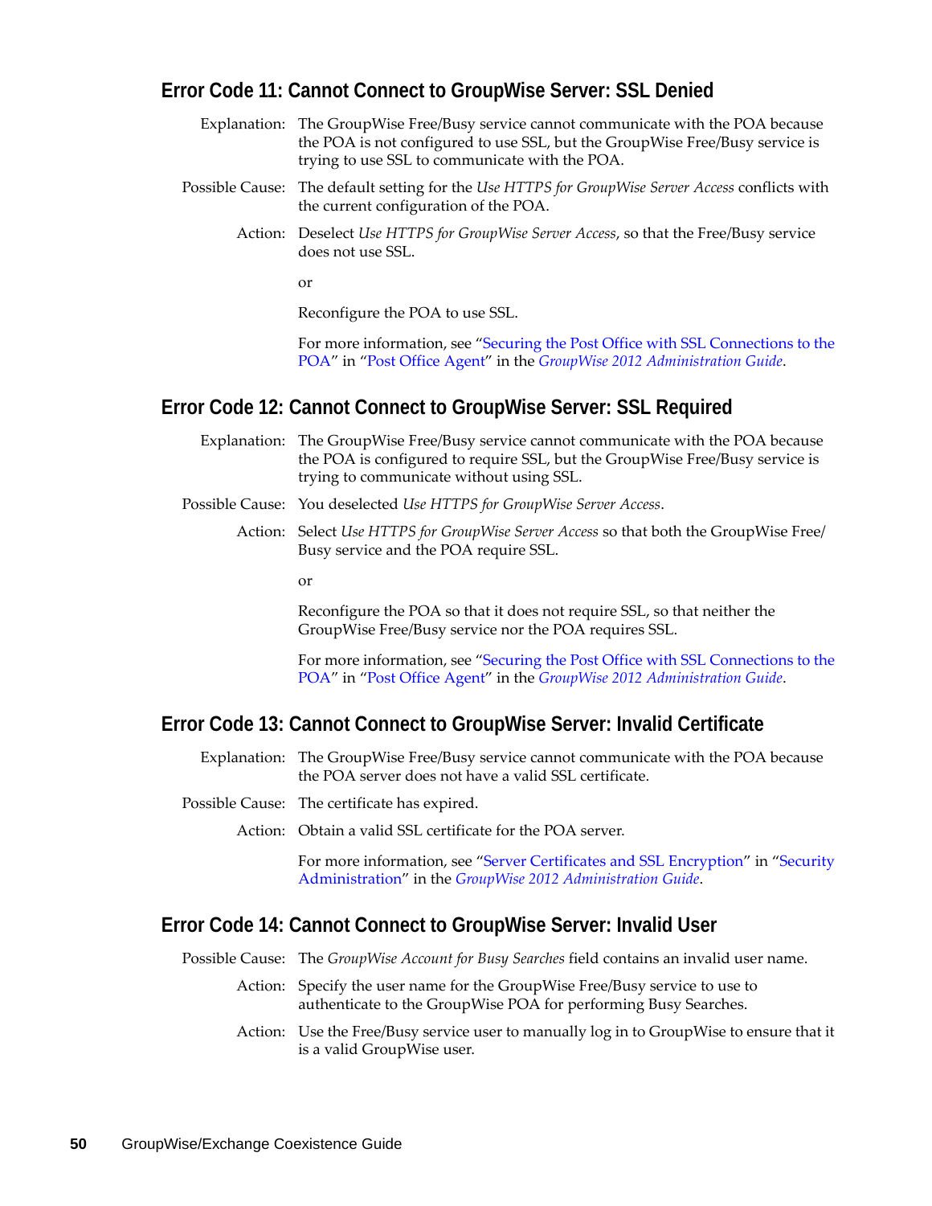## Error Code 11: Cannot Connect to GroupWise Server: SSL Denied

Explanation: The GroupWise Free/Busy service cannot communicate with the POA because the POA is not configured to use SSL, but the GroupWise Free/Busy service is trying to use SSL to communicate with the POA.

Possible Cause: The default setting for the *Use HTTPS for GroupWise Server Access* conflicts with the current configuration of the POA.

Action: Deselect *Use HTTPS for GroupWise Server Access*, so that the Free/Busy service does not use SSL.

or

Reconfigure the POA to use SSL.

For more information, see "Securing the Post Office with SSL Connections to the POA" in "Post Office Agent" in the *GroupWise 2012 Administration Guide*.

## Error Code 12: Cannot Connect to GroupWise Server: SSL Required

Explanation: The GroupWise Free/Busy service cannot communicate with the POA because the POA is configured to require SSL, but the GroupWise Free/Busy service is trying to communicate without using SSL.

Possible Cause: You deselected *Use HTTPS for GroupWise Server Access*.

Action: Select *Use HTTPS for GroupWise Server Access* so that both the GroupWise Free/Busy service and the POA require SSL.

or

Reconfigure the POA so that it does not require SSL, so that neither the GroupWise Free/Busy service nor the POA requires SSL.

For more information, see "Securing the Post Office with SSL Connections to the POA" in "Post Office Agent" in the *GroupWise 2012 Administration Guide*.

## Error Code 13: Cannot Connect to GroupWise Server: Invalid Certificate

Explanation: The GroupWise Free/Busy service cannot communicate with the POA because the POA server does not have a valid SSL certificate.

Possible Cause: The certificate has expired.

Action: Obtain a valid SSL certificate for the POA server.

For more information, see "Server Certificates and SSL Encryption" in "Security Administration" in the *GroupWise 2012 Administration Guide*.

## Error Code 14: Cannot Connect to GroupWise Server: Invalid User

Possible Cause: The *GroupWise Account for Busy Searches* field contains an invalid user name.

Action: Specify the user name for the GroupWise Free/Busy service to use to authenticate to the GroupWise POA for performing Busy Searches.

Action: Use the Free/Busy service user to manually log in to GroupWise to ensure that it is a valid GroupWise user.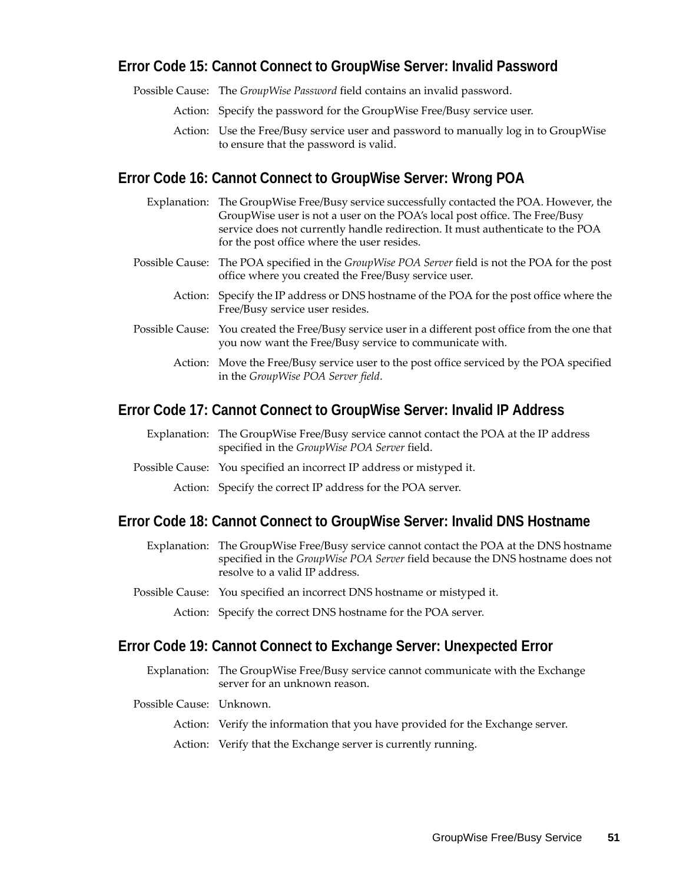### Error Code 15: Cannot Connect to GroupWise Server: Invalid Password

Possible Cause: The *GroupWise Password* field contains an invalid password.

Action: Specify the password for the GroupWise Free/Busy service user.

Action: Use the Free/Busy service user and password to manually log in to GroupWise to ensure that the password is valid.

### Error Code 16: Cannot Connect to GroupWise Server: Wrong POA

Explanation: The GroupWise Free/Busy service successfully contacted the POA. However, the GroupWise user is not a user on the POA's local post office. The Free/Busy service does not currently handle redirection. It must authenticate to the POA for the post office where the user resides.

Possible Cause: The POA specified in the *GroupWise POA Server* field is not the POA for the post office where you created the Free/Busy service user.

Action: Specify the IP address or DNS hostname of the POA for the post office where the Free/Busy service user resides.

Possible Cause: You created the Free/Busy service user in a different post office from the one that you now want the Free/Busy service to communicate with.

Action: Move the Free/Busy service user to the post office serviced by the POA specified in the *GroupWise POA Server field*.

### Error Code 17: Cannot Connect to GroupWise Server: Invalid IP Address

Explanation: The GroupWise Free/Busy service cannot contact the POA at the IP address specified in the *GroupWise POA Server* field.

Possible Cause: You specified an incorrect IP address or mistyped it.

Action: Specify the correct IP address for the POA server.

### Error Code 18: Cannot Connect to GroupWise Server: Invalid DNS Hostname

Explanation: The GroupWise Free/Busy service cannot contact the POA at the DNS hostname specified in the *GroupWise POA Server* field because the DNS hostname does not resolve to a valid IP address.

Possible Cause: You specified an incorrect DNS hostname or mistyped it.

Action: Specify the correct DNS hostname for the POA server.

### Error Code 19: Cannot Connect to Exchange Server: Unexpected Error

Explanation: The GroupWise Free/Busy service cannot communicate with the Exchange server for an unknown reason.

Possible Cause: Unknown.

Action: Verify the information that you have provided for the Exchange server.

Action: Verify that the Exchange server is currently running.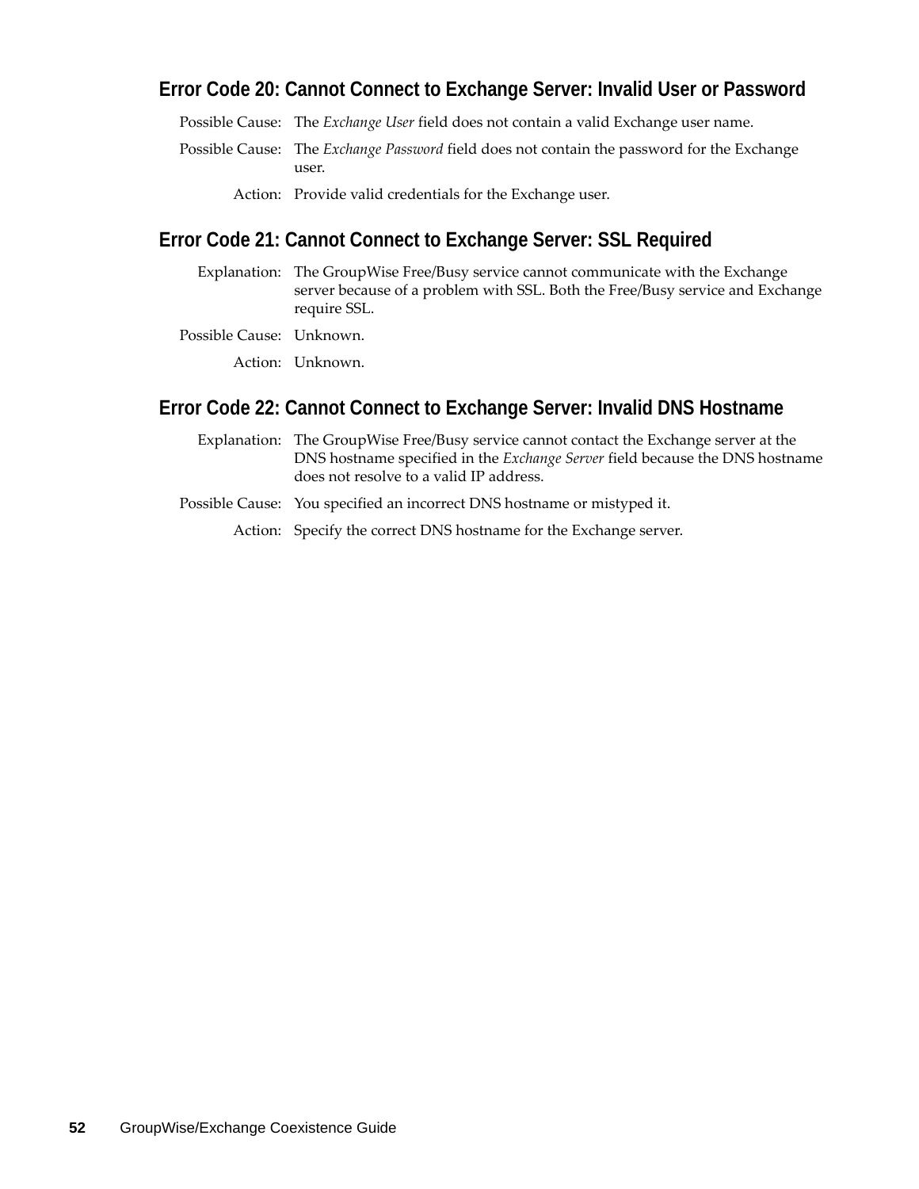### Error Code 20: Cannot Connect to Exchange Server: Invalid User or Password

Possible Cause: The *Exchange User* field does not contain a valid Exchange user name.

Possible Cause: The *Exchange Password* field does not contain the password for the Exchange user.

Action: Provide valid credentials for the Exchange user.

### Error Code 21: Cannot Connect to Exchange Server: SSL Required

Explanation: The GroupWise Free/Busy service cannot communicate with the Exchange server because of a problem with SSL. Both the Free/Busy service and Exchange require SSL.

Possible Cause: Unknown.

Action: Unknown.

### Error Code 22: Cannot Connect to Exchange Server: Invalid DNS Hostname

Explanation: The GroupWise Free/Busy service cannot contact the Exchange server at the DNS hostname specified in the *Exchange Server* field because the DNS hostname does not resolve to a valid IP address.

Possible Cause: You specified an incorrect DNS hostname or mistyped it.

Action: Specify the correct DNS hostname for the Exchange server.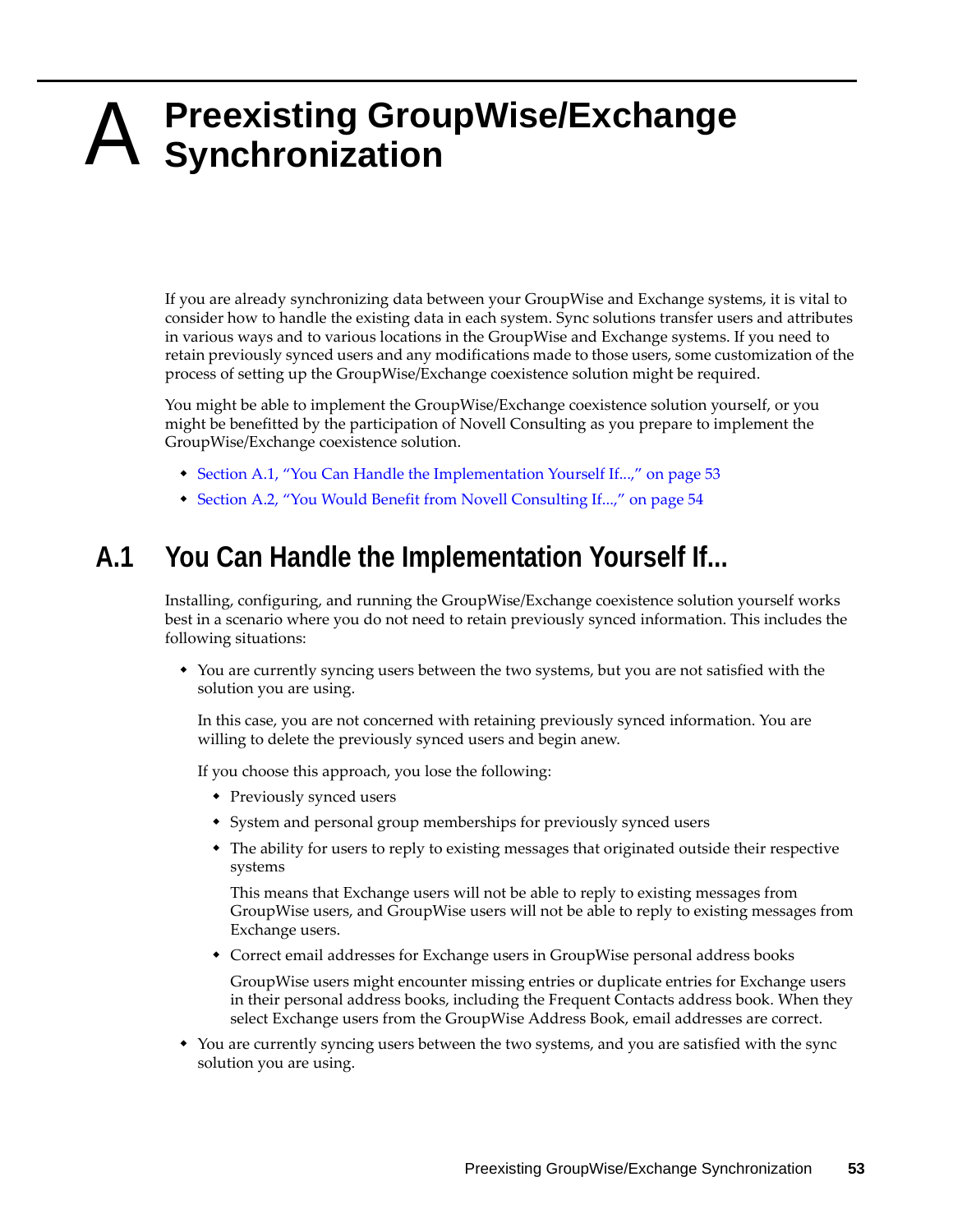# A Preexisting GroupWise/Exchange Synchronization

If you are already synchronizing data between your GroupWise and Exchange systems, it is vital to consider how to handle the existing data in each system. Sync solutions transfer users and attributes in various ways and to various locations in the GroupWise and Exchange systems. If you need to retain previously synced users and any modifications made to those users, some customization of the process of setting up the GroupWise/Exchange coexistence solution might be required.

You might be able to implement the GroupWise/Exchange coexistence solution yourself, or you might be benefitted by the participation of Novell Consulting as you prepare to implement the GroupWise/Exchange coexistence solution.

- Section A.1, "You Can Handle the Implementation Yourself If...," on page 53
- Section A.2, "You Would Benefit from Novell Consulting If...," on page 54

## A.1 You Can Handle the Implementation Yourself If...

Installing, configuring, and running the GroupWise/Exchange coexistence solution yourself works best in a scenario where you do not need to retain previously synced information. This includes the following situations:

- You are currently syncing users between the two systems, but you are not satisfied with the solution you are using.

  In this case, you are not concerned with retaining previously synced information. You are willing to delete the previously synced users and begin anew.

  If you choose this approach, you lose the following:

  - Previously synced users
  - System and personal group memberships for previously synced users
  - The ability for users to reply to existing messages that originated outside their respective systems

    This means that Exchange users will not be able to reply to existing messages from GroupWise users, and GroupWise users will not be able to reply to existing messages from Exchange users.

  - Correct email addresses for Exchange users in GroupWise personal address books

    GroupWise users might encounter missing entries or duplicate entries for Exchange users in their personal address books, including the Frequent Contacts address book. When they select Exchange users from the GroupWise Address Book, email addresses are correct.

- You are currently syncing users between the two systems, and you are satisfied with the sync solution you are using.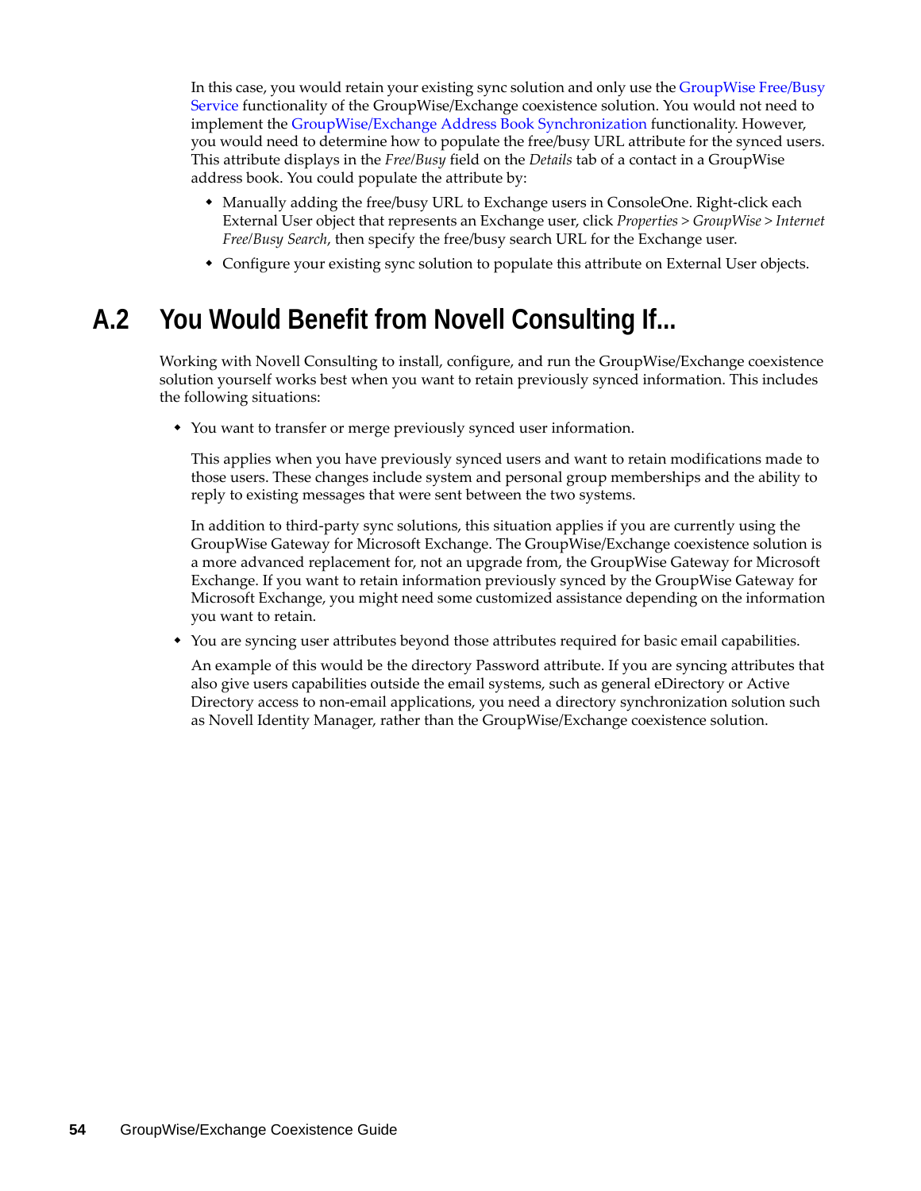In this case, you would retain your existing sync solution and only use the GroupWise Free/Busy Service functionality of the GroupWise/Exchange coexistence solution. You would not need to implement the GroupWise/Exchange Address Book Synchronization functionality. However, you would need to determine how to populate the free/busy URL attribute for the synced users. This attribute displays in the *Free/Busy* field on the *Details* tab of a contact in a GroupWise address book. You could populate the attribute by:

- Manually adding the free/busy URL to Exchange users in ConsoleOne. Right-click each External User object that represents an Exchange user, click *Properties* > *GroupWise* > *Internet Free/Busy Search*, then specify the free/busy search URL for the Exchange user.
- Configure your existing sync solution to populate this attribute on External User objects.

## A.2 You Would Benefit from Novell Consulting If...

Working with Novell Consulting to install, configure, and run the GroupWise/Exchange coexistence solution yourself works best when you want to retain previously synced information. This includes the following situations:

- You want to transfer or merge previously synced user information.

  This applies when you have previously synced users and want to retain modifications made to those users. These changes include system and personal group memberships and the ability to reply to existing messages that were sent between the two systems.

  In addition to third-party sync solutions, this situation applies if you are currently using the GroupWise Gateway for Microsoft Exchange. The GroupWise/Exchange coexistence solution is a more advanced replacement for, not an upgrade from, the GroupWise Gateway for Microsoft Exchange. If you want to retain information previously synced by the GroupWise Gateway for Microsoft Exchange, you might need some customized assistance depending on the information you want to retain.

- You are syncing user attributes beyond those attributes required for basic email capabilities.

  An example of this would be the directory Password attribute. If you are syncing attributes that also give users capabilities outside the email systems, such as general eDirectory or Active Directory access to non-email applications, you need a directory synchronization solution such as Novell Identity Manager, rather than the GroupWise/Exchange coexistence solution.